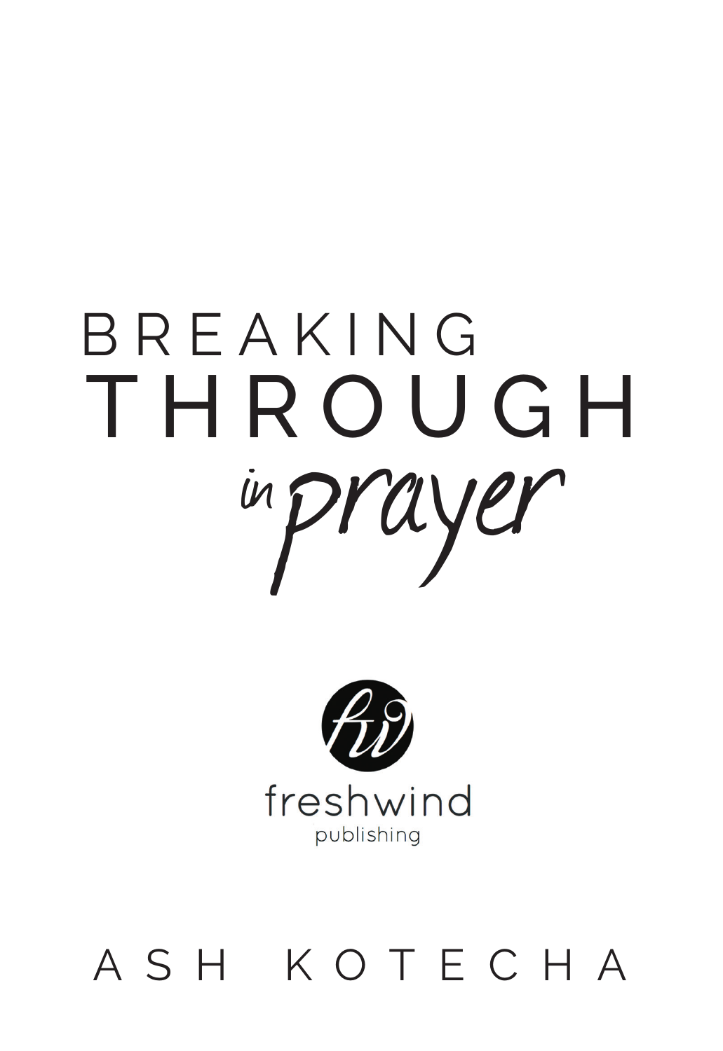# BREAKING THROUGH *in prayer*

freshwind
publishing

ASH KOTECHA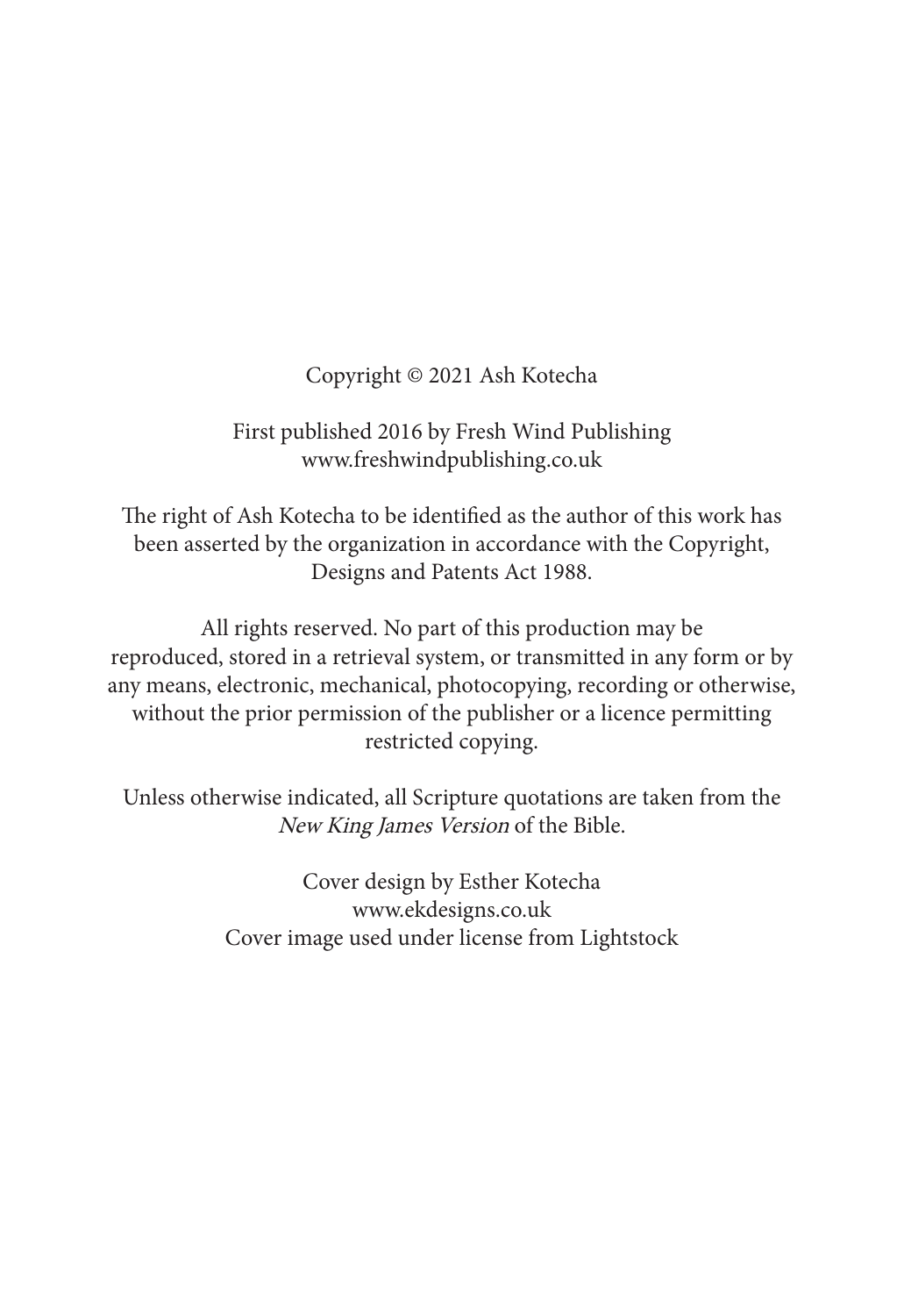Copyright © 2021 Ash Kotecha

First published 2016 by Fresh Wind Publishing
www.freshwindpublishing.co.uk

The right of Ash Kotecha to be identified as the author of this work has been asserted by the organization in accordance with the Copyright, Designs and Patents Act 1988.

All rights reserved. No part of this production may be reproduced, stored in a retrieval system, or transmitted in any form or by any means, electronic, mechanical, photocopying, recording or otherwise, without the prior permission of the publisher or a licence permitting restricted copying.

Unless otherwise indicated, all Scripture quotations are taken from the *New King James Version* of the Bible.

Cover design by Esther Kotecha
www.ekdesigns.co.uk
Cover image used under license from Lightstock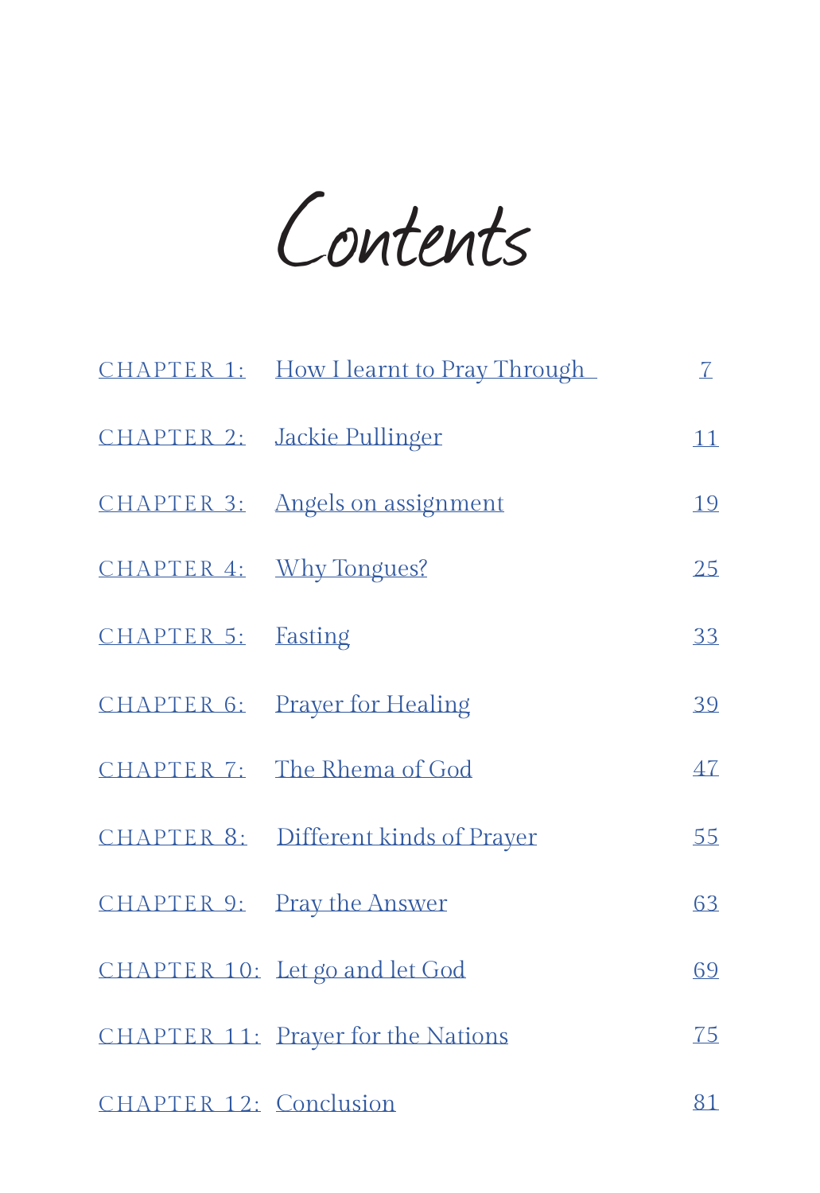# Contents

| | | |
|---|---|---|
| CHAPTER 1: | How I learnt to Pray Through | 7 |
| CHAPTER 2: | Jackie Pullinger | 11 |
| CHAPTER 3: | Angels on assignment | 19 |
| CHAPTER 4: | Why Tongues? | 25 |
| CHAPTER 5: | Fasting | 33 |
| CHAPTER 6: | Prayer for Healing | 39 |
| CHAPTER 7: | The Rhema of God | 47 |
| CHAPTER 8: | Different kinds of Prayer | 55 |
| CHAPTER 9: | Pray the Answer | 63 |
| CHAPTER 10: | Let go and let God | 69 |
| CHAPTER 11: | Prayer for the Nations | 75 |
| CHAPTER 12: | Conclusion | 81 |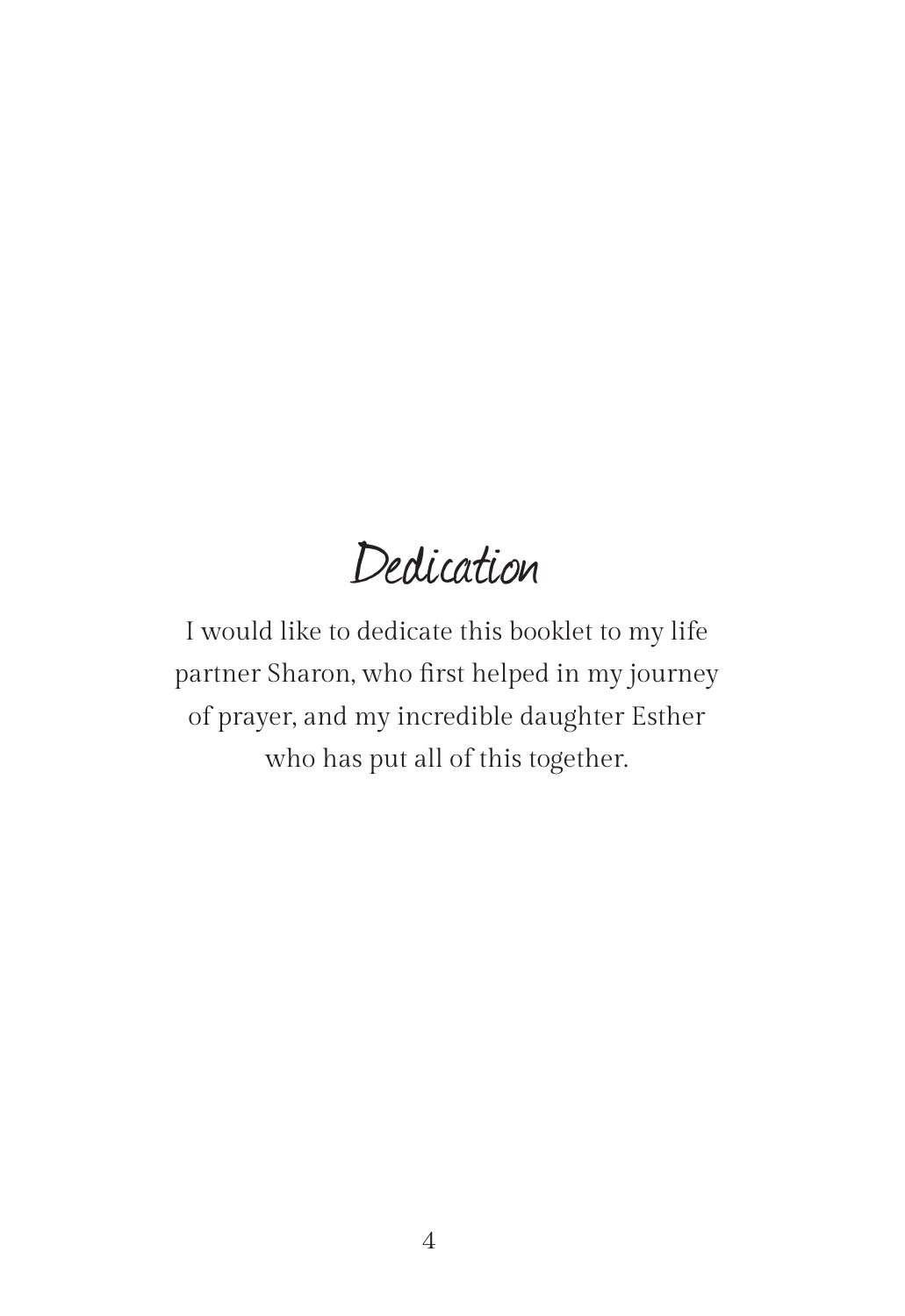# Dedication

I would like to dedicate this booklet to my life partner Sharon, who first helped in my journey of prayer, and my incredible daughter Esther who has put all of this together.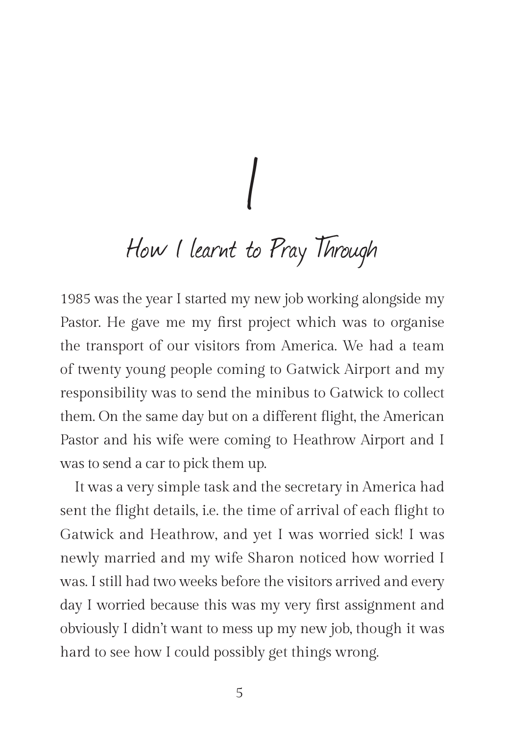# 1

## How I learnt to Pray Through

1985 was the year I started my new job working alongside my Pastor. He gave me my first project which was to organise the transport of our visitors from America. We had a team of twenty young people coming to Gatwick Airport and my responsibility was to send the minibus to Gatwick to collect them. On the same day but on a different flight, the American Pastor and his wife were coming to Heathrow Airport and I was to send a car to pick them up.

It was a very simple task and the secretary in America had sent the flight details, i.e. the time of arrival of each flight to Gatwick and Heathrow, and yet I was worried sick! I was newly married and my wife Sharon noticed how worried I was. I still had two weeks before the visitors arrived and every day I worried because this was my very first assignment and obviously I didn't want to mess up my new job, though it was hard to see how I could possibly get things wrong.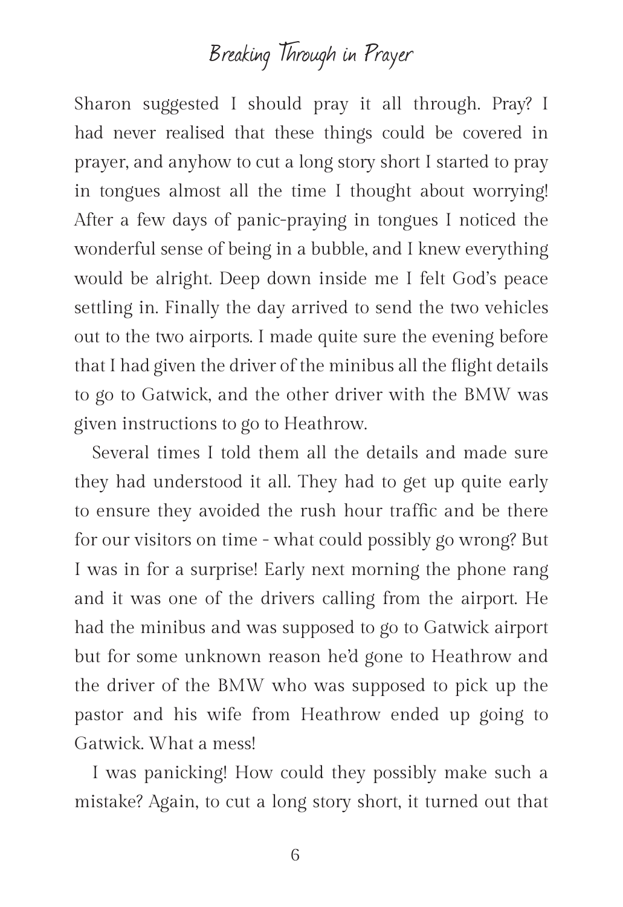Sharon suggested I should pray it all through. Pray? I had never realised that these things could be covered in prayer, and anyhow to cut a long story short I started to pray in tongues almost all the time I thought about worrying! After a few days of panic-praying in tongues I noticed the wonderful sense of being in a bubble, and I knew everything would be alright. Deep down inside me I felt God's peace settling in. Finally the day arrived to send the two vehicles out to the two airports. I made quite sure the evening before that I had given the driver of the minibus all the flight details to go to Gatwick, and the other driver with the BMW was given instructions to go to Heathrow.

Several times I told them all the details and made sure they had understood it all. They had to get up quite early to ensure they avoided the rush hour traffic and be there for our visitors on time - what could possibly go wrong? But I was in for a surprise! Early next morning the phone rang and it was one of the drivers calling from the airport. He had the minibus and was supposed to go to Gatwick airport but for some unknown reason he'd gone to Heathrow and the driver of the BMW who was supposed to pick up the pastor and his wife from Heathrow ended up going to Gatwick. What a mess!

I was panicking! How could they possibly make such a mistake? Again, to cut a long story short, it turned out that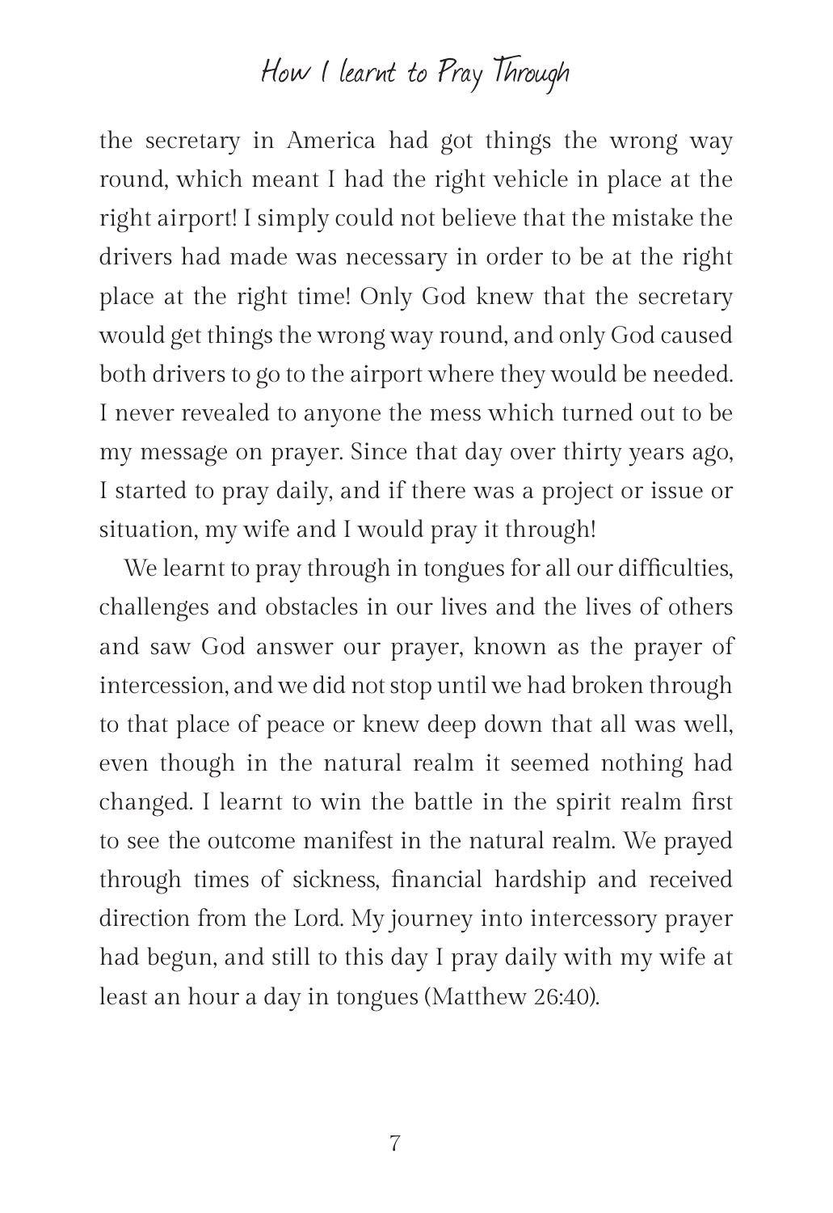the secretary in America had got things the wrong way round, which meant I had the right vehicle in place at the right airport! I simply could not believe that the mistake the drivers had made was necessary in order to be at the right place at the right time! Only God knew that the secretary would get things the wrong way round, and only God caused both drivers to go to the airport where they would be needed. I never revealed to anyone the mess which turned out to be my message on prayer. Since that day over thirty years ago, I started to pray daily, and if there was a project or issue or situation, my wife and I would pray it through!

We learnt to pray through in tongues for all our difficulties, challenges and obstacles in our lives and the lives of others and saw God answer our prayer, known as the prayer of intercession, and we did not stop until we had broken through to that place of peace or knew deep down that all was well, even though in the natural realm it seemed nothing had changed. I learnt to win the battle in the spirit realm first to see the outcome manifest in the natural realm. We prayed through times of sickness, financial hardship and received direction from the Lord. My journey into intercessory prayer had begun, and still to this day I pray daily with my wife at least an hour a day in tongues (Matthew 26:40).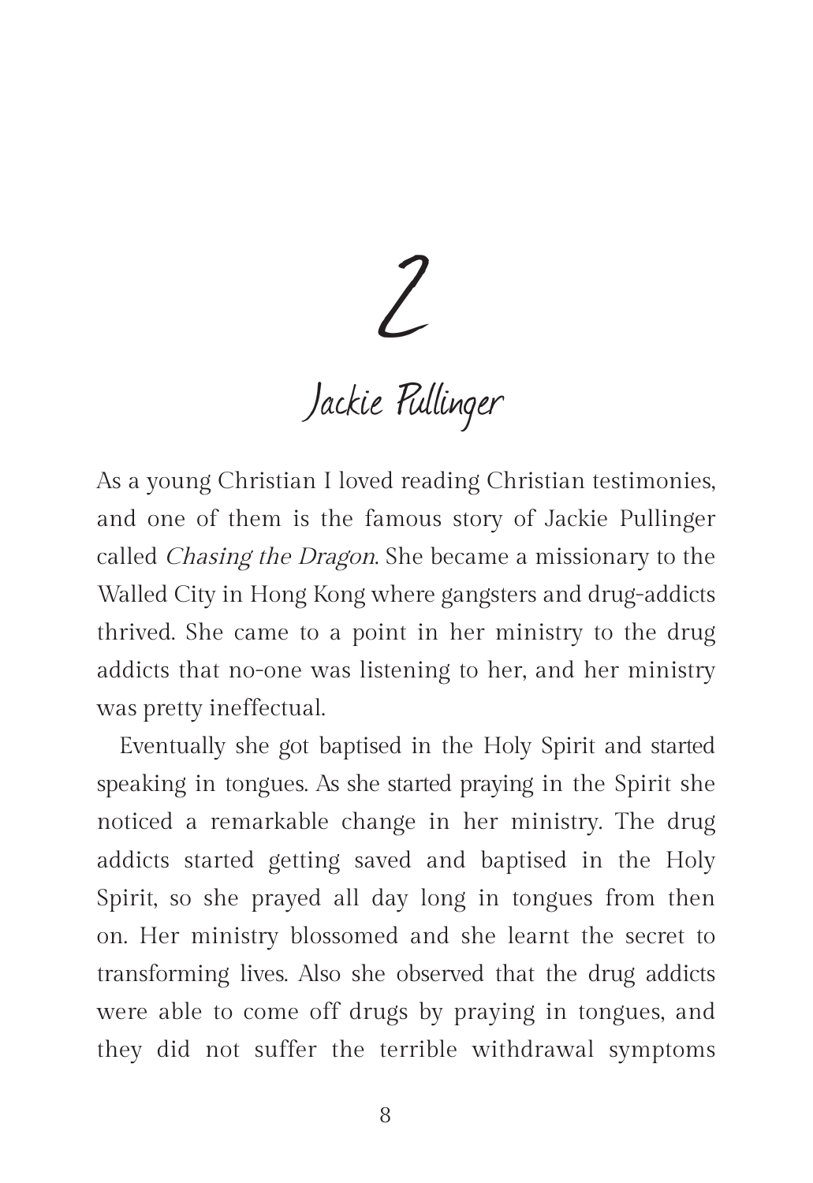# 2

# Jackie Pullinger

As a young Christian I loved reading Christian testimonies, and one of them is the famous story of Jackie Pullinger called *Chasing the Dragon*. She became a missionary to the Walled City in Hong Kong where gangsters and drug-addicts thrived. She came to a point in her ministry to the drug addicts that no-one was listening to her, and her ministry was pretty ineffectual.

Eventually she got baptised in the Holy Spirit and started speaking in tongues. As she started praying in the Spirit she noticed a remarkable change in her ministry. The drug addicts started getting saved and baptised in the Holy Spirit, so she prayed all day long in tongues from then on. Her ministry blossomed and she learnt the secret to transforming lives. Also she observed that the drug addicts were able to come off drugs by praying in tongues, and they did not suffer the terrible withdrawal symptoms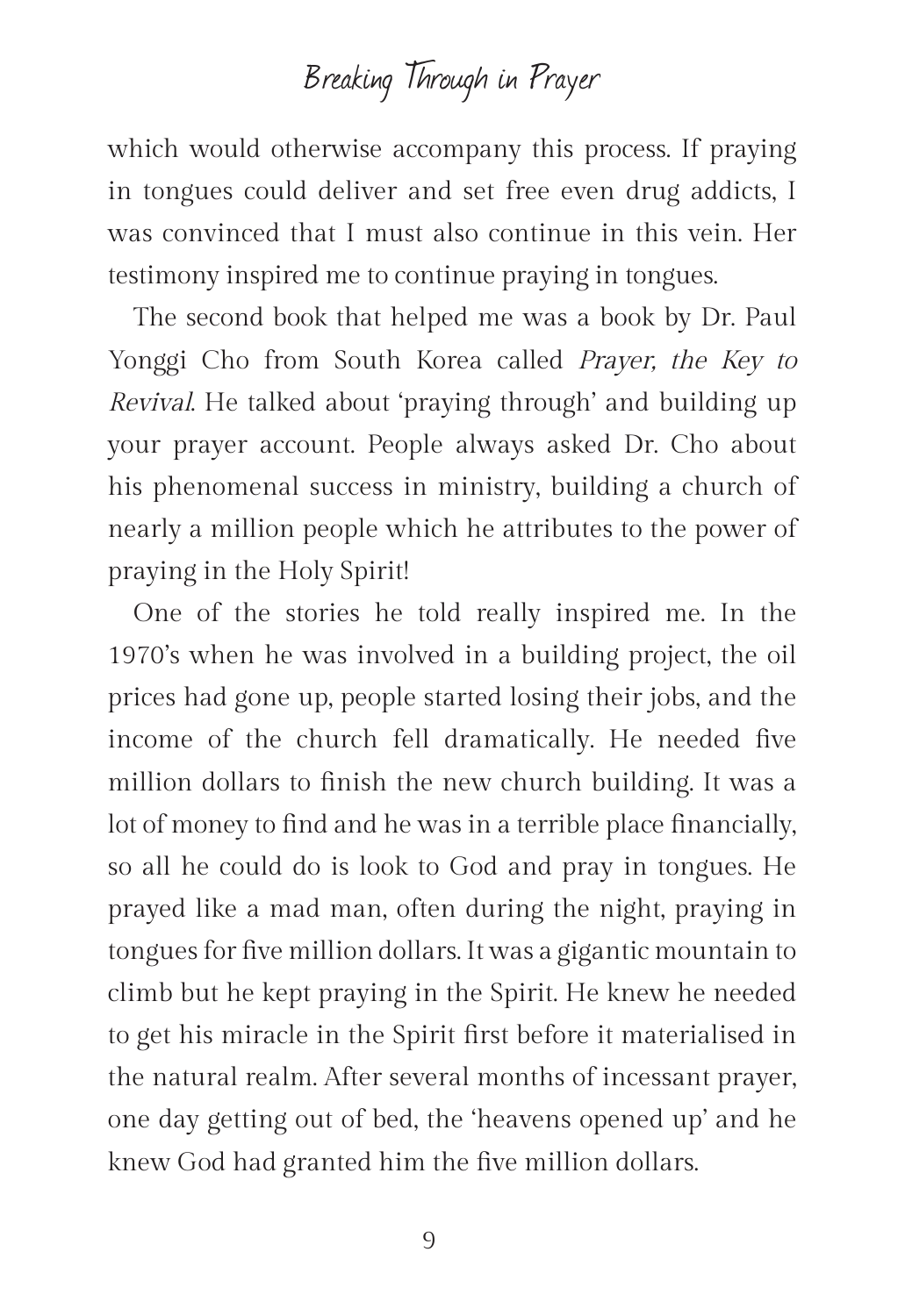which would otherwise accompany this process. If praying in tongues could deliver and set free even drug addicts, I was convinced that I must also continue in this vein. Her testimony inspired me to continue praying in tongues.

The second book that helped me was a book by Dr. Paul Yonggi Cho from South Korea called *Prayer, the Key to Revival*. He talked about 'praying through' and building up your prayer account. People always asked Dr. Cho about his phenomenal success in ministry, building a church of nearly a million people which he attributes to the power of praying in the Holy Spirit!

One of the stories he told really inspired me. In the 1970's when he was involved in a building project, the oil prices had gone up, people started losing their jobs, and the income of the church fell dramatically. He needed five million dollars to finish the new church building. It was a lot of money to find and he was in a terrible place financially, so all he could do is look to God and pray in tongues. He prayed like a mad man, often during the night, praying in tongues for five million dollars. It was a gigantic mountain to climb but he kept praying in the Spirit. He knew he needed to get his miracle in the Spirit first before it materialised in the natural realm. After several months of incessant prayer, one day getting out of bed, the 'heavens opened up' and he knew God had granted him the five million dollars.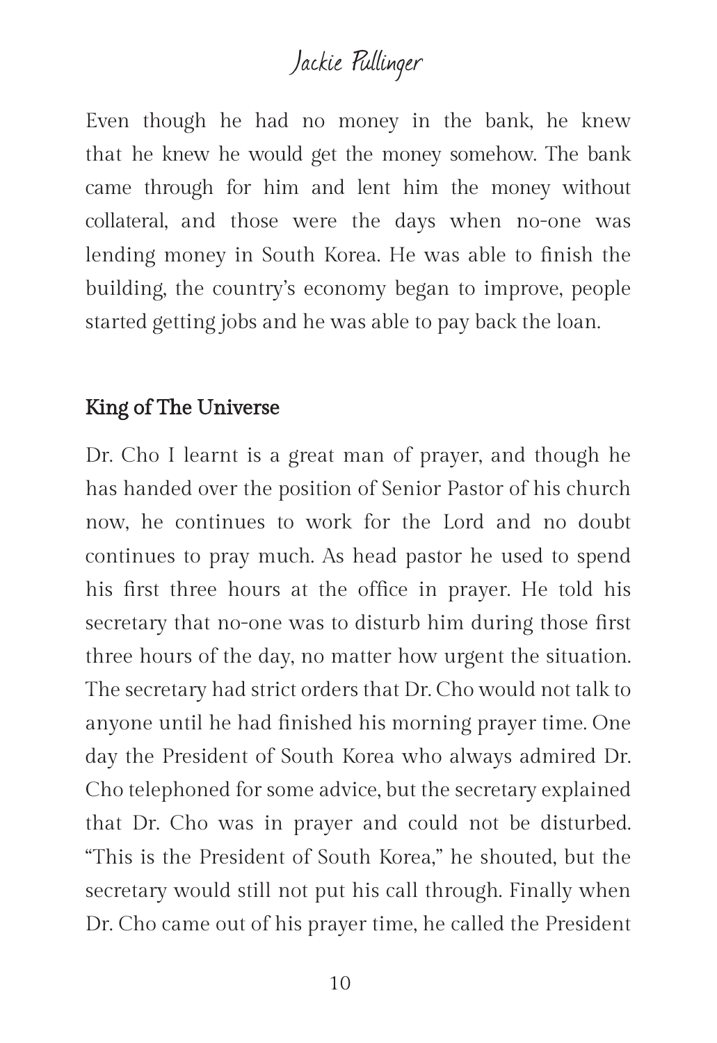Even though he had no money in the bank, he knew that he knew he would get the money somehow. The bank came through for him and lent him the money without collateral, and those were the days when no-one was lending money in South Korea. He was able to finish the building, the country's economy began to improve, people started getting jobs and he was able to pay back the loan.

### King of The Universe

Dr. Cho I learnt is a great man of prayer, and though he has handed over the position of Senior Pastor of his church now, he continues to work for the Lord and no doubt continues to pray much. As head pastor he used to spend his first three hours at the office in prayer. He told his secretary that no-one was to disturb him during those first three hours of the day, no matter how urgent the situation. The secretary had strict orders that Dr. Cho would not talk to anyone until he had finished his morning prayer time. One day the President of South Korea who always admired Dr. Cho telephoned for some advice, but the secretary explained that Dr. Cho was in prayer and could not be disturbed. "This is the President of South Korea," he shouted, but the secretary would still not put his call through. Finally when Dr. Cho came out of his prayer time, he called the President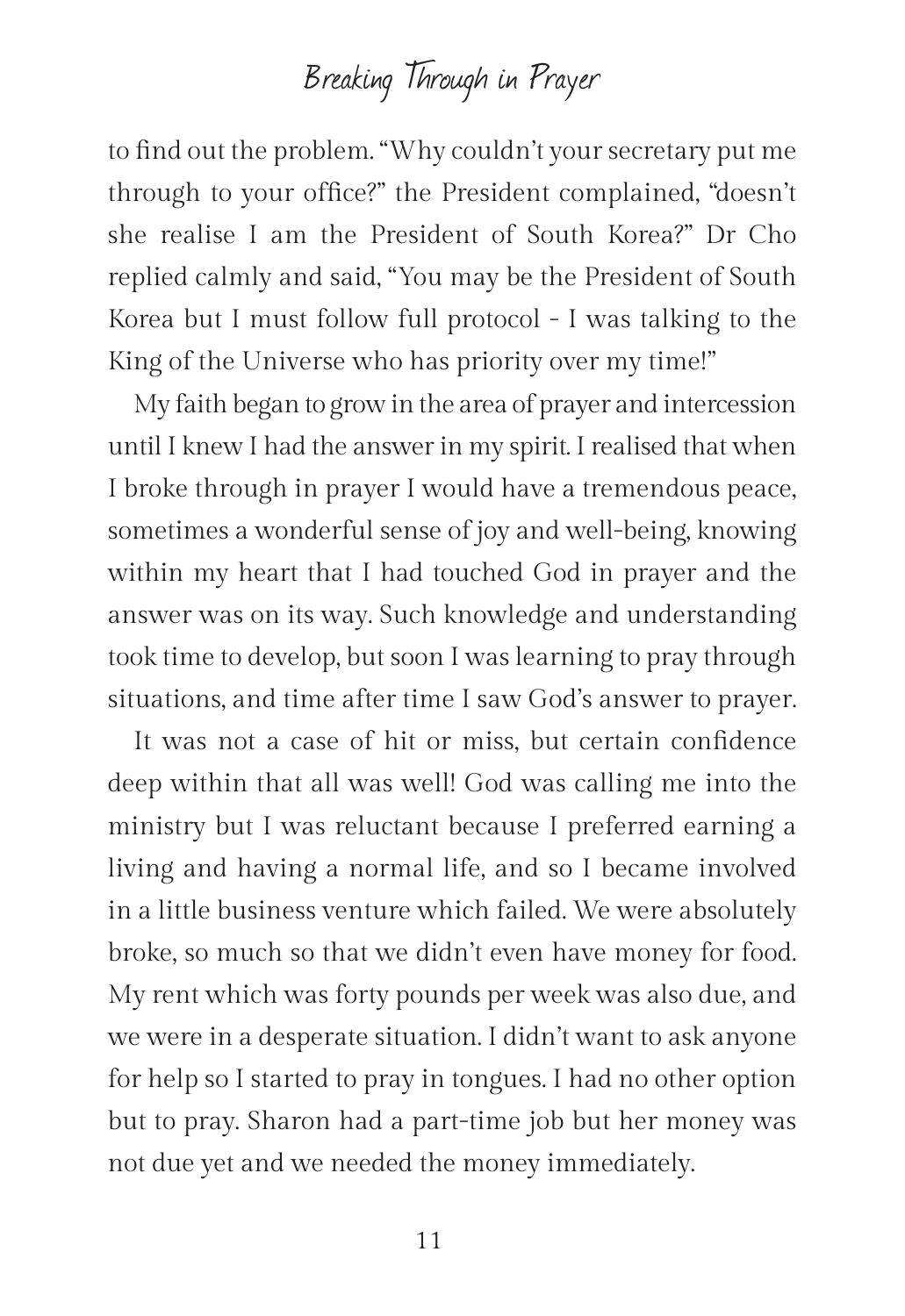to find out the problem. "Why couldn't your secretary put me through to your office?" the President complained, "doesn't she realise I am the President of South Korea?" Dr Cho replied calmly and said, "You may be the President of South Korea but I must follow full protocol - I was talking to the King of the Universe who has priority over my time!"

My faith began to grow in the area of prayer and intercession until I knew I had the answer in my spirit. I realised that when I broke through in prayer I would have a tremendous peace, sometimes a wonderful sense of joy and well-being, knowing within my heart that I had touched God in prayer and the answer was on its way. Such knowledge and understanding took time to develop, but soon I was learning to pray through situations, and time after time I saw God's answer to prayer.

It was not a case of hit or miss, but certain confidence deep within that all was well! God was calling me into the ministry but I was reluctant because I preferred earning a living and having a normal life, and so I became involved in a little business venture which failed. We were absolutely broke, so much so that we didn't even have money for food. My rent which was forty pounds per week was also due, and we were in a desperate situation. I didn't want to ask anyone for help so I started to pray in tongues. I had no other option but to pray. Sharon had a part-time job but her money was not due yet and we needed the money immediately.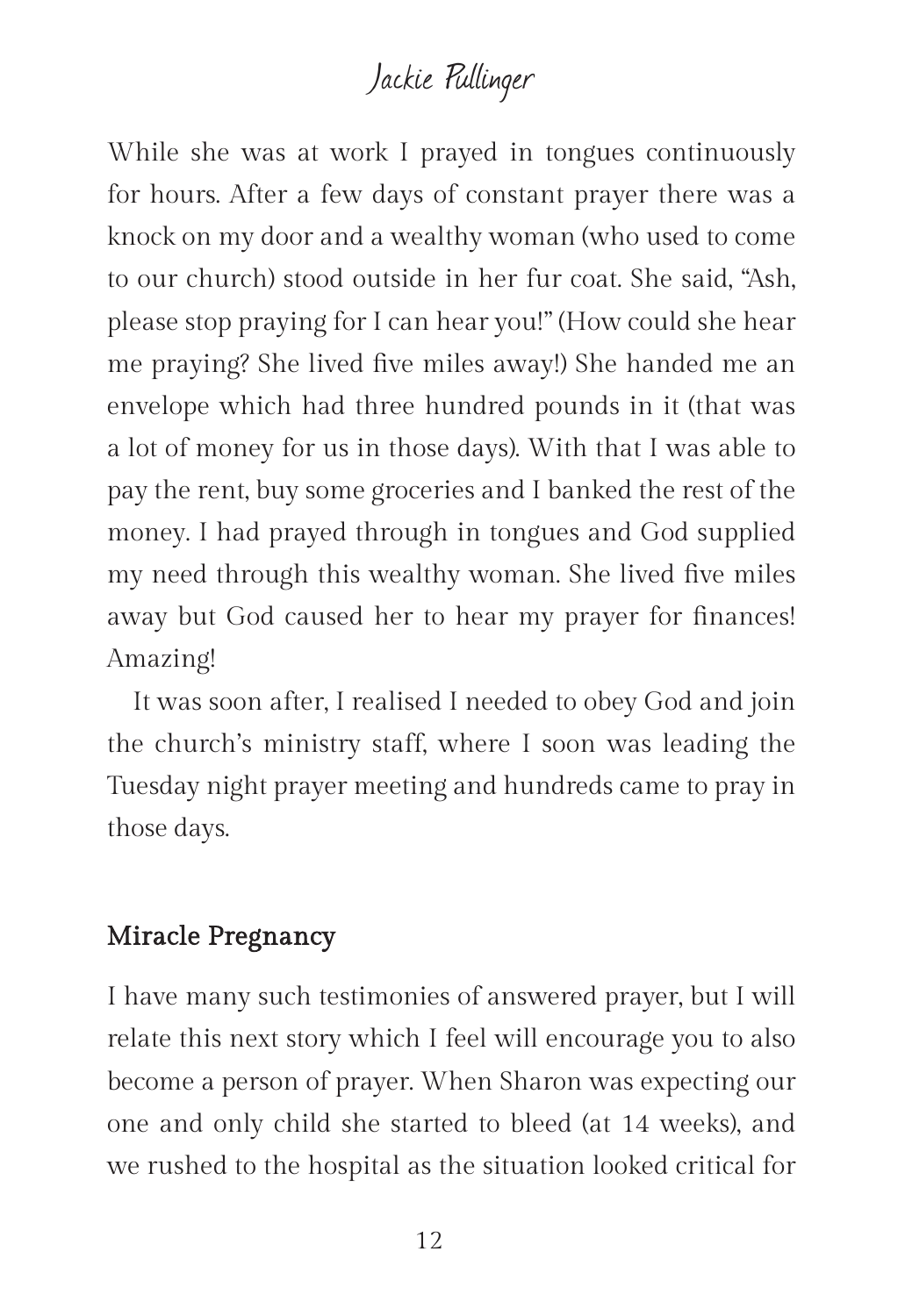While she was at work I prayed in tongues continuously for hours. After a few days of constant prayer there was a knock on my door and a wealthy woman (who used to come to our church) stood outside in her fur coat. She said, "Ash, please stop praying for I can hear you!" (How could she hear me praying? She lived five miles away!) She handed me an envelope which had three hundred pounds in it (that was a lot of money for us in those days). With that I was able to pay the rent, buy some groceries and I banked the rest of the money. I had prayed through in tongues and God supplied my need through this wealthy woman. She lived five miles away but God caused her to hear my prayer for finances! Amazing!

It was soon after, I realised I needed to obey God and join the church's ministry staff, where I soon was leading the Tuesday night prayer meeting and hundreds came to pray in those days.

## Miracle Pregnancy

I have many such testimonies of answered prayer, but I will relate this next story which I feel will encourage you to also become a person of prayer. When Sharon was expecting our one and only child she started to bleed (at 14 weeks), and we rushed to the hospital as the situation looked critical for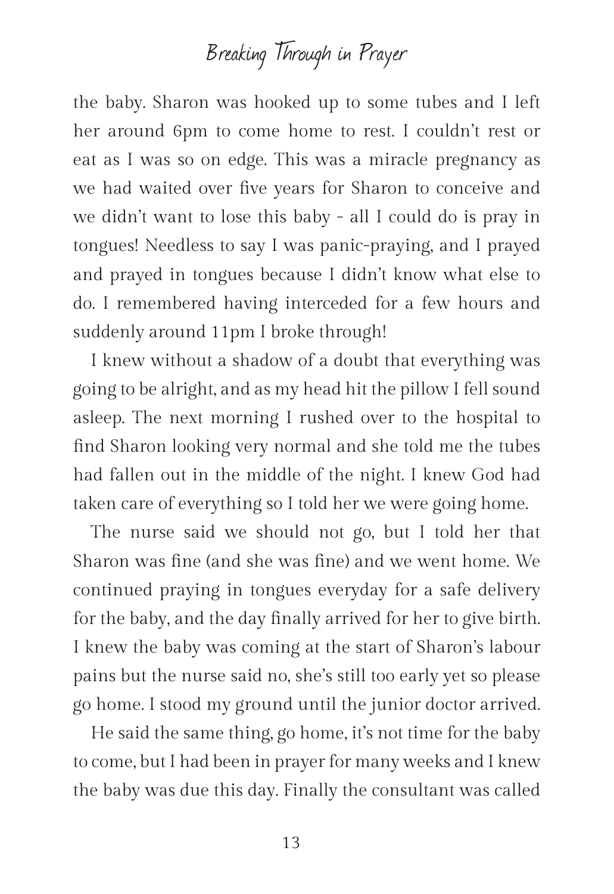the baby. Sharon was hooked up to some tubes and I left her around 6pm to come home to rest. I couldn't rest or eat as I was so on edge. This was a miracle pregnancy as we had waited over five years for Sharon to conceive and we didn't want to lose this baby - all I could do is pray in tongues! Needless to say I was panic-praying, and I prayed and prayed in tongues because I didn't know what else to do. I remembered having interceded for a few hours and suddenly around 11pm I broke through!

I knew without a shadow of a doubt that everything was going to be alright, and as my head hit the pillow I fell sound asleep. The next morning I rushed over to the hospital to find Sharon looking very normal and she told me the tubes had fallen out in the middle of the night. I knew God had taken care of everything so I told her we were going home.

The nurse said we should not go, but I told her that Sharon was fine (and she was fine) and we went home. We continued praying in tongues everyday for a safe delivery for the baby, and the day finally arrived for her to give birth. I knew the baby was coming at the start of Sharon's labour pains but the nurse said no, she's still too early yet so please go home. I stood my ground until the junior doctor arrived.

He said the same thing, go home, it's not time for the baby to come, but I had been in prayer for many weeks and I knew the baby was due this day. Finally the consultant was called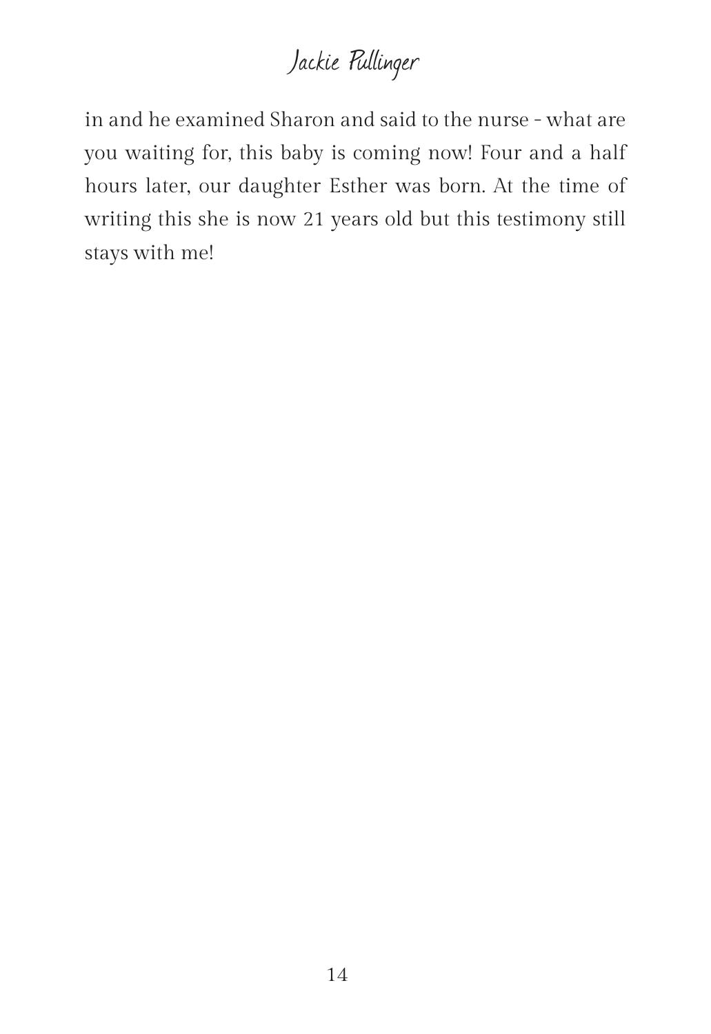in and he examined Sharon and said to the nurse - what are you waiting for, this baby is coming now! Four and a half hours later, our daughter Esther was born. At the time of writing this she is now 21 years old but this testimony still stays with me!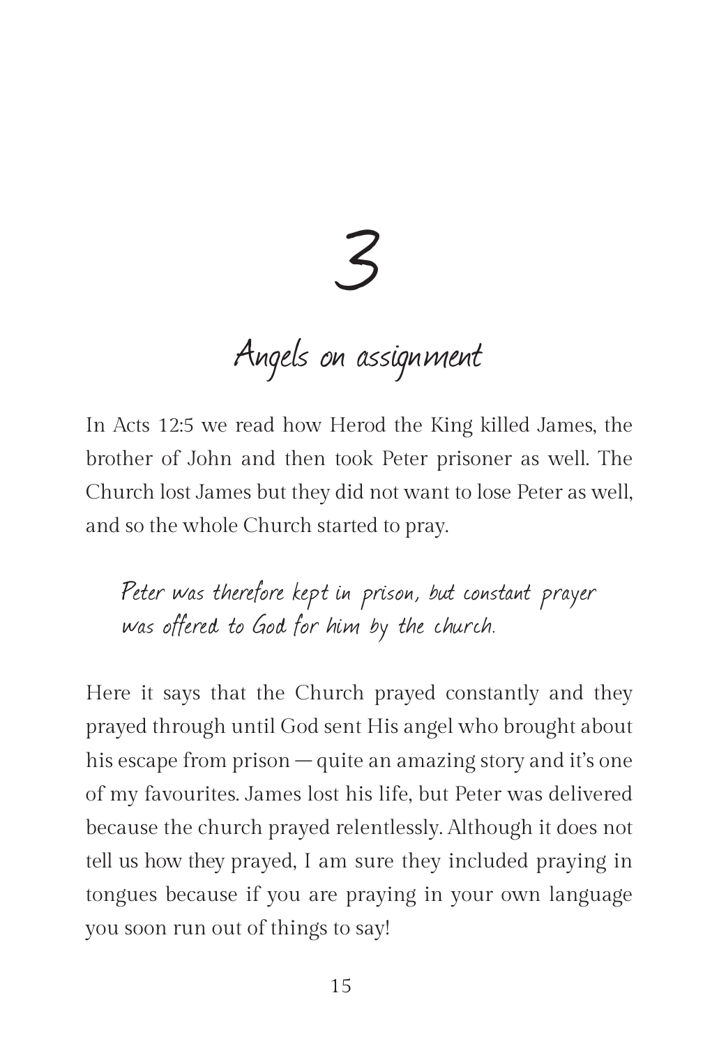# 3

## Angels on assignment

In Acts 12:5 we read how Herod the King killed James, the brother of John and then took Peter prisoner as well. The Church lost James but they did not want to lose Peter as well, and so the whole Church started to pray.

> *Peter was therefore kept in prison, but constant prayer was offered to God for him by the church.*

Here it says that the Church prayed constantly and they prayed through until God sent His angel who brought about his escape from prison — quite an amazing story and it's one of my favourites. James lost his life, but Peter was delivered because the church prayed relentlessly. Although it does not tell us how they prayed, I am sure they included praying in tongues because if you are praying in your own language you soon run out of things to say!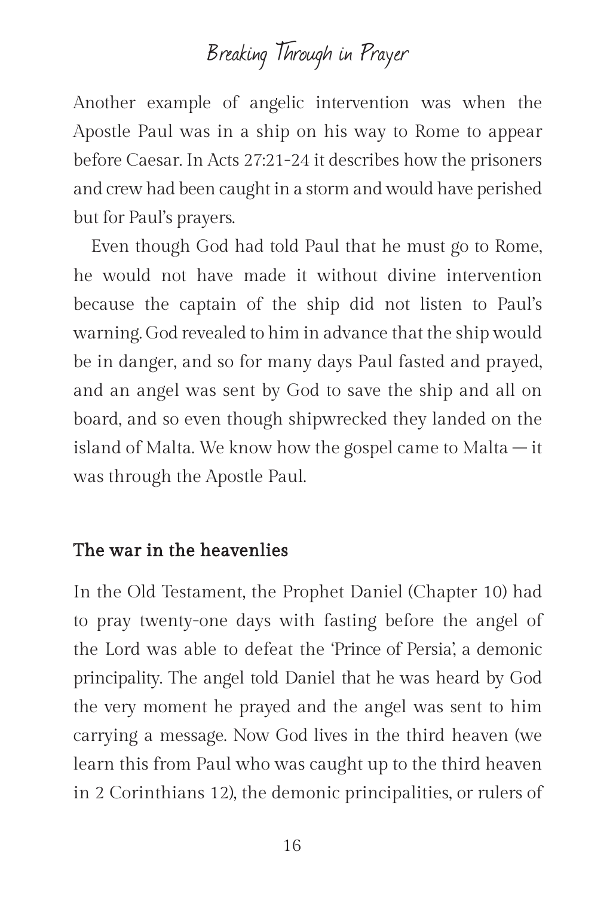Another example of angelic intervention was when the Apostle Paul was in a ship on his way to Rome to appear before Caesar. In Acts 27:21-24 it describes how the prisoners and crew had been caught in a storm and would have perished but for Paul's prayers.

Even though God had told Paul that he must go to Rome, he would not have made it without divine intervention because the captain of the ship did not listen to Paul's warning. God revealed to him in advance that the ship would be in danger, and so for many days Paul fasted and prayed, and an angel was sent by God to save the ship and all on board, and so even though shipwrecked they landed on the island of Malta. We know how the gospel came to Malta — it was through the Apostle Paul.

## The war in the heavenlies

In the Old Testament, the Prophet Daniel (Chapter 10) had to pray twenty-one days with fasting before the angel of the Lord was able to defeat the 'Prince of Persia', a demonic principality. The angel told Daniel that he was heard by God the very moment he prayed and the angel was sent to him carrying a message. Now God lives in the third heaven (we learn this from Paul who was caught up to the third heaven in 2 Corinthians 12), the demonic principalities, or rulers of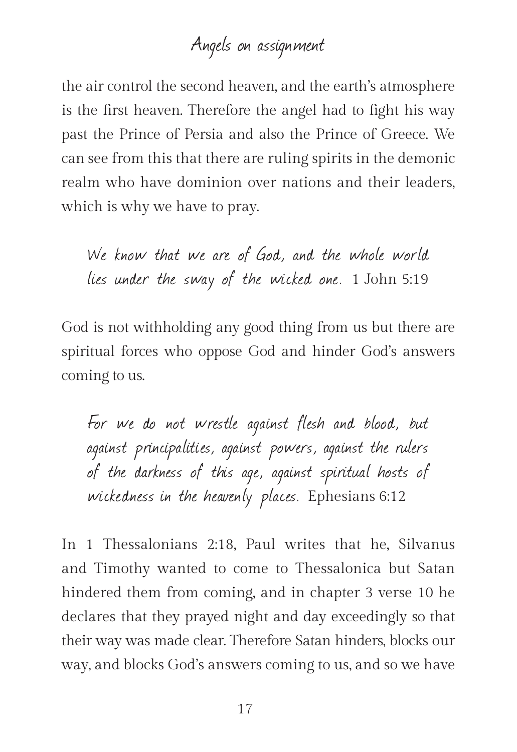the air control the second heaven, and the earth's atmosphere is the first heaven. Therefore the angel had to fight his way past the Prince of Persia and also the Prince of Greece. We can see from this that there are ruling spirits in the demonic realm who have dominion over nations and their leaders, which is why we have to pray.

> *We know that we are of God, and the whole world lies under the sway of the wicked one.* 1 John 5:19

God is not withholding any good thing from us but there are spiritual forces who oppose God and hinder God's answers coming to us.

> *For we do not wrestle against flesh and blood, but against principalities, against powers, against the rulers of the darkness of this age, against spiritual hosts of wickedness in the heavenly places.* Ephesians 6:12

In 1 Thessalonians 2:18, Paul writes that he, Silvanus and Timothy wanted to come to Thessalonica but Satan hindered them from coming, and in chapter 3 verse 10 he declares that they prayed night and day exceedingly so that their way was made clear. Therefore Satan hinders, blocks our way, and blocks God's answers coming to us, and so we have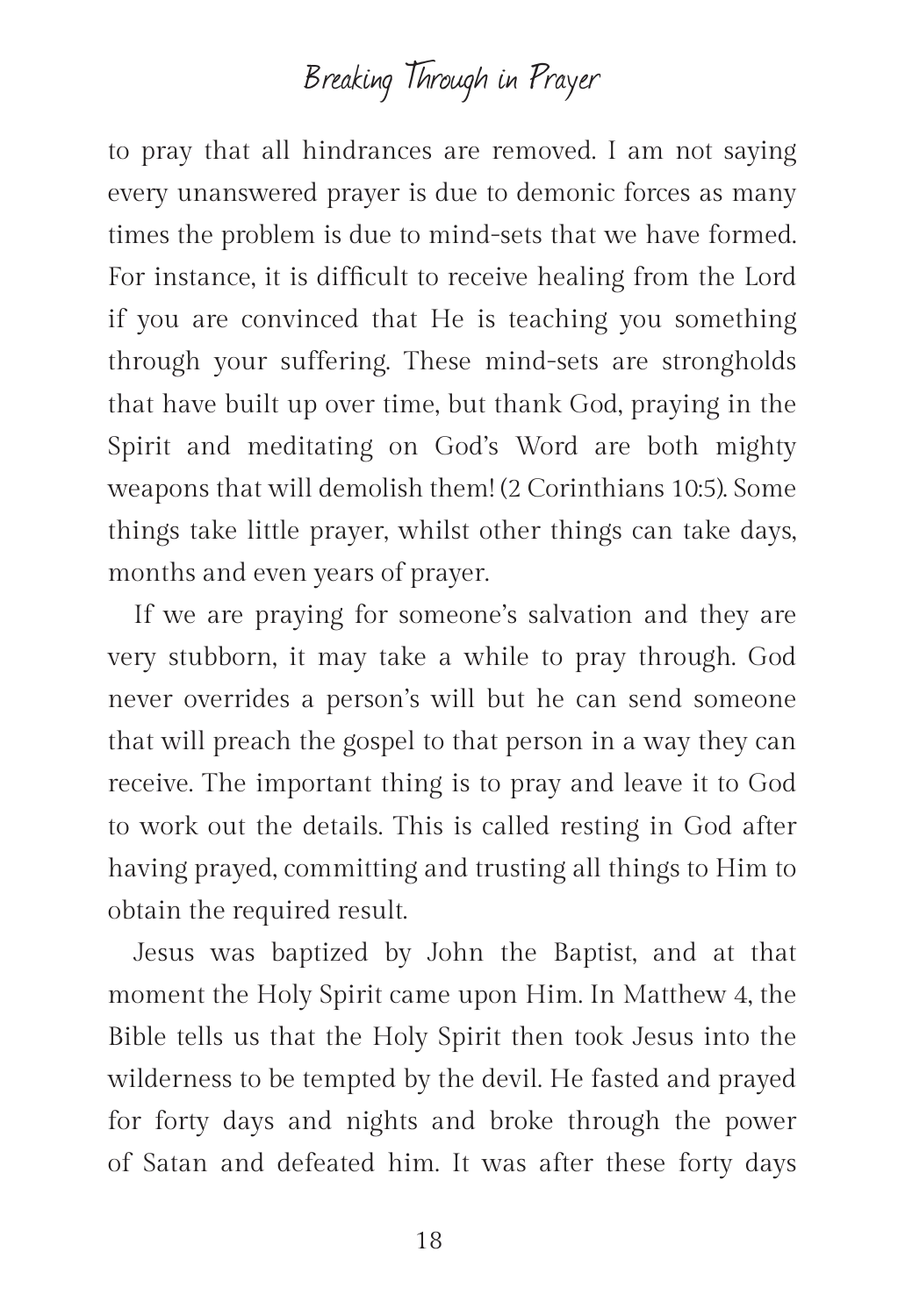to pray that all hindrances are removed. I am not saying every unanswered prayer is due to demonic forces as many times the problem is due to mind-sets that we have formed. For instance, it is difficult to receive healing from the Lord if you are convinced that He is teaching you something through your suffering. These mind-sets are strongholds that have built up over time, but thank God, praying in the Spirit and meditating on God's Word are both mighty weapons that will demolish them! (2 Corinthians 10:5). Some things take little prayer, whilst other things can take days, months and even years of prayer.

If we are praying for someone's salvation and they are very stubborn, it may take a while to pray through. God never overrides a person's will but he can send someone that will preach the gospel to that person in a way they can receive. The important thing is to pray and leave it to God to work out the details. This is called resting in God after having prayed, committing and trusting all things to Him to obtain the required result.

Jesus was baptized by John the Baptist, and at that moment the Holy Spirit came upon Him. In Matthew 4, the Bible tells us that the Holy Spirit then took Jesus into the wilderness to be tempted by the devil. He fasted and prayed for forty days and nights and broke through the power of Satan and defeated him. It was after these forty days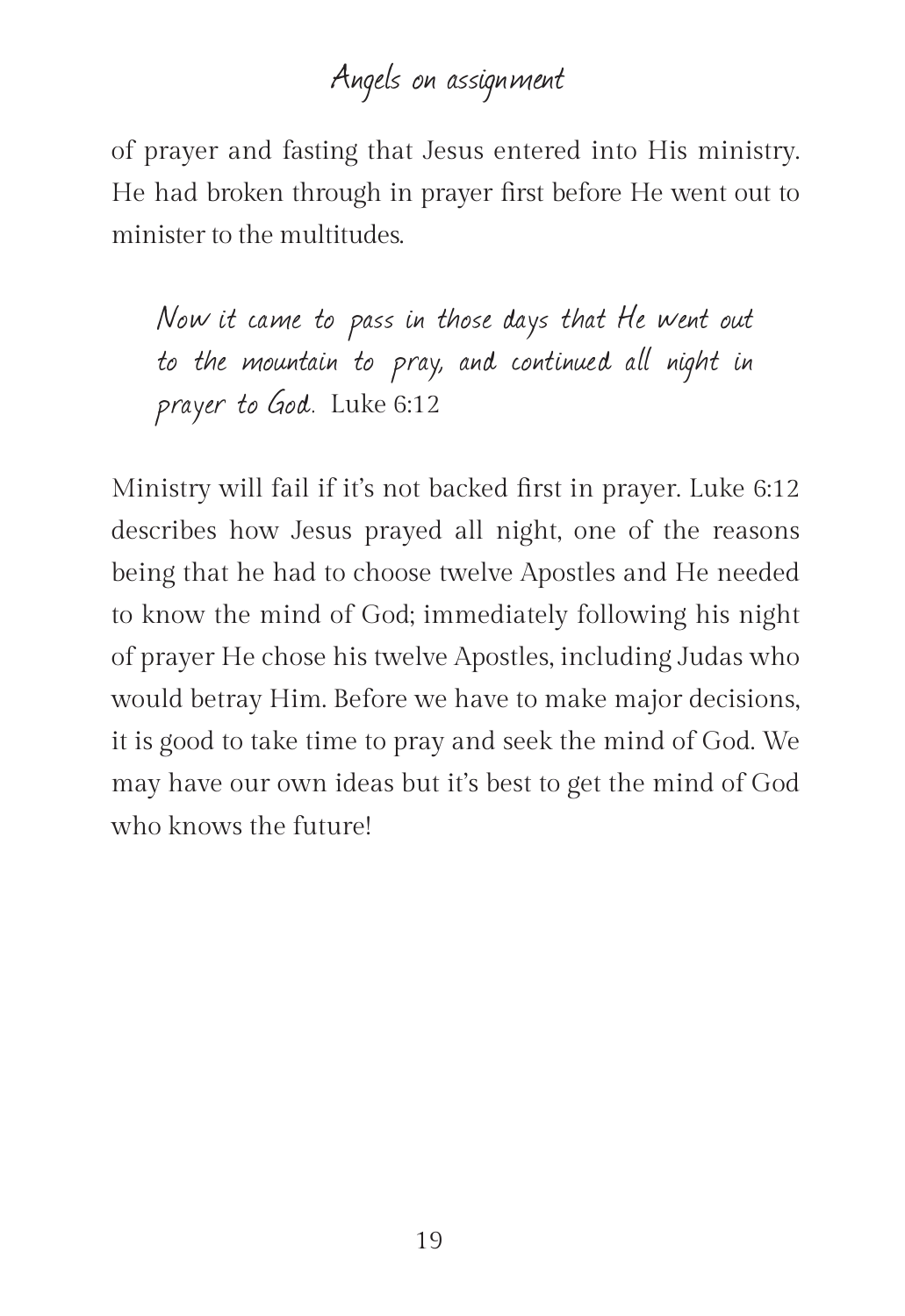of prayer and fasting that Jesus entered into His ministry. He had broken through in prayer first before He went out to minister to the multitudes.

> *Now it came to pass in those days that He went out to the mountain to pray, and continued all night in prayer to God.* Luke 6:12

Ministry will fail if it's not backed first in prayer. Luke 6:12 describes how Jesus prayed all night, one of the reasons being that he had to choose twelve Apostles and He needed to know the mind of God; immediately following his night of prayer He chose his twelve Apostles, including Judas who would betray Him. Before we have to make major decisions, it is good to take time to pray and seek the mind of God. We may have our own ideas but it's best to get the mind of God who knows the future!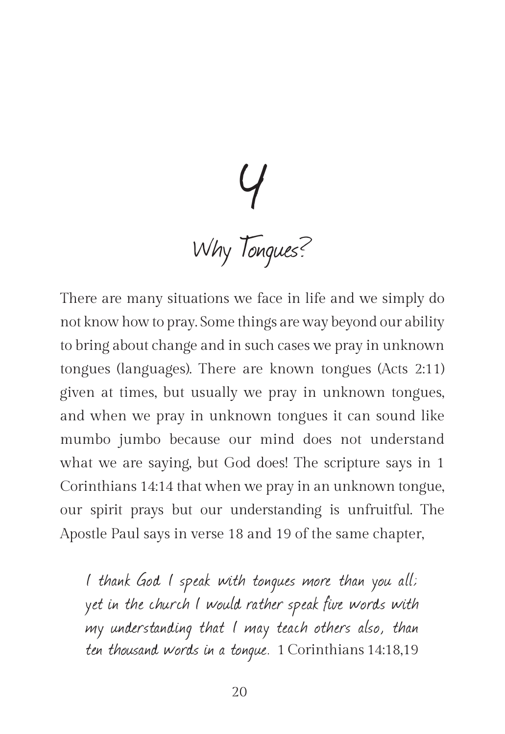# 4

# Why Tongues?

There are many situations we face in life and we simply do not know how to pray. Some things are way beyond our ability to bring about change and in such cases we pray in unknown tongues (languages). There are known tongues (Acts 2:11) given at times, but usually we pray in unknown tongues, and when we pray in unknown tongues it can sound like mumbo jumbo because our mind does not understand what we are saying, but God does! The scripture says in 1 Corinthians 14:14 that when we pray in an unknown tongue, our spirit prays but our understanding is unfruitful. The Apostle Paul says in verse 18 and 19 of the same chapter,

> *I thank God I speak with tongues more than you all; yet in the church I would rather speak five words with my understanding that I may teach others also, than ten thousand words in a tongue.* 1 Corinthians 14:18,19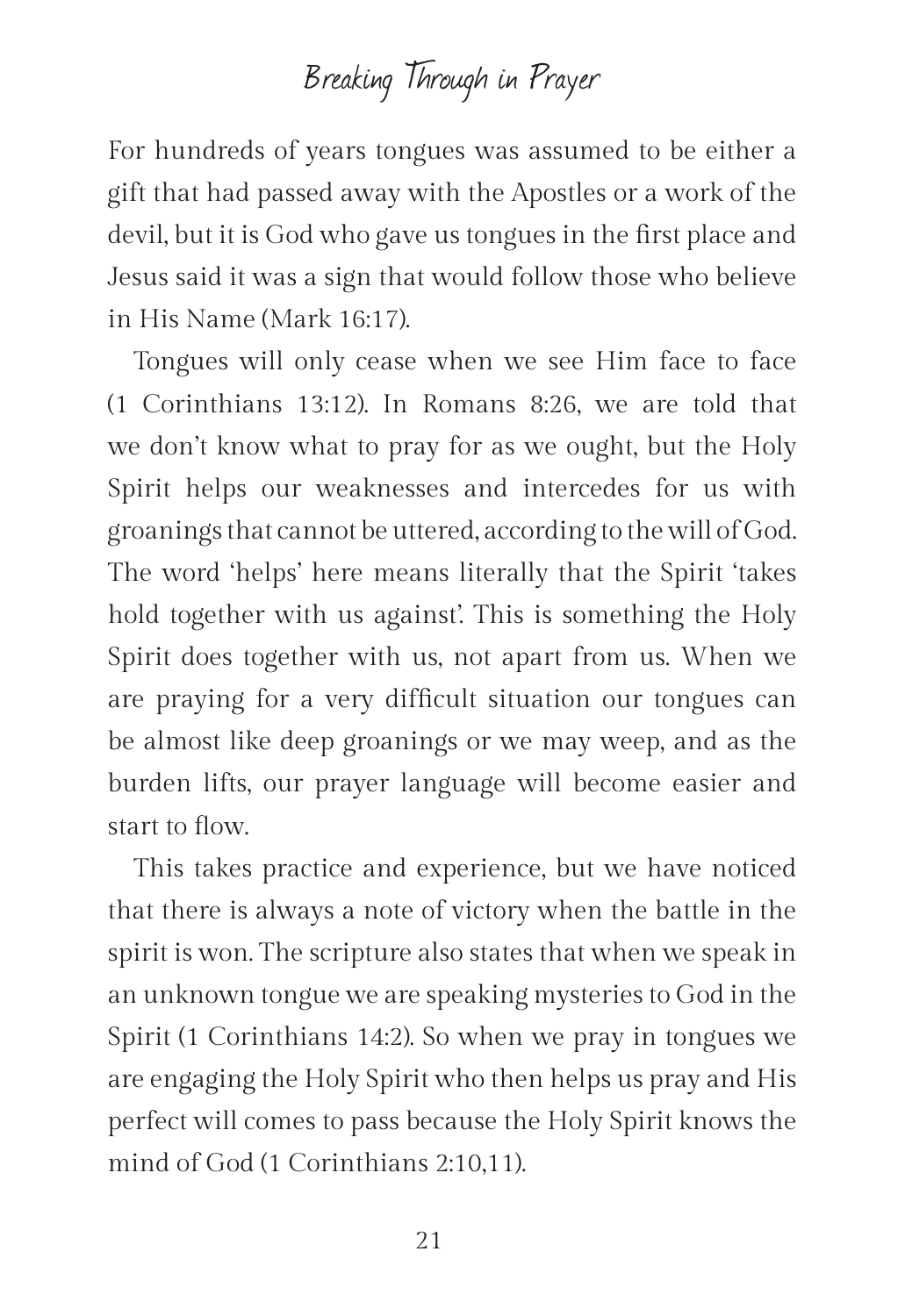For hundreds of years tongues was assumed to be either a gift that had passed away with the Apostles or a work of the devil, but it is God who gave us tongues in the first place and Jesus said it was a sign that would follow those who believe in His Name (Mark 16:17).

Tongues will only cease when we see Him face to face (1 Corinthians 13:12). In Romans 8:26, we are told that we don't know what to pray for as we ought, but the Holy Spirit helps our weaknesses and intercedes for us with groanings that cannot be uttered, according to the will of God. The word 'helps' here means literally that the Spirit 'takes hold together with us against'. This is something the Holy Spirit does together with us, not apart from us. When we are praying for a very difficult situation our tongues can be almost like deep groanings or we may weep, and as the burden lifts, our prayer language will become easier and start to flow.

This takes practice and experience, but we have noticed that there is always a note of victory when the battle in the spirit is won. The scripture also states that when we speak in an unknown tongue we are speaking mysteries to God in the Spirit (1 Corinthians 14:2). So when we pray in tongues we are engaging the Holy Spirit who then helps us pray and His perfect will comes to pass because the Holy Spirit knows the mind of God (1 Corinthians 2:10,11).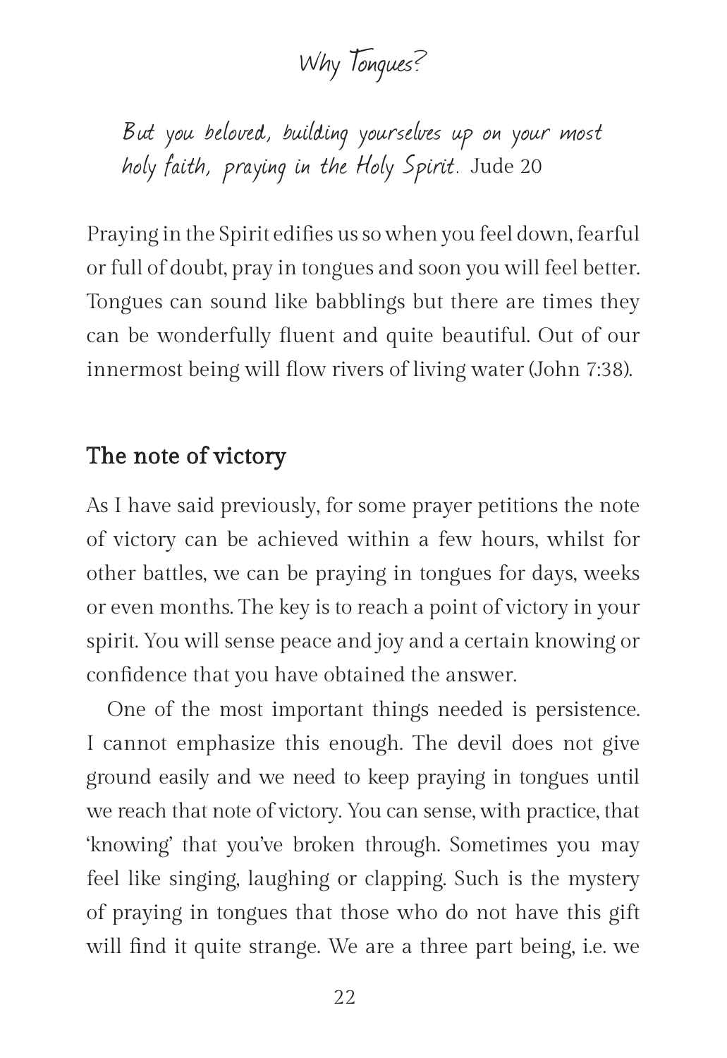# Why Tongues?

*But you beloved, building yourselves up on your most holy faith, praying in the Holy Spirit.* Jude 20

Praying in the Spirit edifies us so when you feel down, fearful or full of doubt, pray in tongues and soon you will feel better. Tongues can sound like babblings but there are times they can be wonderfully fluent and quite beautiful. Out of our innermost being will flow rivers of living water (John 7:38).

## The note of victory

As I have said previously, for some prayer petitions the note of victory can be achieved within a few hours, whilst for other battles, we can be praying in tongues for days, weeks or even months. The key is to reach a point of victory in your spirit. You will sense peace and joy and a certain knowing or confidence that you have obtained the answer.

One of the most important things needed is persistence. I cannot emphasize this enough. The devil does not give ground easily and we need to keep praying in tongues until we reach that note of victory. You can sense, with practice, that 'knowing' that you've broken through. Sometimes you may feel like singing, laughing or clapping. Such is the mystery of praying in tongues that those who do not have this gift will find it quite strange. We are a three part being, i.e. we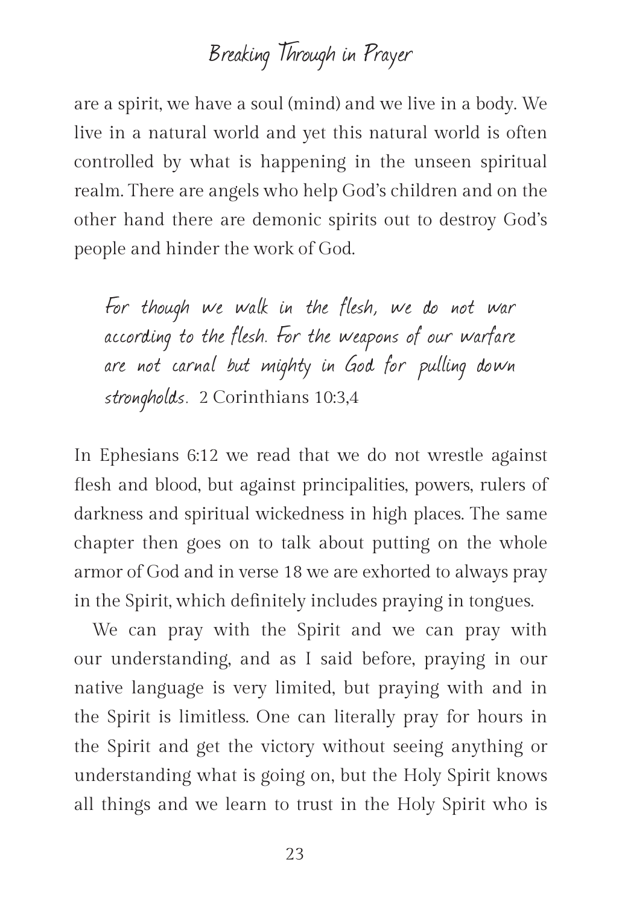are a spirit, we have a soul (mind) and we live in a body. We live in a natural world and yet this natural world is often controlled by what is happening in the unseen spiritual realm. There are angels who help God's children and on the other hand there are demonic spirits out to destroy God's people and hinder the work of God.

> *For though we walk in the flesh, we do not war according to the flesh. For the weapons of our warfare are not carnal but mighty in God for pulling down strongholds.* 2 Corinthians 10:3,4

In Ephesians 6:12 we read that we do not wrestle against flesh and blood, but against principalities, powers, rulers of darkness and spiritual wickedness in high places. The same chapter then goes on to talk about putting on the whole armor of God and in verse 18 we are exhorted to always pray in the Spirit, which definitely includes praying in tongues.

We can pray with the Spirit and we can pray with our understanding, and as I said before, praying in our native language is very limited, but praying with and in the Spirit is limitless. One can literally pray for hours in the Spirit and get the victory without seeing anything or understanding what is going on, but the Holy Spirit knows all things and we learn to trust in the Holy Spirit who is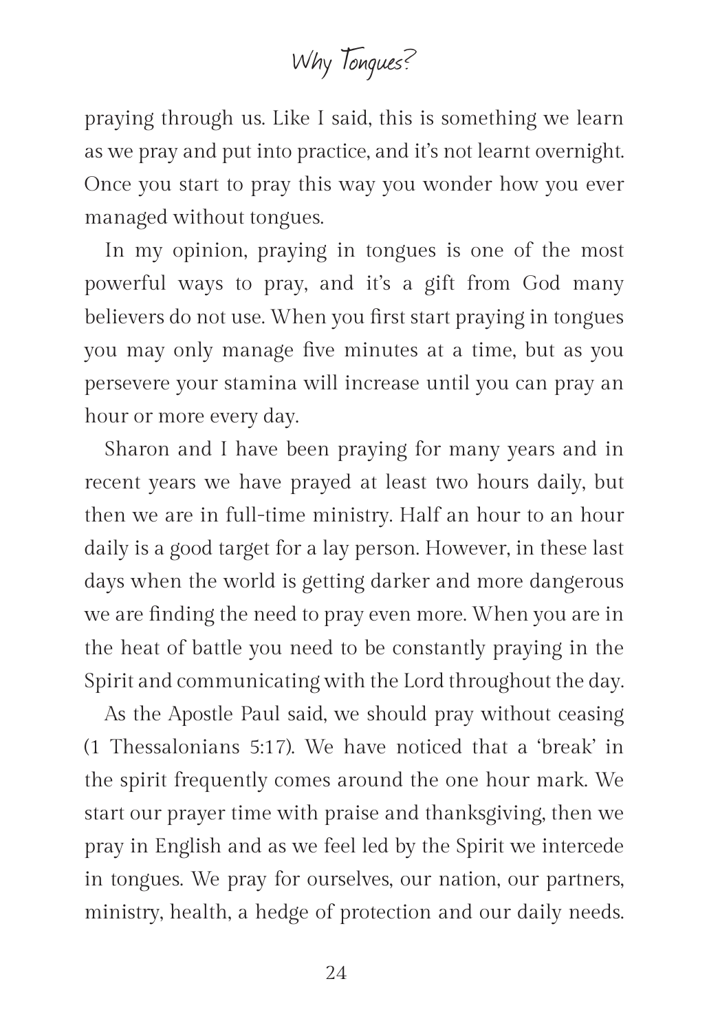praying through us. Like I said, this is something we learn as we pray and put into practice, and it's not learnt overnight. Once you start to pray this way you wonder how you ever managed without tongues.

In my opinion, praying in tongues is one of the most powerful ways to pray, and it's a gift from God many believers do not use. When you first start praying in tongues you may only manage five minutes at a time, but as you persevere your stamina will increase until you can pray an hour or more every day.

Sharon and I have been praying for many years and in recent years we have prayed at least two hours daily, but then we are in full-time ministry. Half an hour to an hour daily is a good target for a lay person. However, in these last days when the world is getting darker and more dangerous we are finding the need to pray even more. When you are in the heat of battle you need to be constantly praying in the Spirit and communicating with the Lord throughout the day.

As the Apostle Paul said, we should pray without ceasing (1 Thessalonians 5:17). We have noticed that a 'break' in the spirit frequently comes around the one hour mark. We start our prayer time with praise and thanksgiving, then we pray in English and as we feel led by the Spirit we intercede in tongues. We pray for ourselves, our nation, our partners, ministry, health, a hedge of protection and our daily needs.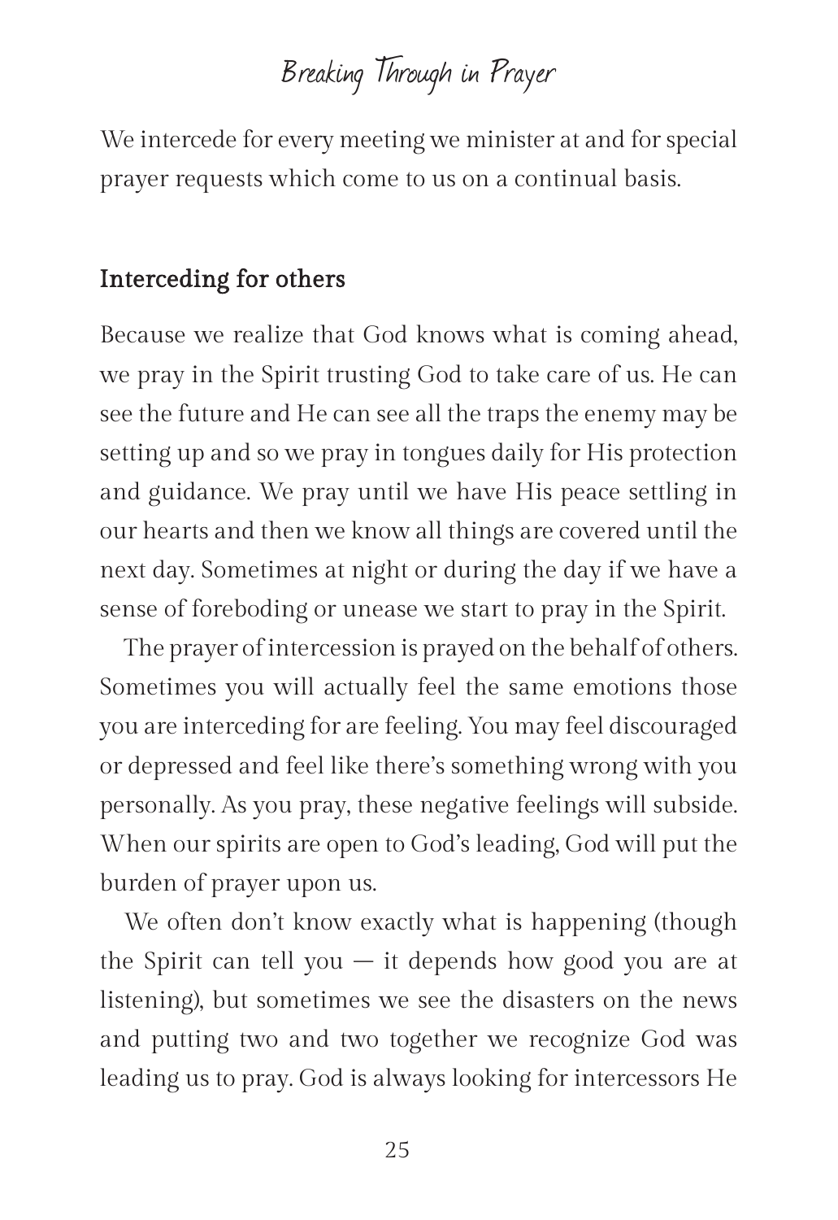We intercede for every meeting we minister at and for special prayer requests which come to us on a continual basis.

## Interceding for others

Because we realize that God knows what is coming ahead, we pray in the Spirit trusting God to take care of us. He can see the future and He can see all the traps the enemy may be setting up and so we pray in tongues daily for His protection and guidance. We pray until we have His peace settling in our hearts and then we know all things are covered until the next day. Sometimes at night or during the day if we have a sense of foreboding or unease we start to pray in the Spirit.

The prayer of intercession is prayed on the behalf of others. Sometimes you will actually feel the same emotions those you are interceding for are feeling. You may feel discouraged or depressed and feel like there's something wrong with you personally. As you pray, these negative feelings will subside. When our spirits are open to God's leading, God will put the burden of prayer upon us.

We often don't know exactly what is happening (though the Spirit can tell you — it depends how good you are at listening), but sometimes we see the disasters on the news and putting two and two together we recognize God was leading us to pray. God is always looking for intercessors He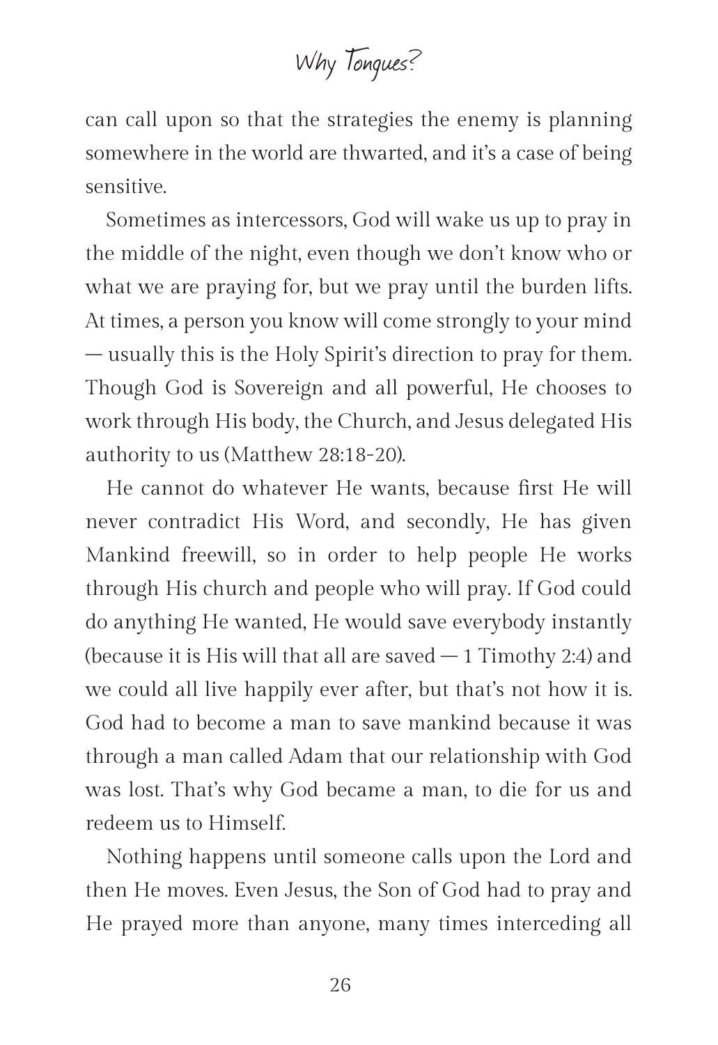can call upon so that the strategies the enemy is planning somewhere in the world are thwarted, and it's a case of being sensitive.

Sometimes as intercessors, God will wake us up to pray in the middle of the night, even though we don't know who or what we are praying for, but we pray until the burden lifts. At times, a person you know will come strongly to your mind — usually this is the Holy Spirit's direction to pray for them. Though God is Sovereign and all powerful, He chooses to work through His body, the Church, and Jesus delegated His authority to us (Matthew 28:18-20).

He cannot do whatever He wants, because first He will never contradict His Word, and secondly, He has given Mankind freewill, so in order to help people He works through His church and people who will pray. If God could do anything He wanted, He would save everybody instantly (because it is His will that all are saved — 1 Timothy 2:4) and we could all live happily ever after, but that's not how it is. God had to become a man to save mankind because it was through a man called Adam that our relationship with God was lost. That's why God became a man, to die for us and redeem us to Himself.

Nothing happens until someone calls upon the Lord and then He moves. Even Jesus, the Son of God had to pray and He prayed more than anyone, many times interceding all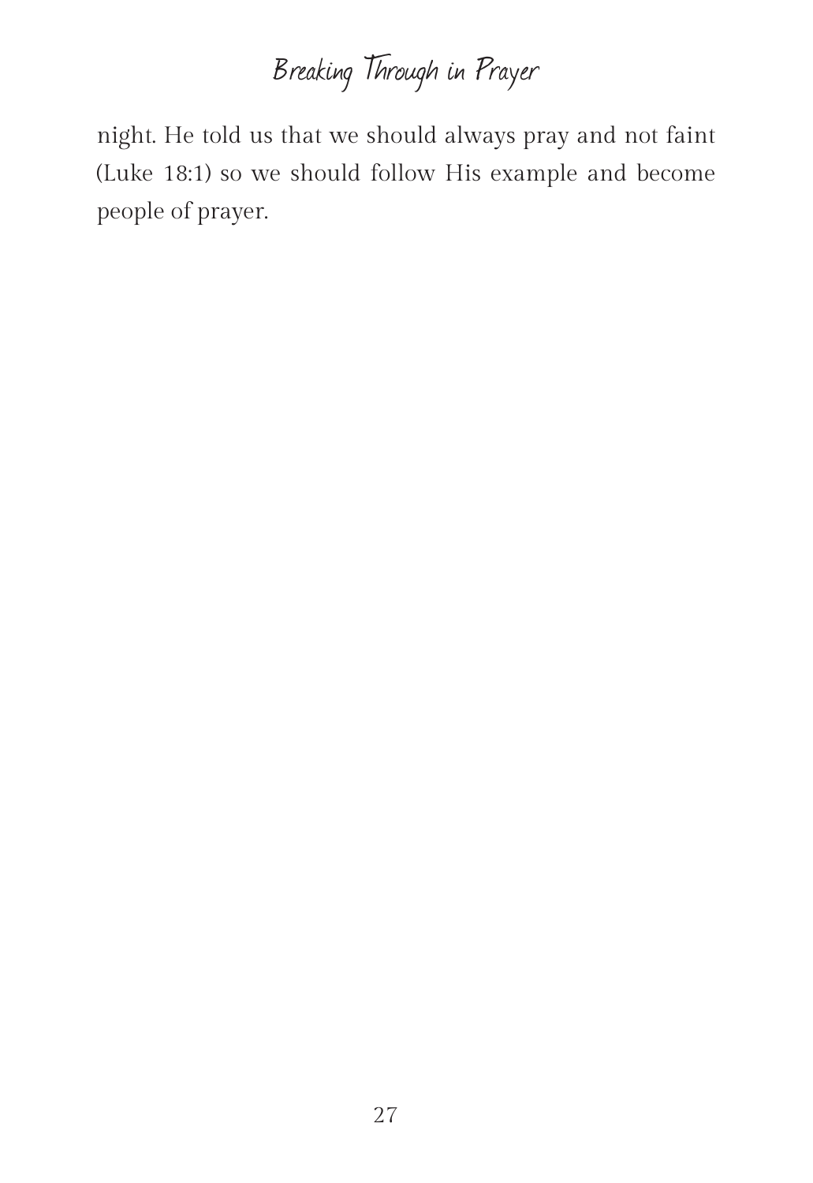night. He told us that we should always pray and not faint (Luke 18:1) so we should follow His example and become people of prayer.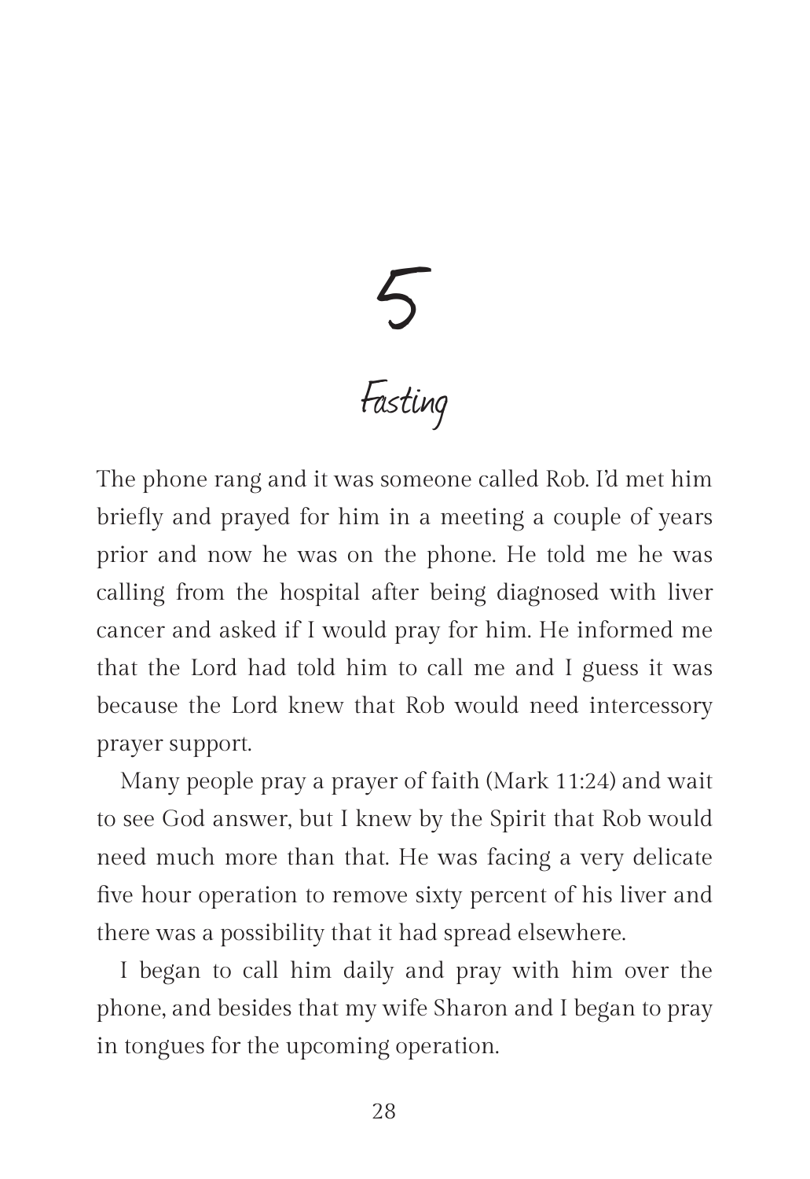# 5

# Fasting

The phone rang and it was someone called Rob. I'd met him briefly and prayed for him in a meeting a couple of years prior and now he was on the phone. He told me he was calling from the hospital after being diagnosed with liver cancer and asked if I would pray for him. He informed me that the Lord had told him to call me and I guess it was because the Lord knew that Rob would need intercessory prayer support.

Many people pray a prayer of faith (Mark 11:24) and wait to see God answer, but I knew by the Spirit that Rob would need much more than that. He was facing a very delicate five hour operation to remove sixty percent of his liver and there was a possibility that it had spread elsewhere.

I began to call him daily and pray with him over the phone, and besides that my wife Sharon and I began to pray in tongues for the upcoming operation.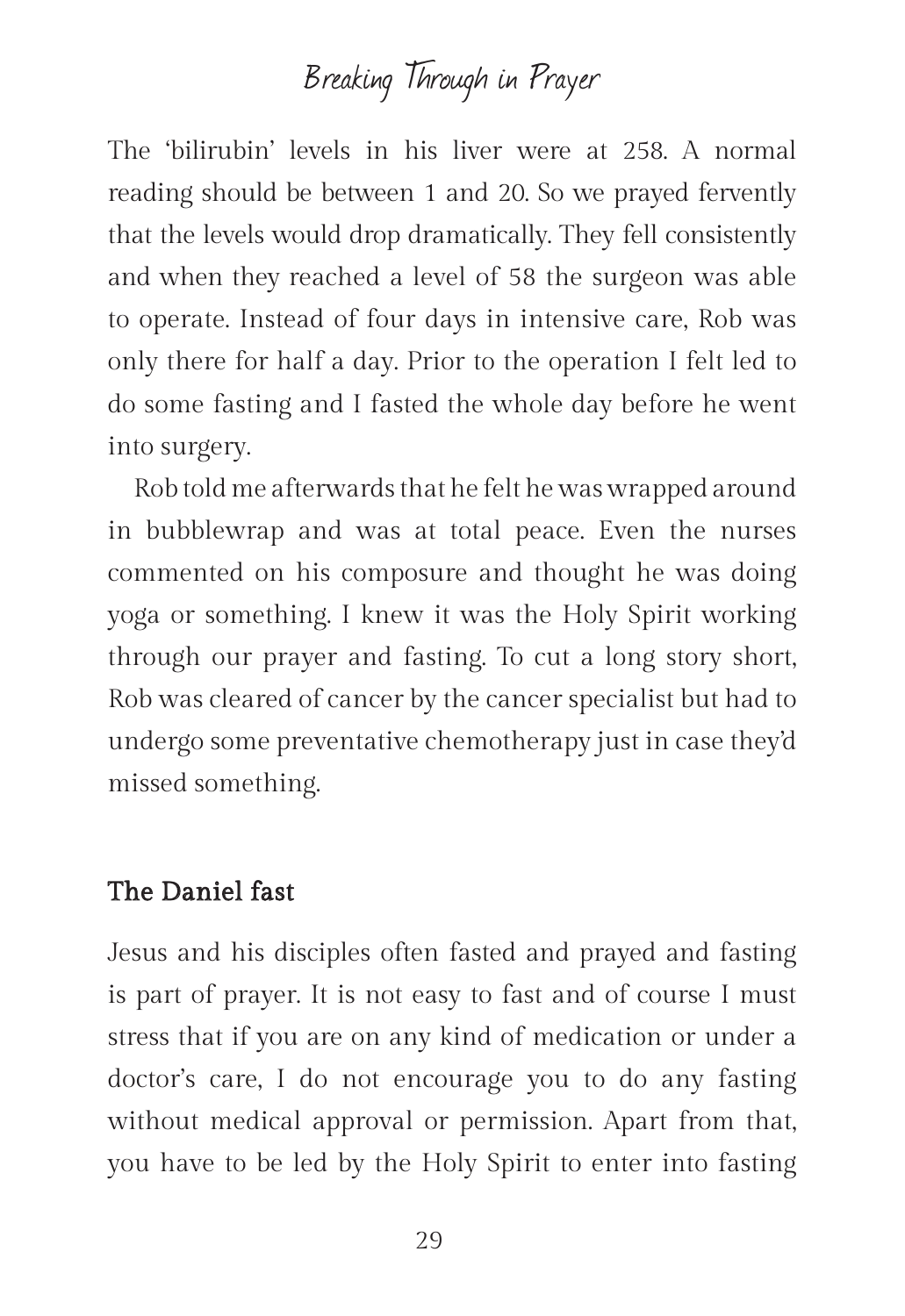The 'bilirubin' levels in his liver were at 258. A normal reading should be between 1 and 20. So we prayed fervently that the levels would drop dramatically. They fell consistently and when they reached a level of 58 the surgeon was able to operate. Instead of four days in intensive care, Rob was only there for half a day. Prior to the operation I felt led to do some fasting and I fasted the whole day before he went into surgery.

Rob told me afterwards that he felt he was wrapped around in bubblewrap and was at total peace. Even the nurses commented on his composure and thought he was doing yoga or something. I knew it was the Holy Spirit working through our prayer and fasting. To cut a long story short, Rob was cleared of cancer by the cancer specialist but had to undergo some preventative chemotherapy just in case they'd missed something.

### The Daniel fast

Jesus and his disciples often fasted and prayed and fasting is part of prayer. It is not easy to fast and of course I must stress that if you are on any kind of medication or under a doctor's care, I do not encourage you to do any fasting without medical approval or permission. Apart from that, you have to be led by the Holy Spirit to enter into fasting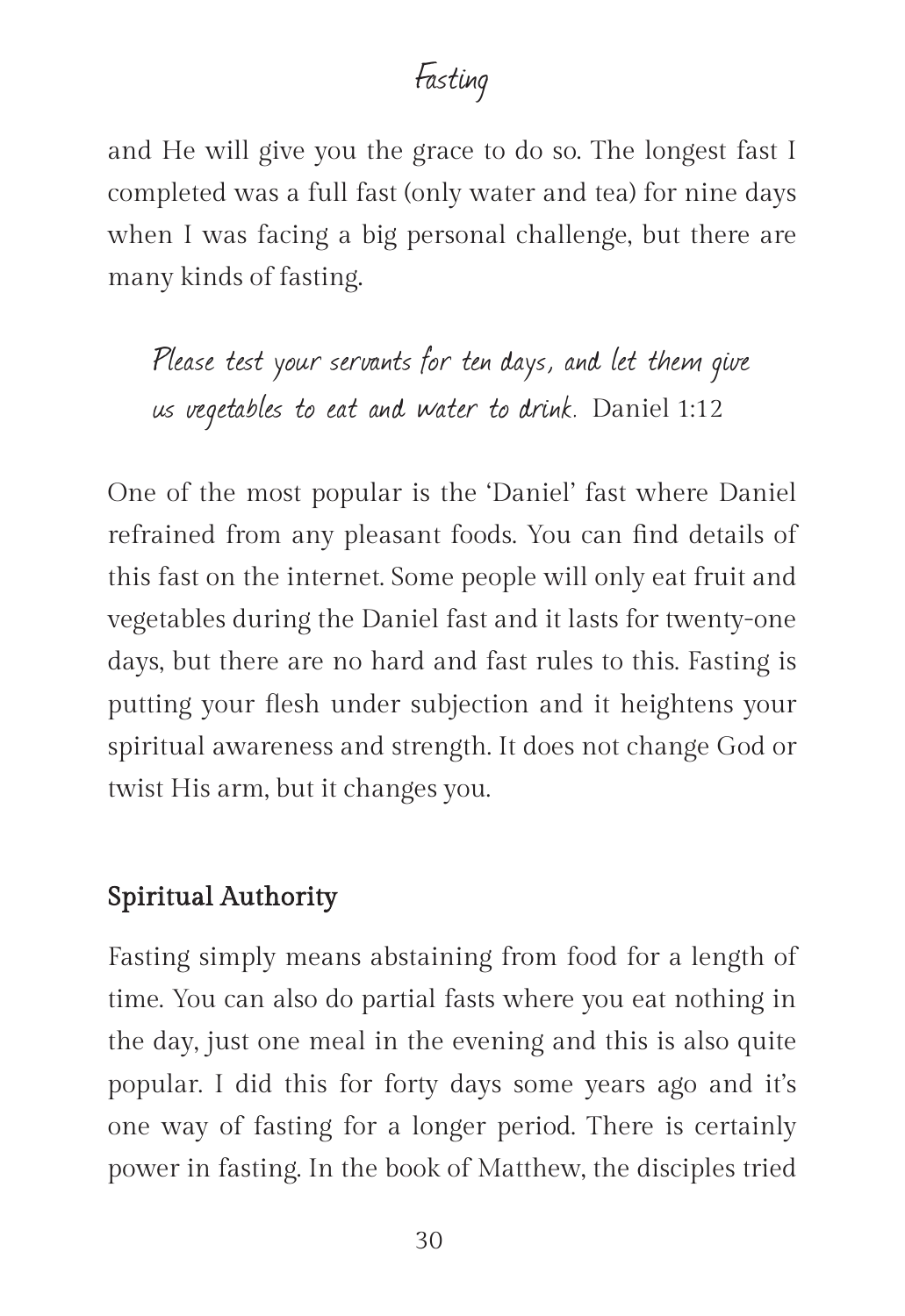and He will give you the grace to do so. The longest fast I completed was a full fast (only water and tea) for nine days when I was facing a big personal challenge, but there are many kinds of fasting.

> *Please test your servants for ten days, and let them give us vegetables to eat and water to drink.* Daniel 1:12

One of the most popular is the 'Daniel' fast where Daniel refrained from any pleasant foods. You can find details of this fast on the internet. Some people will only eat fruit and vegetables during the Daniel fast and it lasts for twenty-one days, but there are no hard and fast rules to this. Fasting is putting your flesh under subjection and it heightens your spiritual awareness and strength. It does not change God or twist His arm, but it changes you.

### Spiritual Authority

Fasting simply means abstaining from food for a length of time. You can also do partial fasts where you eat nothing in the day, just one meal in the evening and this is also quite popular. I did this for forty days some years ago and it's one way of fasting for a longer period. There is certainly power in fasting. In the book of Matthew, the disciples tried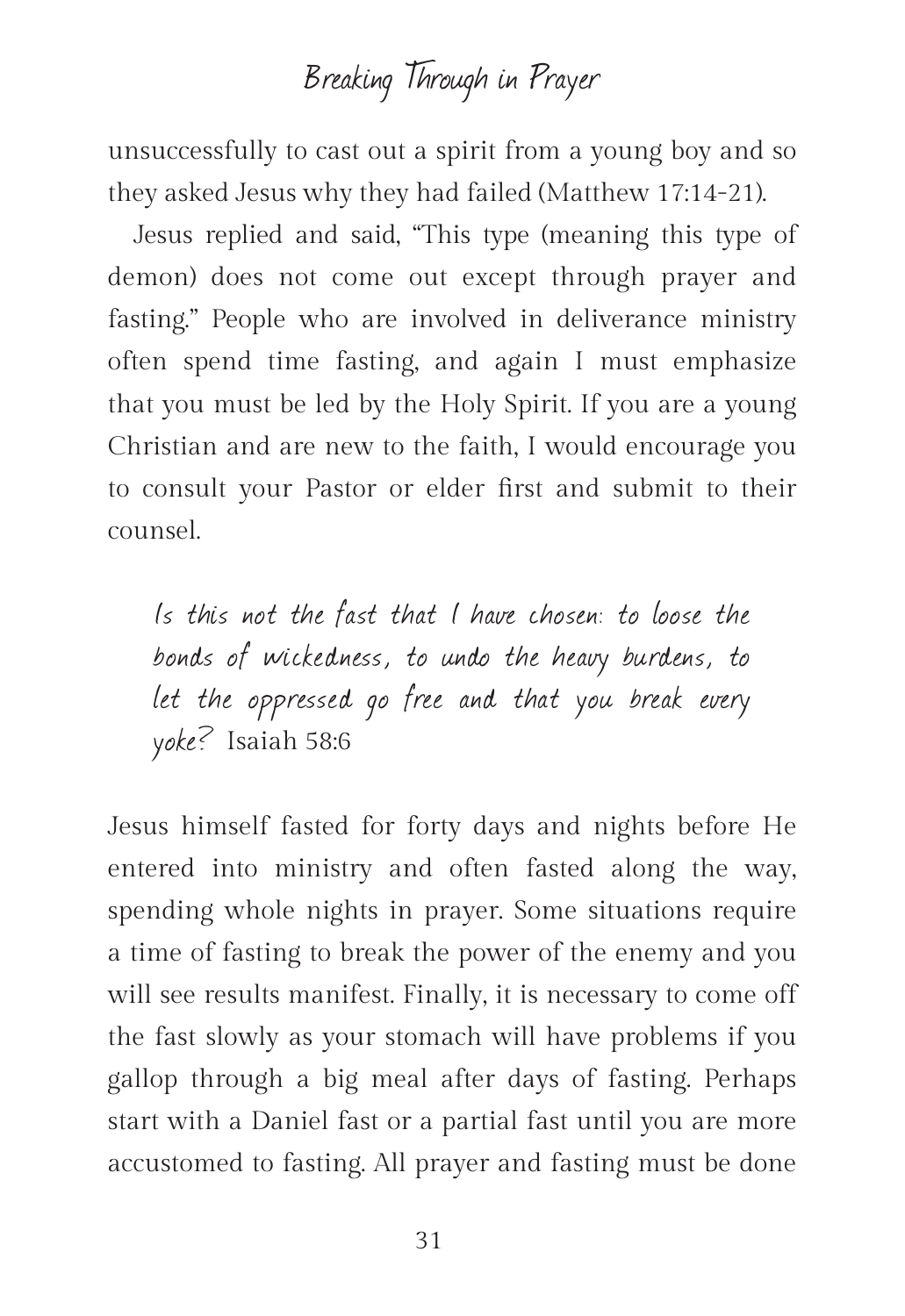unsuccessfully to cast out a spirit from a young boy and so they asked Jesus why they had failed (Matthew 17:14-21).

Jesus replied and said, "This type (meaning this type of demon) does not come out except through prayer and fasting." People who are involved in deliverance ministry often spend time fasting, and again I must emphasize that you must be led by the Holy Spirit. If you are a young Christian and are new to the faith, I would encourage you to consult your Pastor or elder first and submit to their counsel.

> *Is this not the fast that I have chosen: to loose the bonds of wickedness, to undo the heavy burdens, to let the oppressed go free and that you break every yoke?* Isaiah 58:6

Jesus himself fasted for forty days and nights before He entered into ministry and often fasted along the way, spending whole nights in prayer. Some situations require a time of fasting to break the power of the enemy and you will see results manifest. Finally, it is necessary to come off the fast slowly as your stomach will have problems if you gallop through a big meal after days of fasting. Perhaps start with a Daniel fast or a partial fast until you are more accustomed to fasting. All prayer and fasting must be done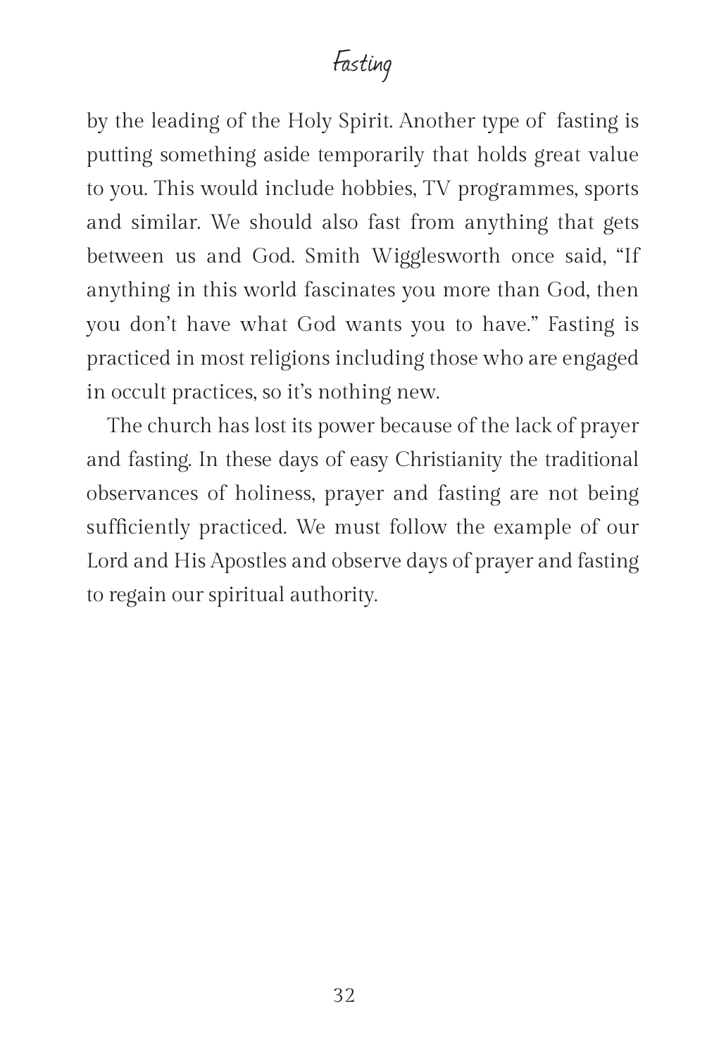by the leading of the Holy Spirit. Another type of fasting is putting something aside temporarily that holds great value to you. This would include hobbies, TV programmes, sports and similar. We should also fast from anything that gets between us and God. Smith Wigglesworth once said, "If anything in this world fascinates you more than God, then you don't have what God wants you to have." Fasting is practiced in most religions including those who are engaged in occult practices, so it's nothing new.

The church has lost its power because of the lack of prayer and fasting. In these days of easy Christianity the traditional observances of holiness, prayer and fasting are not being sufficiently practiced. We must follow the example of our Lord and His Apostles and observe days of prayer and fasting to regain our spiritual authority.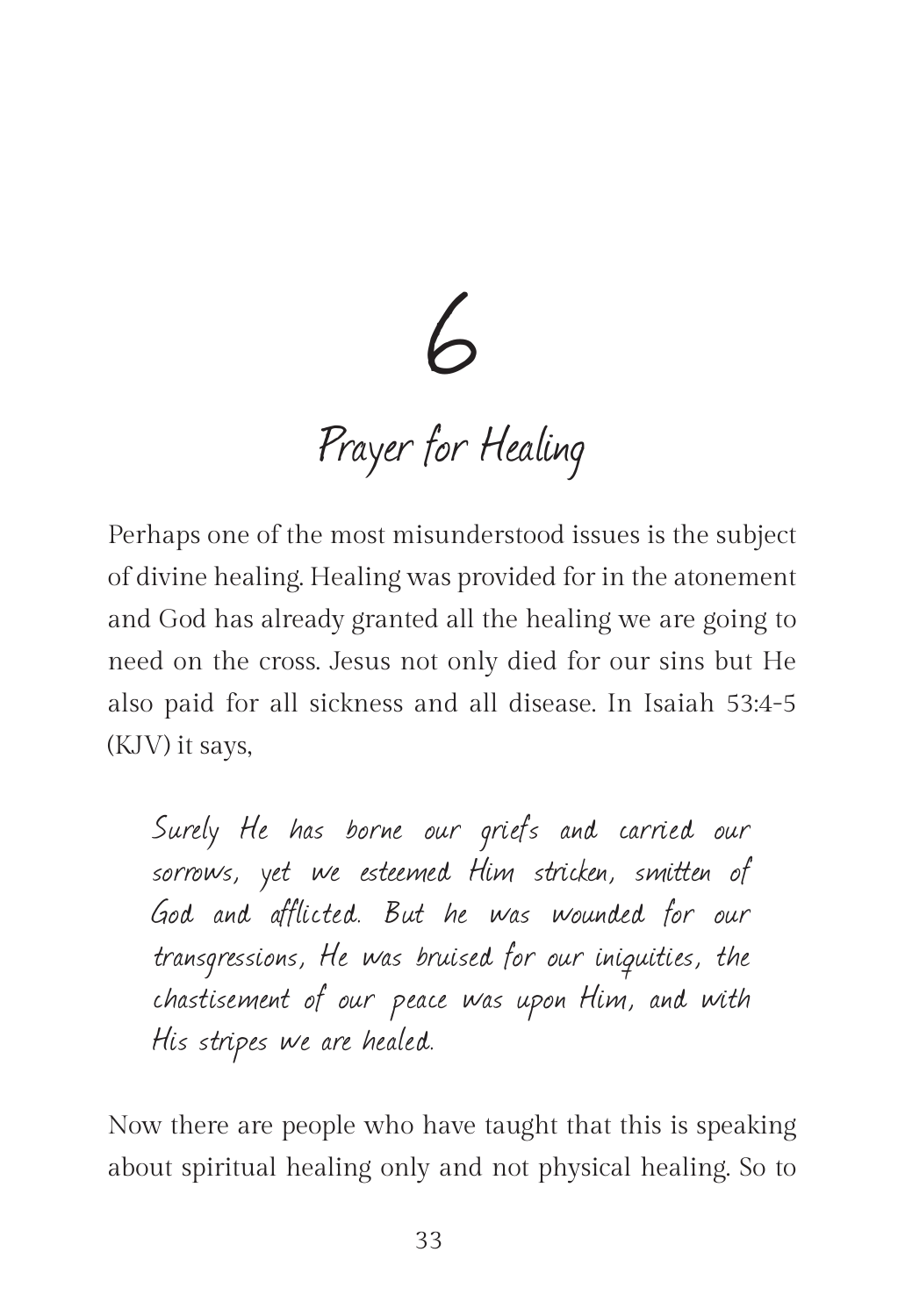# 6

# Prayer for Healing

Perhaps one of the most misunderstood issues is the subject of divine healing. Healing was provided for in the atonement and God has already granted all the healing we are going to need on the cross. Jesus not only died for our sins but He also paid for all sickness and all disease. In Isaiah 53:4-5 (KJV) it says,

> *Surely He has borne our griefs and carried our sorrows, yet we esteemed Him stricken, smitten of God and afflicted. But he was wounded for our transgressions, He was bruised for our iniquities, the chastisement of our peace was upon Him, and with His stripes we are healed.*

Now there are people who have taught that this is speaking about spiritual healing only and not physical healing. So to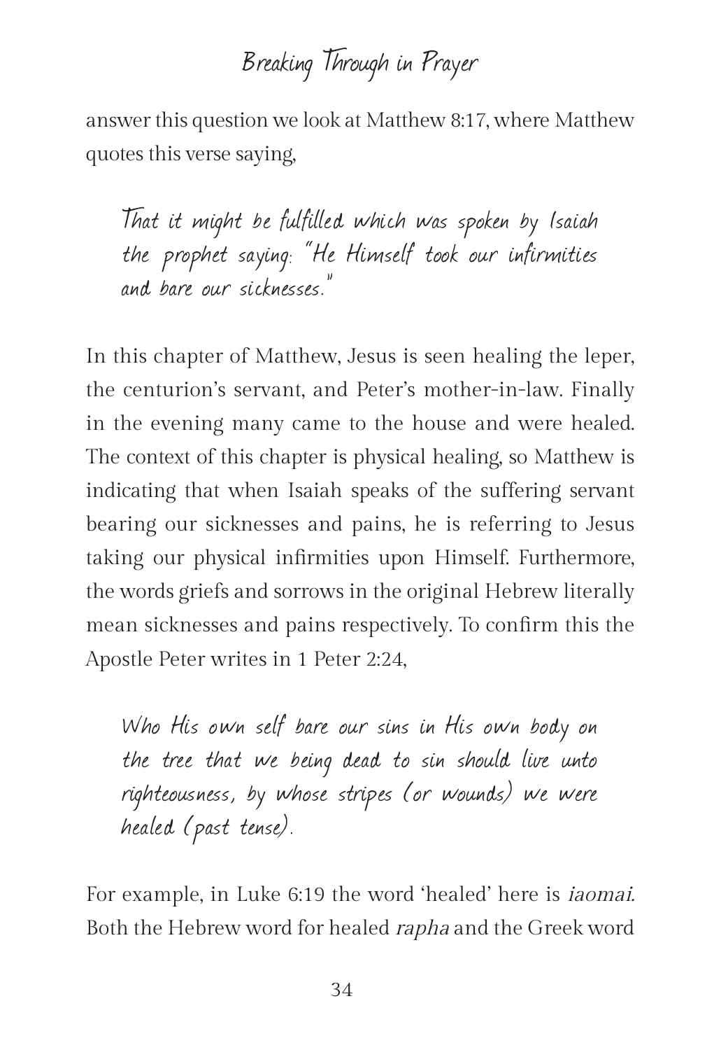answer this question we look at Matthew 8:17, where Matthew quotes this verse saying,

> *That it might be fulfilled which was spoken by Isaiah the prophet saying: "He Himself took our infirmities and bare our sicknesses."*

In this chapter of Matthew, Jesus is seen healing the leper, the centurion's servant, and Peter's mother-in-law. Finally in the evening many came to the house and were healed. The context of this chapter is physical healing, so Matthew is indicating that when Isaiah speaks of the suffering servant bearing our sicknesses and pains, he is referring to Jesus taking our physical infirmities upon Himself. Furthermore, the words griefs and sorrows in the original Hebrew literally mean sicknesses and pains respectively. To confirm this the Apostle Peter writes in 1 Peter 2:24,

> *Who His own self bare our sins in His own body on the tree that we being dead to sin should live unto righteousness, by whose stripes (or wounds) we were healed (past tense).*

For example, in Luke 6:19 the word 'healed' here is *iaomai.* Both the Hebrew word for healed *rapha* and the Greek word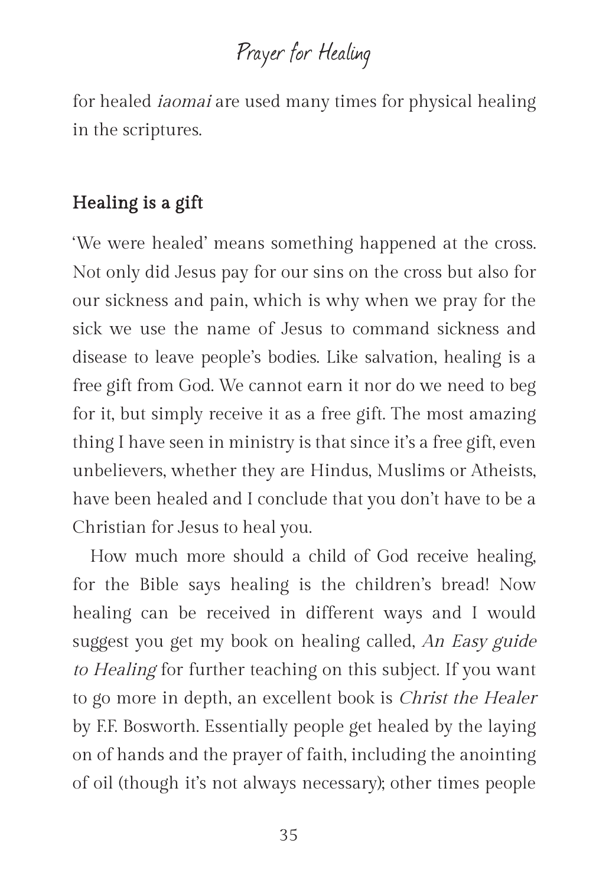for healed *iaomai* are used many times for physical healing in the scriptures.

### Healing is a gift

'We were healed' means something happened at the cross. Not only did Jesus pay for our sins on the cross but also for our sickness and pain, which is why when we pray for the sick we use the name of Jesus to command sickness and disease to leave people's bodies. Like salvation, healing is a free gift from God. We cannot earn it nor do we need to beg for it, but simply receive it as a free gift. The most amazing thing I have seen in ministry is that since it's a free gift, even unbelievers, whether they are Hindus, Muslims or Atheists, have been healed and I conclude that you don't have to be a Christian for Jesus to heal you.

How much more should a child of God receive healing, for the Bible says healing is the children's bread! Now healing can be received in different ways and I would suggest you get my book on healing called, *An Easy guide to Healing* for further teaching on this subject. If you want to go more in depth, an excellent book is *Christ the Healer* by F.F. Bosworth. Essentially people get healed by the laying on of hands and the prayer of faith, including the anointing of oil (though it's not always necessary); other times people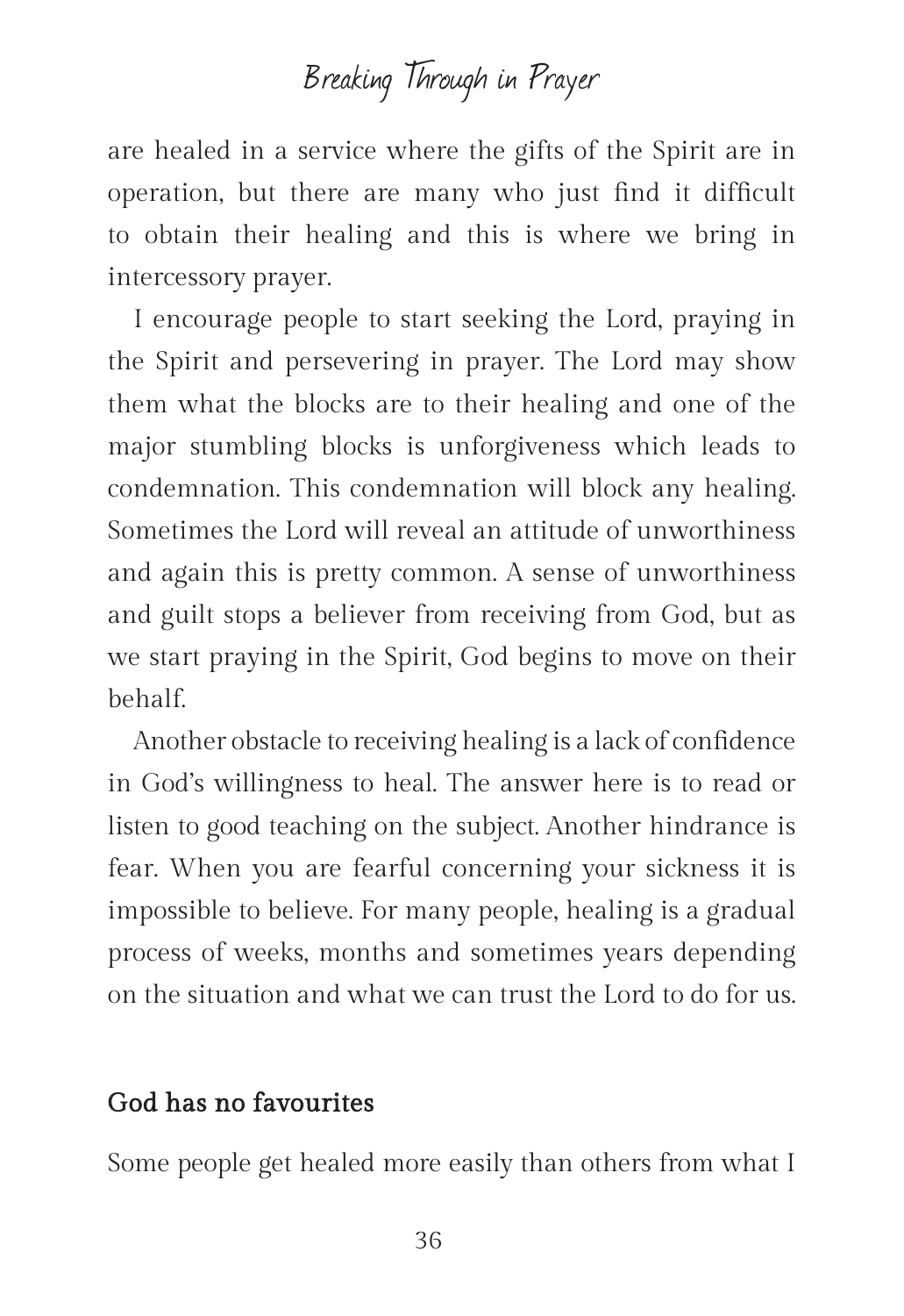are healed in a service where the gifts of the Spirit are in operation, but there are many who just find it difficult to obtain their healing and this is where we bring in intercessory prayer.

I encourage people to start seeking the Lord, praying in the Spirit and persevering in prayer. The Lord may show them what the blocks are to their healing and one of the major stumbling blocks is unforgiveness which leads to condemnation. This condemnation will block any healing. Sometimes the Lord will reveal an attitude of unworthiness and again this is pretty common. A sense of unworthiness and guilt stops a believer from receiving from God, but as we start praying in the Spirit, God begins to move on their behalf.

Another obstacle to receiving healing is a lack of confidence in God's willingness to heal. The answer here is to read or listen to good teaching on the subject. Another hindrance is fear. When you are fearful concerning your sickness it is impossible to believe. For many people, healing is a gradual process of weeks, months and sometimes years depending on the situation and what we can trust the Lord to do for us.

## God has no favourites

Some people get healed more easily than others from what I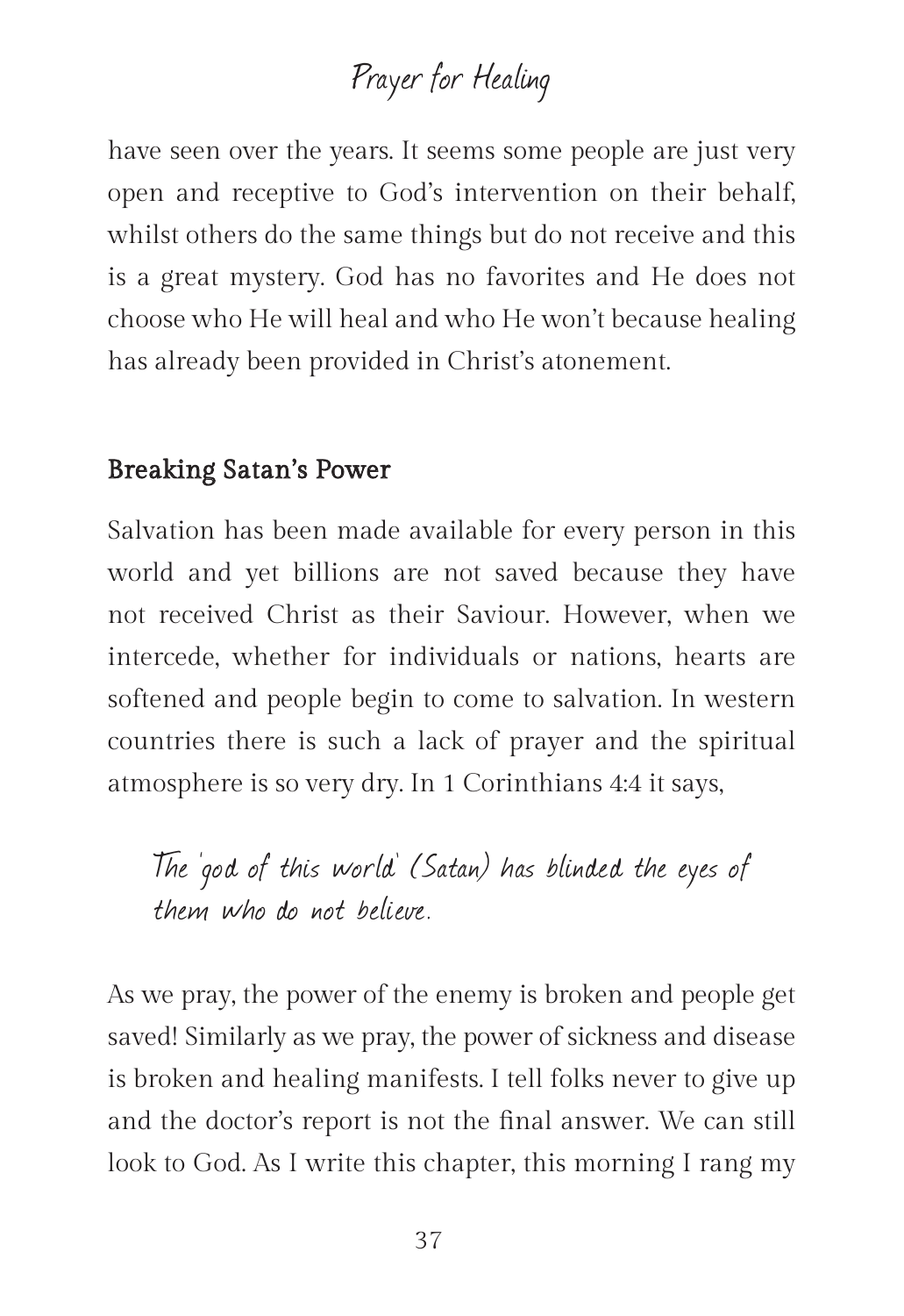have seen over the years. It seems some people are just very open and receptive to God's intervention on their behalf, whilst others do the same things but do not receive and this is a great mystery. God has no favorites and He does not choose who He will heal and who He won't because healing has already been provided in Christ's atonement.

### Breaking Satan's Power

Salvation has been made available for every person in this world and yet billions are not saved because they have not received Christ as their Saviour. However, when we intercede, whether for individuals or nations, hearts are softened and people begin to come to salvation. In western countries there is such a lack of prayer and the spiritual atmosphere is so very dry. In 1 Corinthians 4:4 it says,

> *The 'god of this world' (Satan) has blinded the eyes of them who do not believe.*

As we pray, the power of the enemy is broken and people get saved! Similarly as we pray, the power of sickness and disease is broken and healing manifests. I tell folks never to give up and the doctor's report is not the final answer. We can still look to God. As I write this chapter, this morning I rang my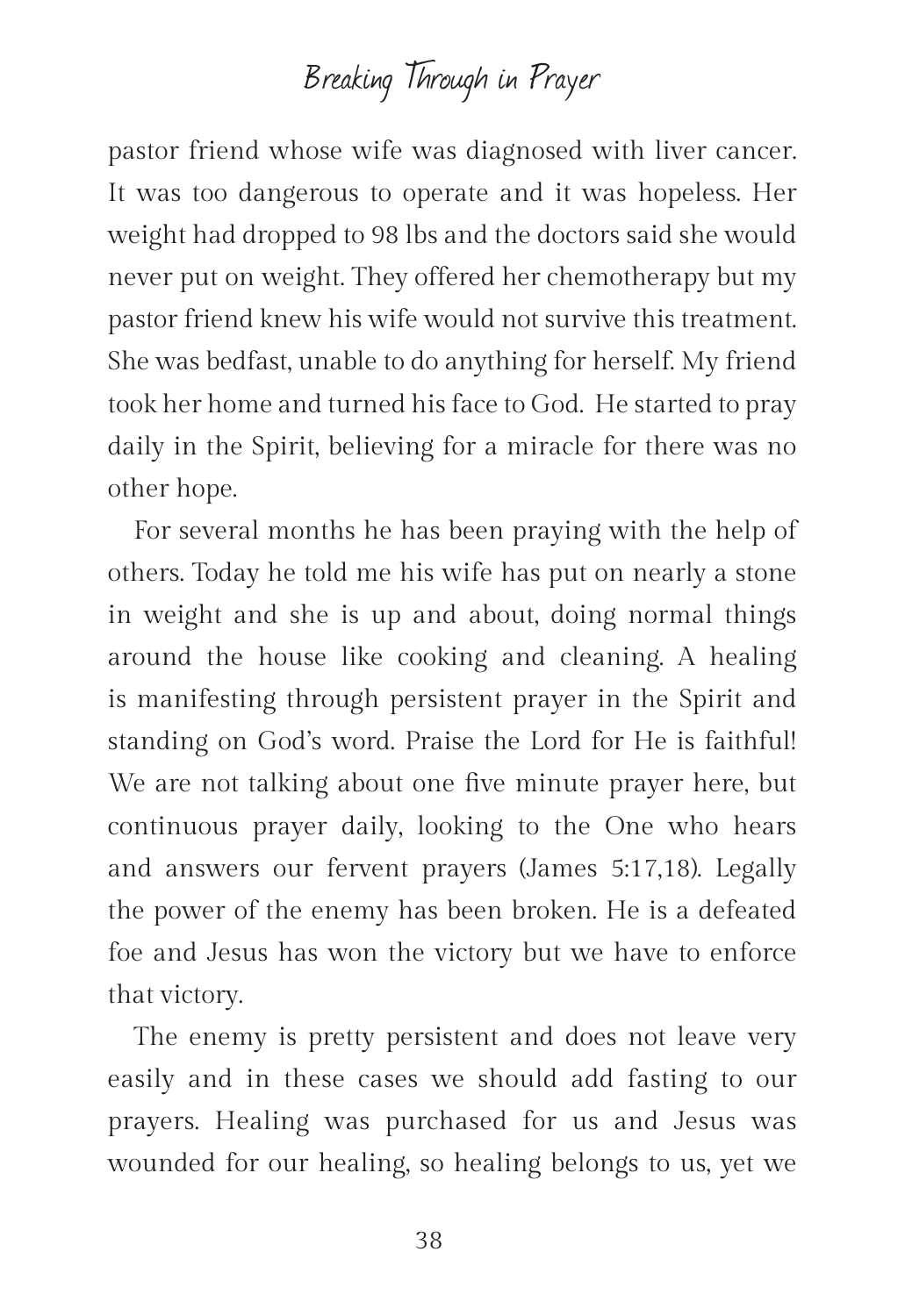pastor friend whose wife was diagnosed with liver cancer. It was too dangerous to operate and it was hopeless. Her weight had dropped to 98 lbs and the doctors said she would never put on weight. They offered her chemotherapy but my pastor friend knew his wife would not survive this treatment. She was bedfast, unable to do anything for herself. My friend took her home and turned his face to God. He started to pray daily in the Spirit, believing for a miracle for there was no other hope.

For several months he has been praying with the help of others. Today he told me his wife has put on nearly a stone in weight and she is up and about, doing normal things around the house like cooking and cleaning. A healing is manifesting through persistent prayer in the Spirit and standing on God's word. Praise the Lord for He is faithful! We are not talking about one five minute prayer here, but continuous prayer daily, looking to the One who hears and answers our fervent prayers (James 5:17,18). Legally the power of the enemy has been broken. He is a defeated foe and Jesus has won the victory but we have to enforce that victory.

The enemy is pretty persistent and does not leave very easily and in these cases we should add fasting to our prayers. Healing was purchased for us and Jesus was wounded for our healing, so healing belongs to us, yet we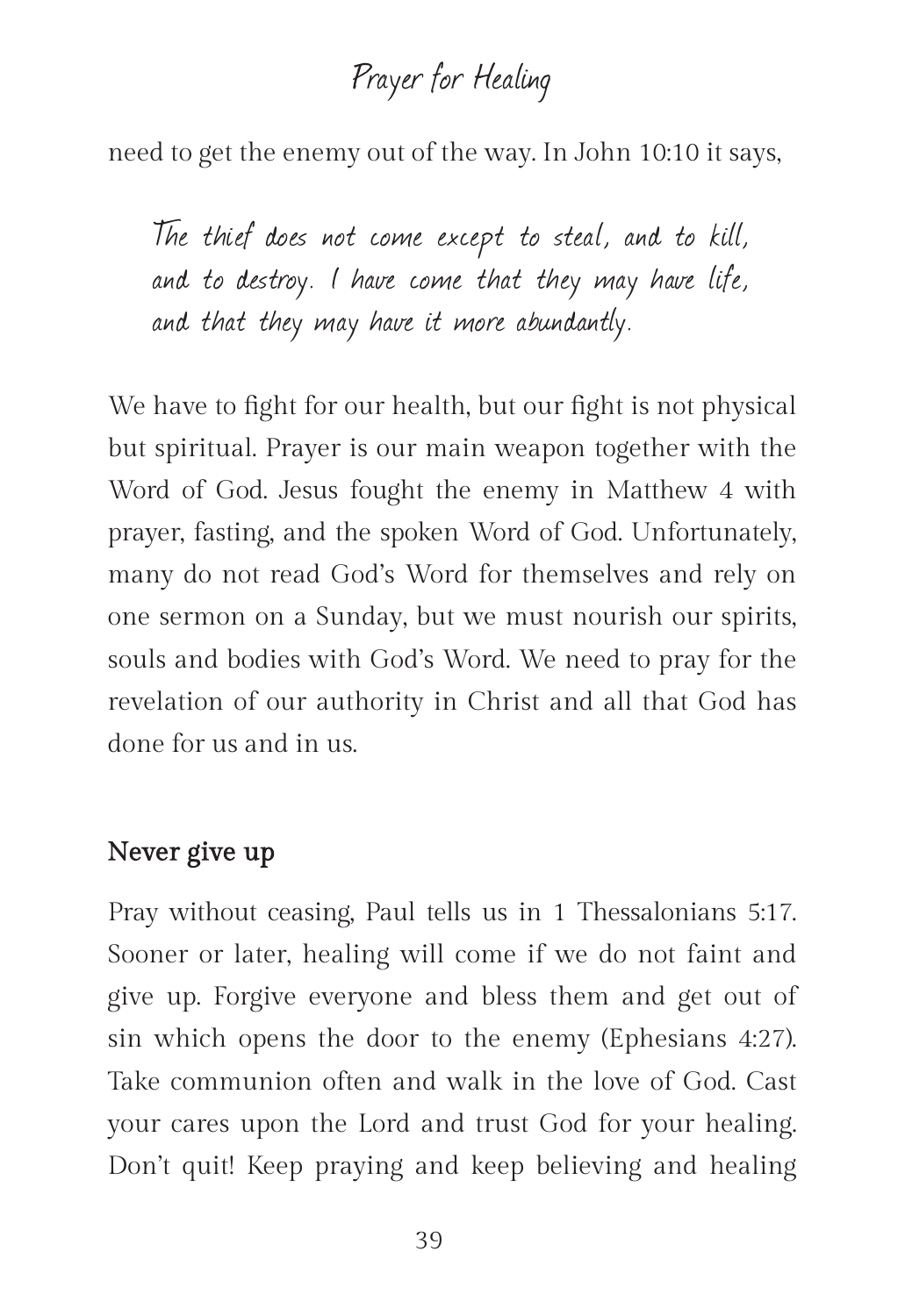need to get the enemy out of the way. In John 10:10 it says,

> *The thief does not come except to steal, and to kill, and to destroy. I have come that they may have life, and that they may have it more abundantly.*

We have to fight for our health, but our fight is not physical but spiritual. Prayer is our main weapon together with the Word of God. Jesus fought the enemy in Matthew 4 with prayer, fasting, and the spoken Word of God. Unfortunately, many do not read God's Word for themselves and rely on one sermon on a Sunday, but we must nourish our spirits, souls and bodies with God's Word. We need to pray for the revelation of our authority in Christ and all that God has done for us and in us.

### Never give up

Pray without ceasing, Paul tells us in 1 Thessalonians 5:17. Sooner or later, healing will come if we do not faint and give up. Forgive everyone and bless them and get out of sin which opens the door to the enemy (Ephesians 4:27). Take communion often and walk in the love of God. Cast your cares upon the Lord and trust God for your healing. Don't quit! Keep praying and keep believing and healing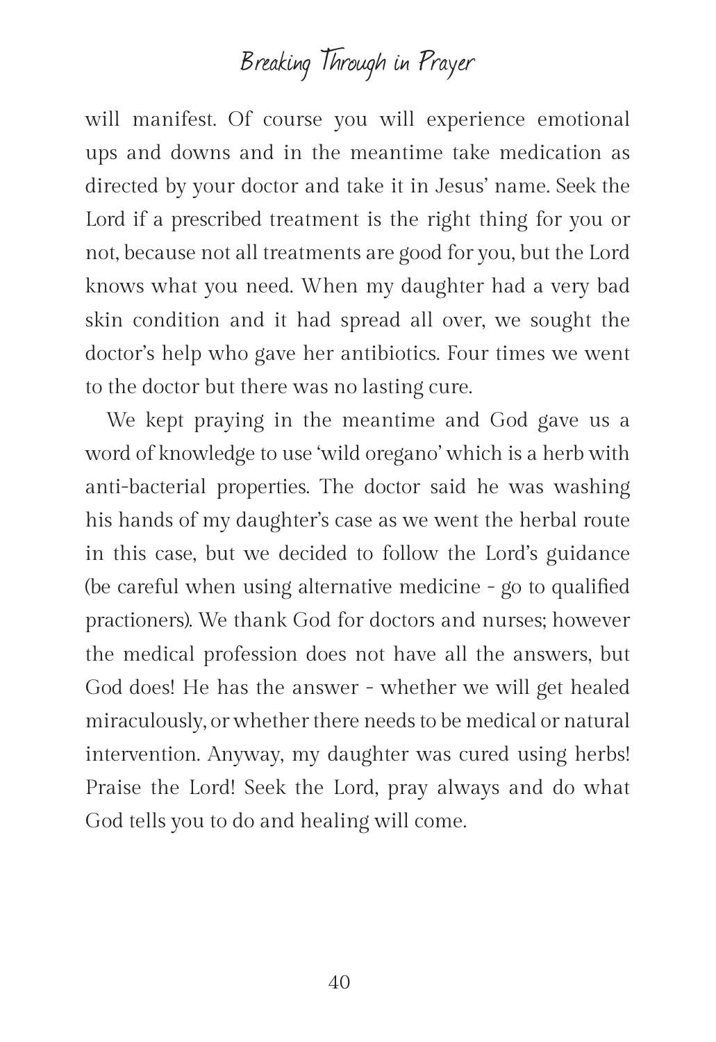will manifest. Of course you will experience emotional ups and downs and in the meantime take medication as directed by your doctor and take it in Jesus' name. Seek the Lord if a prescribed treatment is the right thing for you or not, because not all treatments are good for you, but the Lord knows what you need. When my daughter had a very bad skin condition and it had spread all over, we sought the doctor's help who gave her antibiotics. Four times we went to the doctor but there was no lasting cure.

We kept praying in the meantime and God gave us a word of knowledge to use 'wild oregano' which is a herb with anti-bacterial properties. The doctor said he was washing his hands of my daughter's case as we went the herbal route in this case, but we decided to follow the Lord's guidance (be careful when using alternative medicine - go to qualified practioners). We thank God for doctors and nurses; however the medical profession does not have all the answers, but God does! He has the answer - whether we will get healed miraculously, or whether there needs to be medical or natural intervention. Anyway, my daughter was cured using herbs! Praise the Lord! Seek the Lord, pray always and do what God tells you to do and healing will come.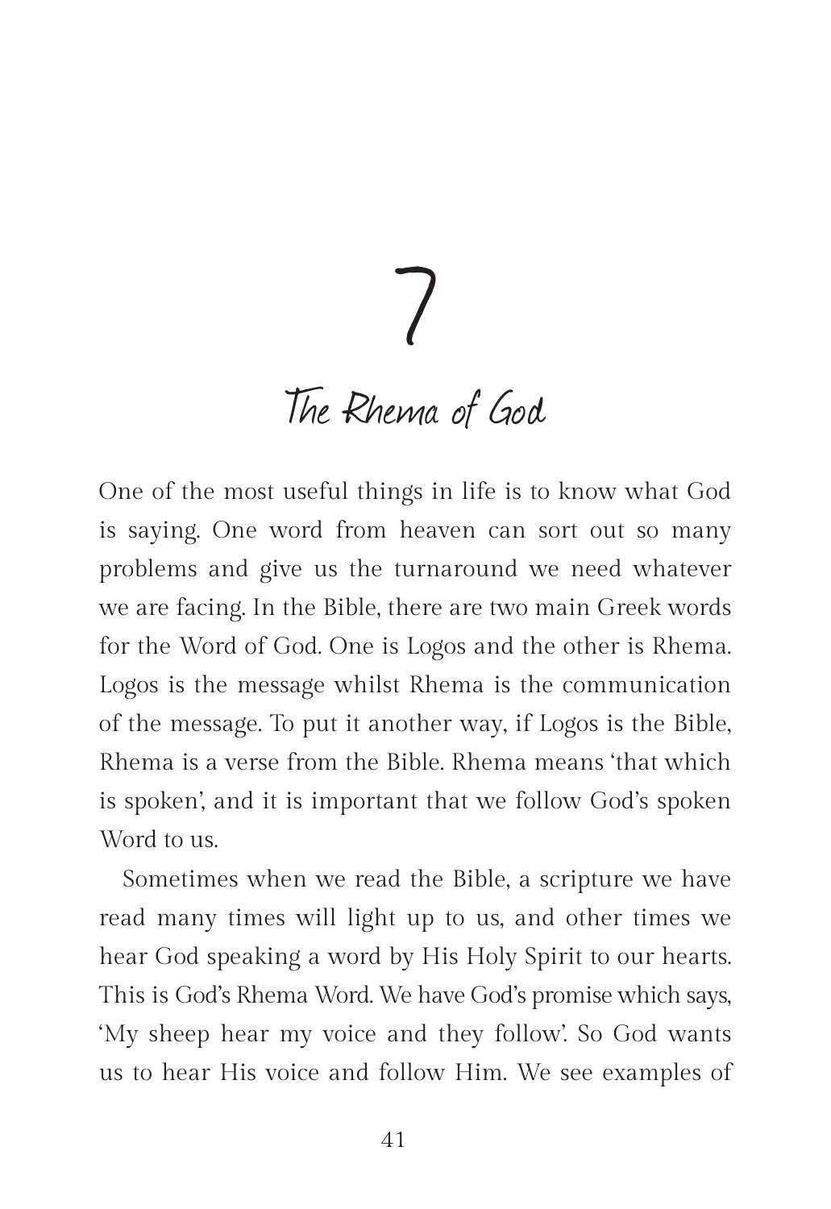# 7

# The Rhema of God

One of the most useful things in life is to know what God is saying. One word from heaven can sort out so many problems and give us the turnaround we need whatever we are facing. In the Bible, there are two main Greek words for the Word of God. One is Logos and the other is Rhema. Logos is the message whilst Rhema is the communication of the message. To put it another way, if Logos is the Bible, Rhema is a verse from the Bible. Rhema means 'that which is spoken', and it is important that we follow God's spoken Word to us.

Sometimes when we read the Bible, a scripture we have read many times will light up to us, and other times we hear God speaking a word by His Holy Spirit to our hearts. This is God's Rhema Word. We have God's promise which says, 'My sheep hear my voice and they follow'. So God wants us to hear His voice and follow Him. We see examples of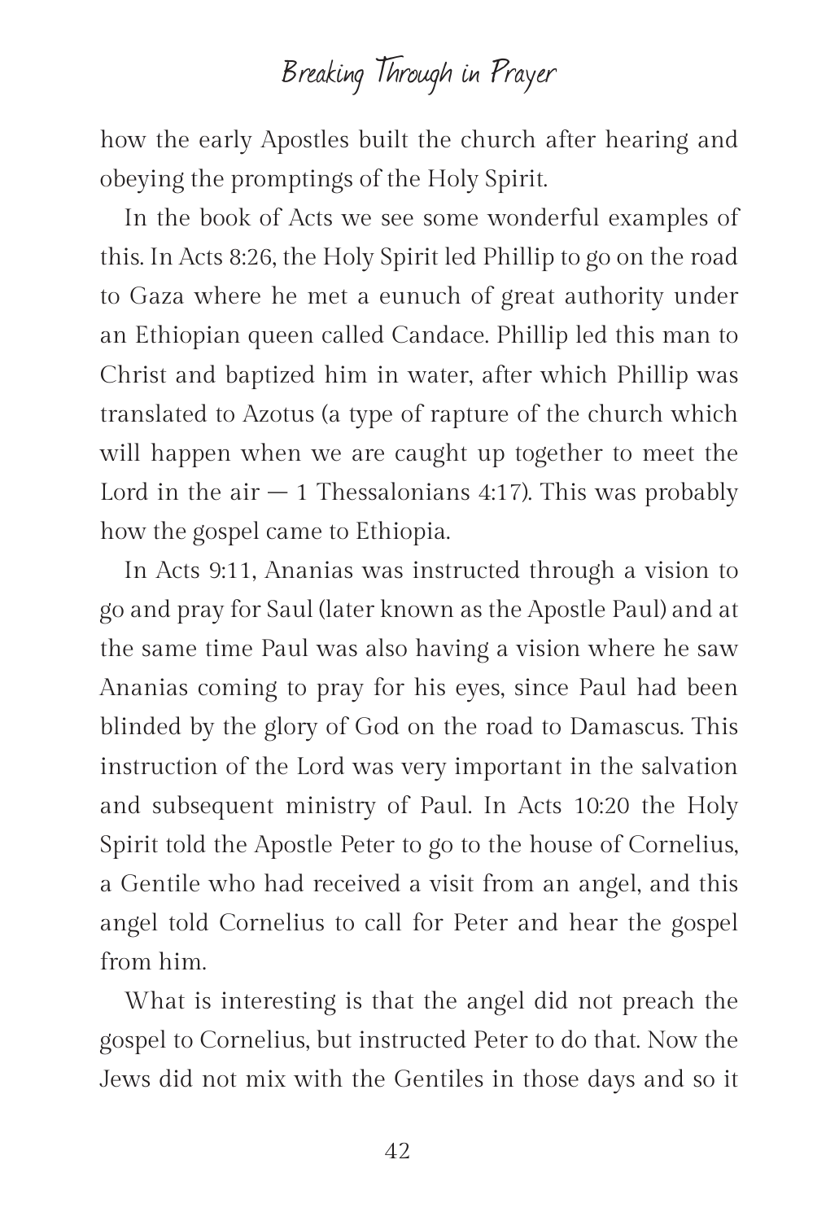how the early Apostles built the church after hearing and obeying the promptings of the Holy Spirit.

In the book of Acts we see some wonderful examples of this. In Acts 8:26, the Holy Spirit led Phillip to go on the road to Gaza where he met a eunuch of great authority under an Ethiopian queen called Candace. Phillip led this man to Christ and baptized him in water, after which Phillip was translated to Azotus (a type of rapture of the church which will happen when we are caught up together to meet the Lord in the air — 1 Thessalonians 4:17). This was probably how the gospel came to Ethiopia.

In Acts 9:11, Ananias was instructed through a vision to go and pray for Saul (later known as the Apostle Paul) and at the same time Paul was also having a vision where he saw Ananias coming to pray for his eyes, since Paul had been blinded by the glory of God on the road to Damascus. This instruction of the Lord was very important in the salvation and subsequent ministry of Paul. In Acts 10:20 the Holy Spirit told the Apostle Peter to go to the house of Cornelius, a Gentile who had received a visit from an angel, and this angel told Cornelius to call for Peter and hear the gospel from him.

What is interesting is that the angel did not preach the gospel to Cornelius, but instructed Peter to do that. Now the Jews did not mix with the Gentiles in those days and so it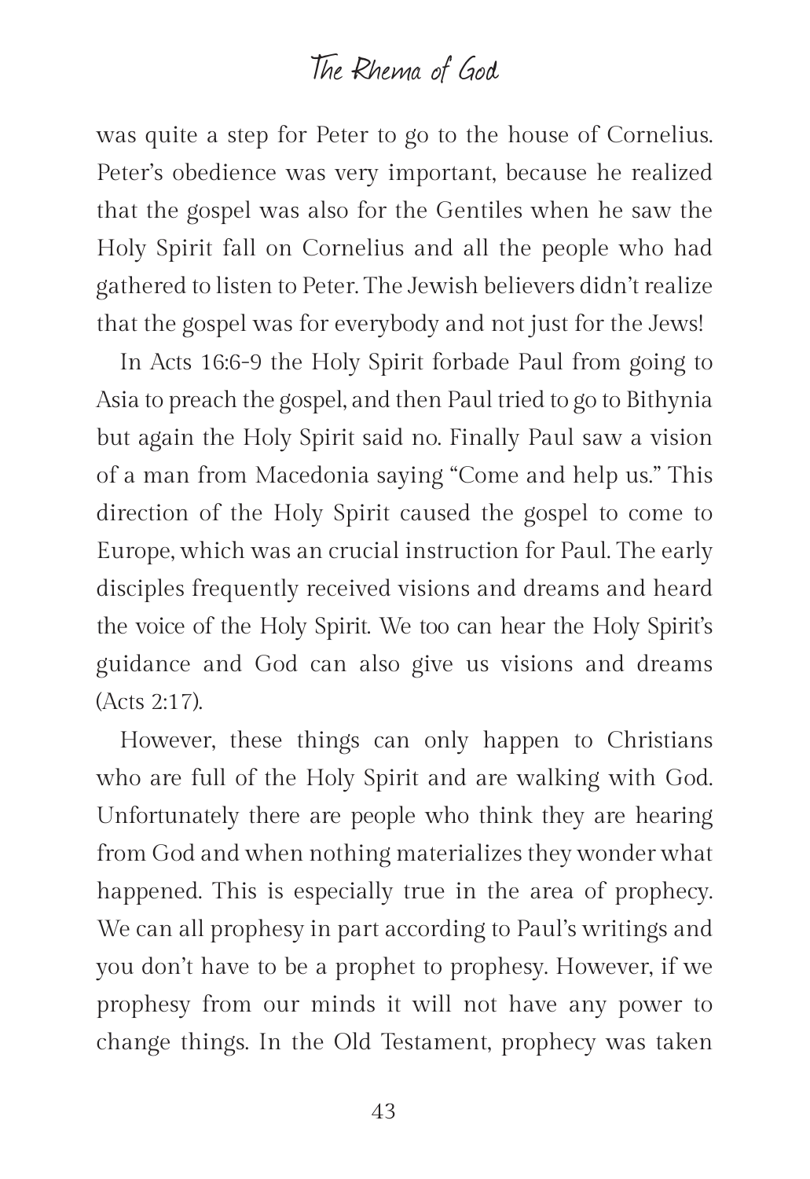was quite a step for Peter to go to the house of Cornelius. Peter's obedience was very important, because he realized that the gospel was also for the Gentiles when he saw the Holy Spirit fall on Cornelius and all the people who had gathered to listen to Peter. The Jewish believers didn't realize that the gospel was for everybody and not just for the Jews!

In Acts 16:6-9 the Holy Spirit forbade Paul from going to Asia to preach the gospel, and then Paul tried to go to Bithynia but again the Holy Spirit said no. Finally Paul saw a vision of a man from Macedonia saying "Come and help us." This direction of the Holy Spirit caused the gospel to come to Europe, which was an crucial instruction for Paul. The early disciples frequently received visions and dreams and heard the voice of the Holy Spirit. We too can hear the Holy Spirit's guidance and God can also give us visions and dreams (Acts 2:17).

However, these things can only happen to Christians who are full of the Holy Spirit and are walking with God. Unfortunately there are people who think they are hearing from God and when nothing materializes they wonder what happened. This is especially true in the area of prophecy. We can all prophesy in part according to Paul's writings and you don't have to be a prophet to prophesy. However, if we prophesy from our minds it will not have any power to change things. In the Old Testament, prophecy was taken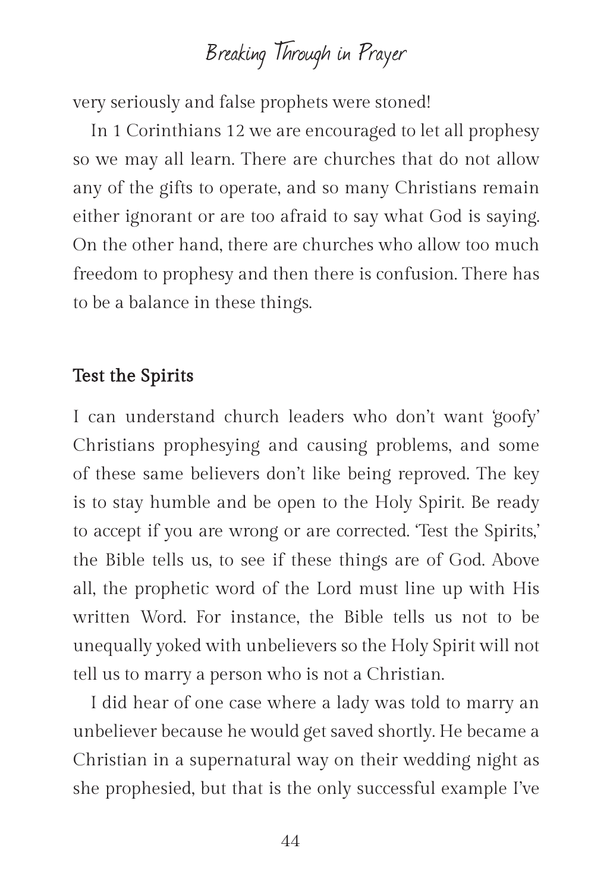very seriously and false prophets were stoned!

In 1 Corinthians 12 we are encouraged to let all prophesy so we may all learn. There are churches that do not allow any of the gifts to operate, and so many Christians remain either ignorant or are too afraid to say what God is saying. On the other hand, there are churches who allow too much freedom to prophesy and then there is confusion. There has to be a balance in these things.

### Test the Spirits

I can understand church leaders who don't want 'goofy' Christians prophesying and causing problems, and some of these same believers don't like being reproved. The key is to stay humble and be open to the Holy Spirit. Be ready to accept if you are wrong or are corrected. 'Test the Spirits,' the Bible tells us, to see if these things are of God. Above all, the prophetic word of the Lord must line up with His written Word. For instance, the Bible tells us not to be unequally yoked with unbelievers so the Holy Spirit will not tell us to marry a person who is not a Christian.

I did hear of one case where a lady was told to marry an unbeliever because he would get saved shortly. He became a Christian in a supernatural way on their wedding night as she prophesied, but that is the only successful example I've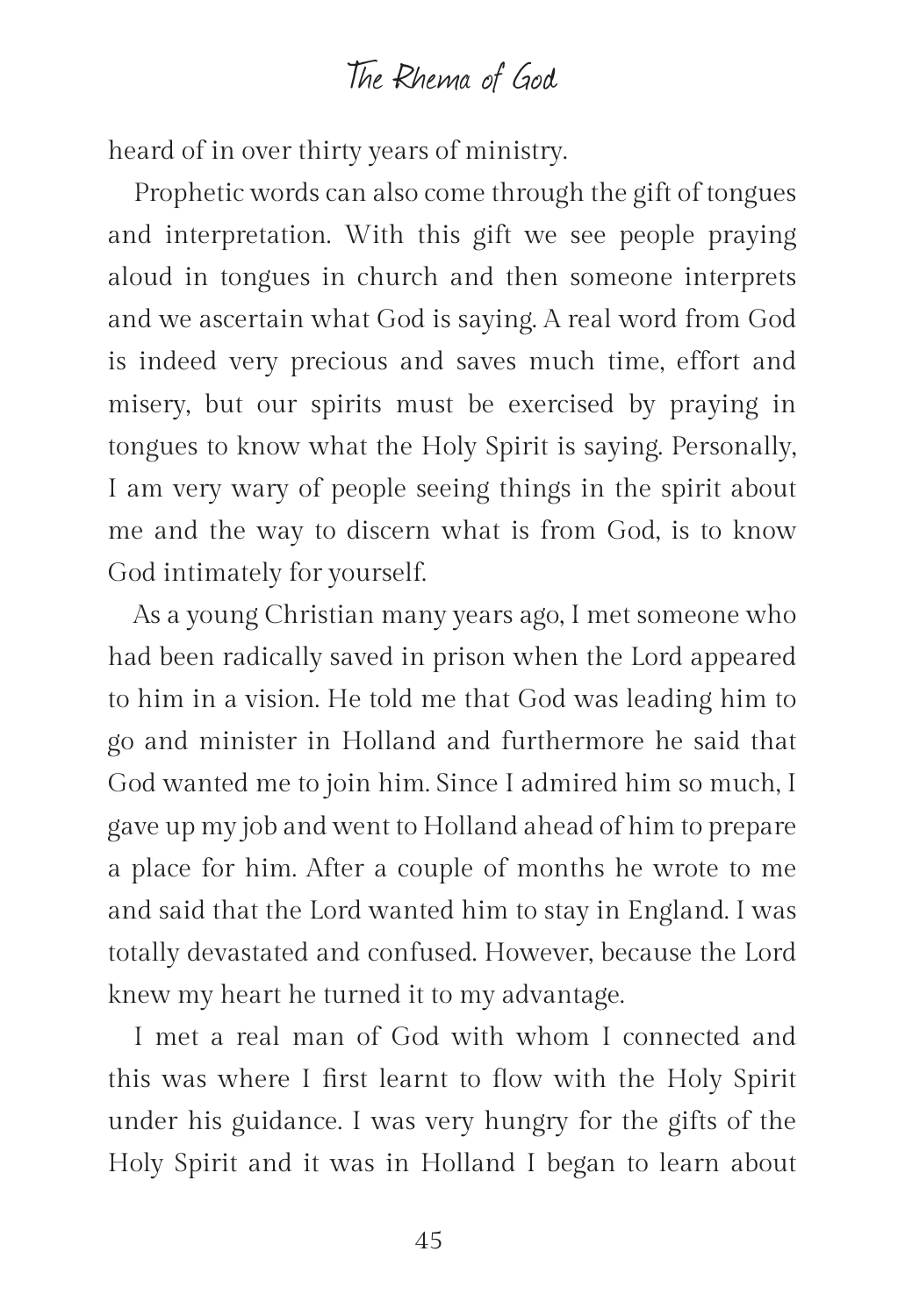heard of in over thirty years of ministry.

Prophetic words can also come through the gift of tongues and interpretation. With this gift we see people praying aloud in tongues in church and then someone interprets and we ascertain what God is saying. A real word from God is indeed very precious and saves much time, effort and misery, but our spirits must be exercised by praying in tongues to know what the Holy Spirit is saying. Personally, I am very wary of people seeing things in the spirit about me and the way to discern what is from God, is to know God intimately for yourself.

As a young Christian many years ago, I met someone who had been radically saved in prison when the Lord appeared to him in a vision. He told me that God was leading him to go and minister in Holland and furthermore he said that God wanted me to join him. Since I admired him so much, I gave up my job and went to Holland ahead of him to prepare a place for him. After a couple of months he wrote to me and said that the Lord wanted him to stay in England. I was totally devastated and confused. However, because the Lord knew my heart he turned it to my advantage.

I met a real man of God with whom I connected and this was where I first learnt to flow with the Holy Spirit under his guidance. I was very hungry for the gifts of the Holy Spirit and it was in Holland I began to learn about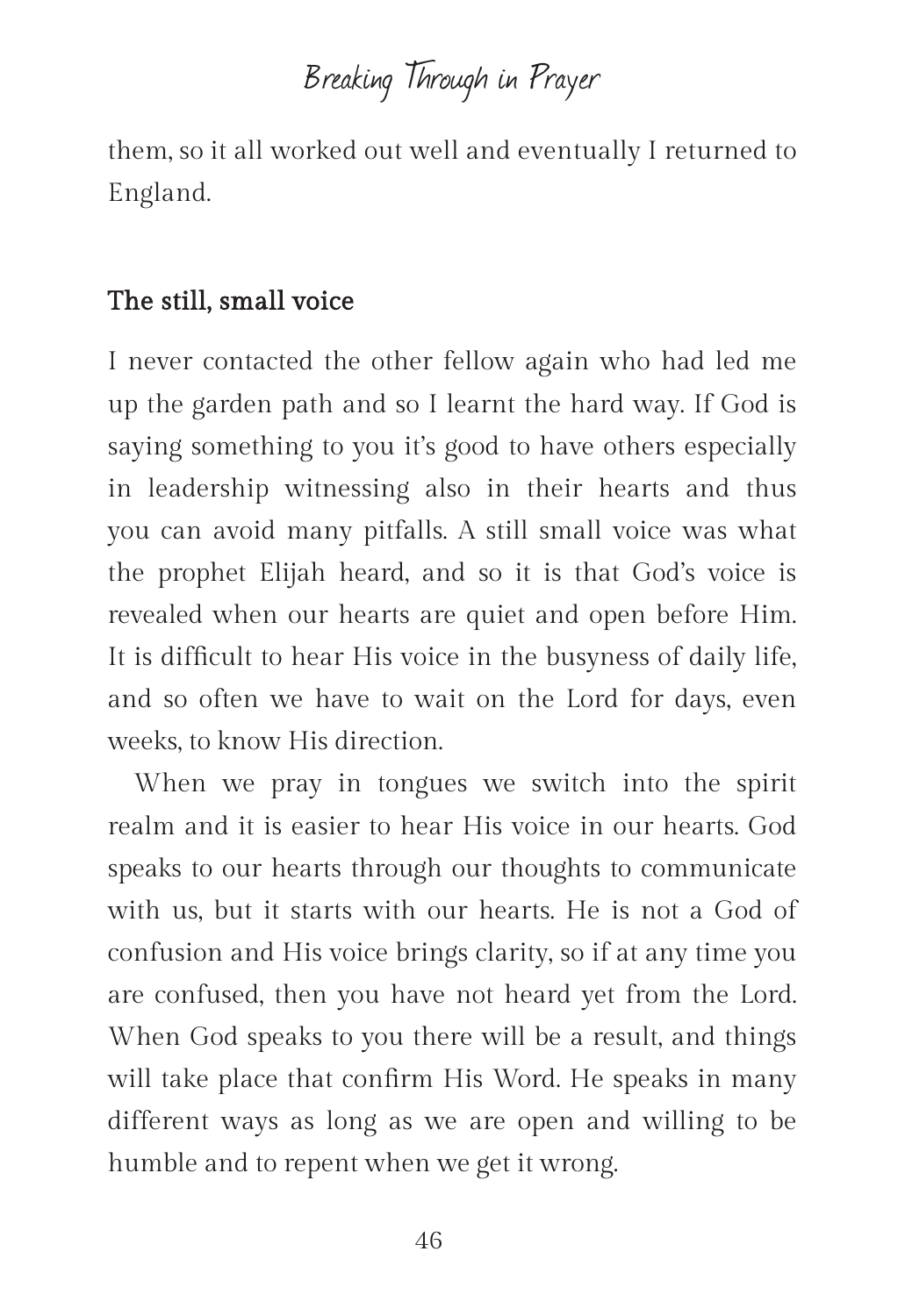them, so it all worked out well and eventually I returned to England.

### The still, small voice

I never contacted the other fellow again who had led me up the garden path and so I learnt the hard way. If God is saying something to you it's good to have others especially in leadership witnessing also in their hearts and thus you can avoid many pitfalls. A still small voice was what the prophet Elijah heard, and so it is that God's voice is revealed when our hearts are quiet and open before Him. It is difficult to hear His voice in the busyness of daily life, and so often we have to wait on the Lord for days, even weeks, to know His direction.

When we pray in tongues we switch into the spirit realm and it is easier to hear His voice in our hearts. God speaks to our hearts through our thoughts to communicate with us, but it starts with our hearts. He is not a God of confusion and His voice brings clarity, so if at any time you are confused, then you have not heard yet from the Lord. When God speaks to you there will be a result, and things will take place that confirm His Word. He speaks in many different ways as long as we are open and willing to be humble and to repent when we get it wrong.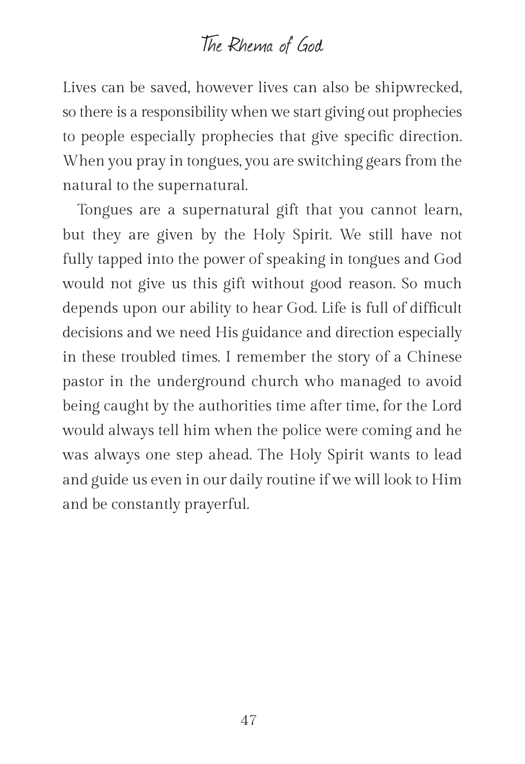Lives can be saved, however lives can also be shipwrecked, so there is a responsibility when we start giving out prophecies to people especially prophecies that give specific direction. When you pray in tongues, you are switching gears from the natural to the supernatural.

Tongues are a supernatural gift that you cannot learn, but they are given by the Holy Spirit. We still have not fully tapped into the power of speaking in tongues and God would not give us this gift without good reason. So much depends upon our ability to hear God. Life is full of difficult decisions and we need His guidance and direction especially in these troubled times. I remember the story of a Chinese pastor in the underground church who managed to avoid being caught by the authorities time after time, for the Lord would always tell him when the police were coming and he was always one step ahead. The Holy Spirit wants to lead and guide us even in our daily routine if we will look to Him and be constantly prayerful.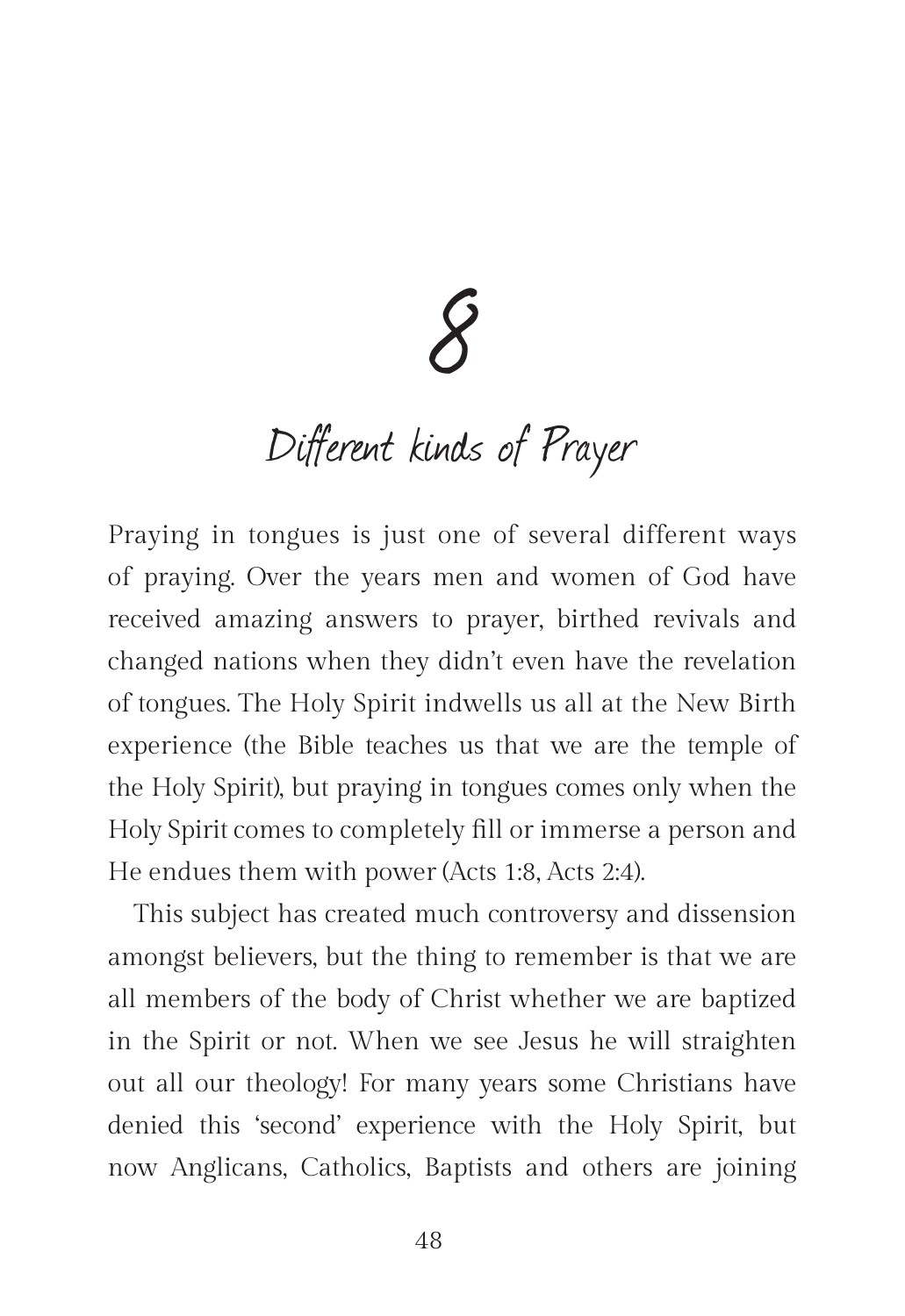# 8

## Different kinds of Prayer

Praying in tongues is just one of several different ways of praying. Over the years men and women of God have received amazing answers to prayer, birthed revivals and changed nations when they didn't even have the revelation of tongues. The Holy Spirit indwells us all at the New Birth experience (the Bible teaches us that we are the temple of the Holy Spirit), but praying in tongues comes only when the Holy Spirit comes to completely fill or immerse a person and He endues them with power (Acts 1:8, Acts 2:4).

This subject has created much controversy and dissension amongst believers, but the thing to remember is that we are all members of the body of Christ whether we are baptized in the Spirit or not. When we see Jesus he will straighten out all our theology! For many years some Christians have denied this 'second' experience with the Holy Spirit, but now Anglicans, Catholics, Baptists and others are joining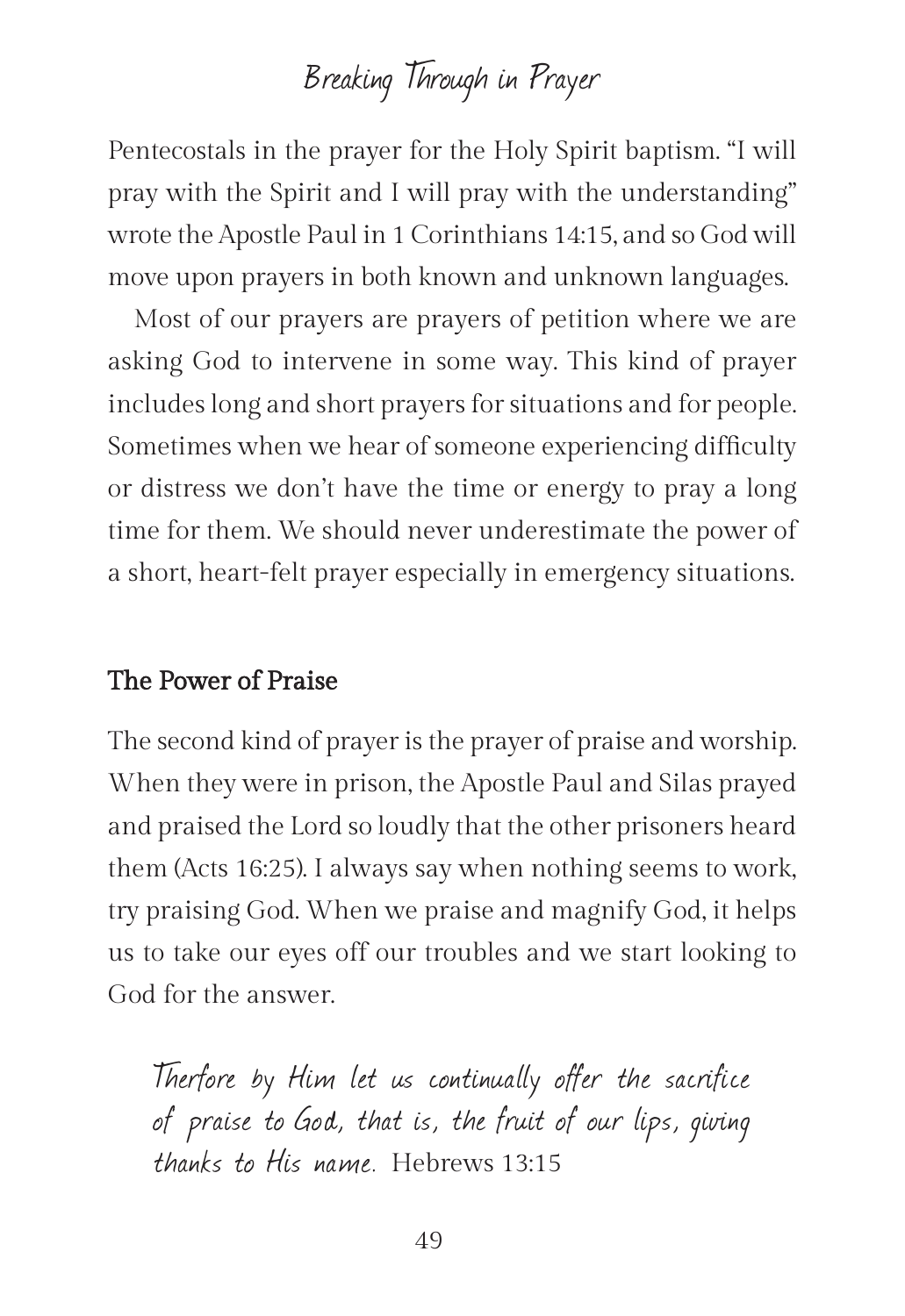Pentecostals in the prayer for the Holy Spirit baptism. "I will pray with the Spirit and I will pray with the understanding" wrote the Apostle Paul in 1 Corinthians 14:15, and so God will move upon prayers in both known and unknown languages.

Most of our prayers are prayers of petition where we are asking God to intervene in some way. This kind of prayer includes long and short prayers for situations and for people. Sometimes when we hear of someone experiencing difficulty or distress we don't have the time or energy to pray a long time for them. We should never underestimate the power of a short, heart-felt prayer especially in emergency situations.

### The Power of Praise

The second kind of prayer is the prayer of praise and worship. When they were in prison, the Apostle Paul and Silas prayed and praised the Lord so loudly that the other prisoners heard them (Acts 16:25). I always say when nothing seems to work, try praising God. When we praise and magnify God, it helps us to take our eyes off our troubles and we start looking to God for the answer.

> *Therfore by Him let us continually offer the sacrifice of praise to God, that is, the fruit of our lips, giving thanks to His name.* Hebrews 13:15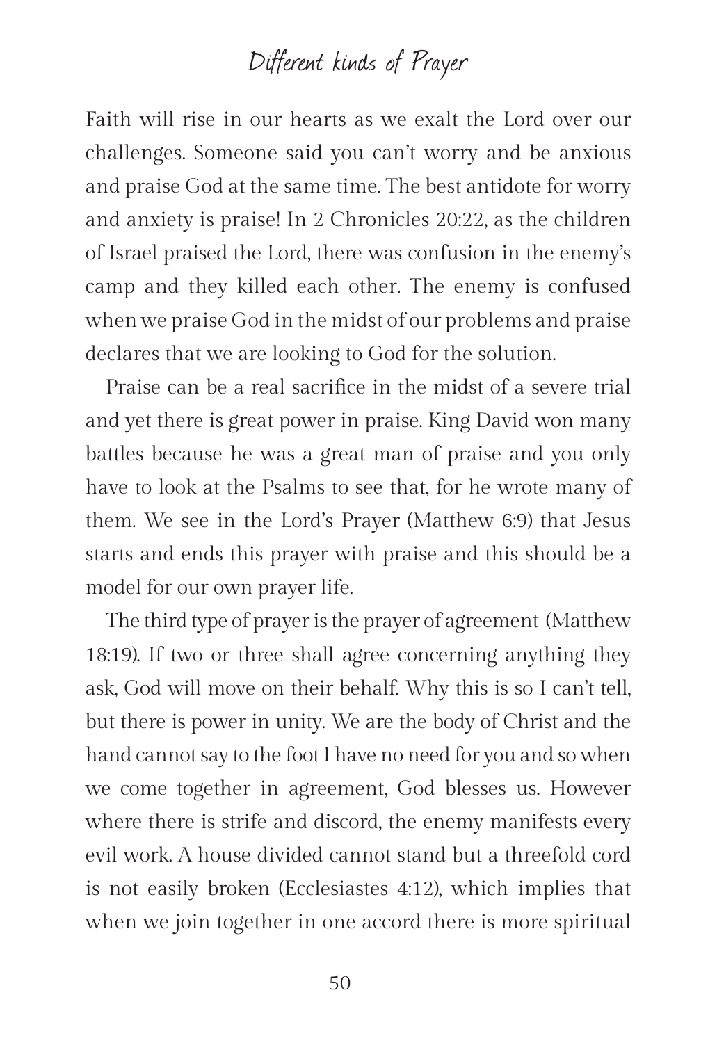Faith will rise in our hearts as we exalt the Lord over our challenges. Someone said you can't worry and be anxious and praise God at the same time. The best antidote for worry and anxiety is praise! In 2 Chronicles 20:22, as the children of Israel praised the Lord, there was confusion in the enemy's camp and they killed each other. The enemy is confused when we praise God in the midst of our problems and praise declares that we are looking to God for the solution.

Praise can be a real sacrifice in the midst of a severe trial and yet there is great power in praise. King David won many battles because he was a great man of praise and you only have to look at the Psalms to see that, for he wrote many of them. We see in the Lord's Prayer (Matthew 6:9) that Jesus starts and ends this prayer with praise and this should be a model for our own prayer life.

The third type of prayer is the prayer of agreement (Matthew 18:19). If two or three shall agree concerning anything they ask, God will move on their behalf. Why this is so I can't tell, but there is power in unity. We are the body of Christ and the hand cannot say to the foot I have no need for you and so when we come together in agreement, God blesses us. However where there is strife and discord, the enemy manifests every evil work. A house divided cannot stand but a threefold cord is not easily broken (Ecclesiastes 4:12), which implies that when we join together in one accord there is more spiritual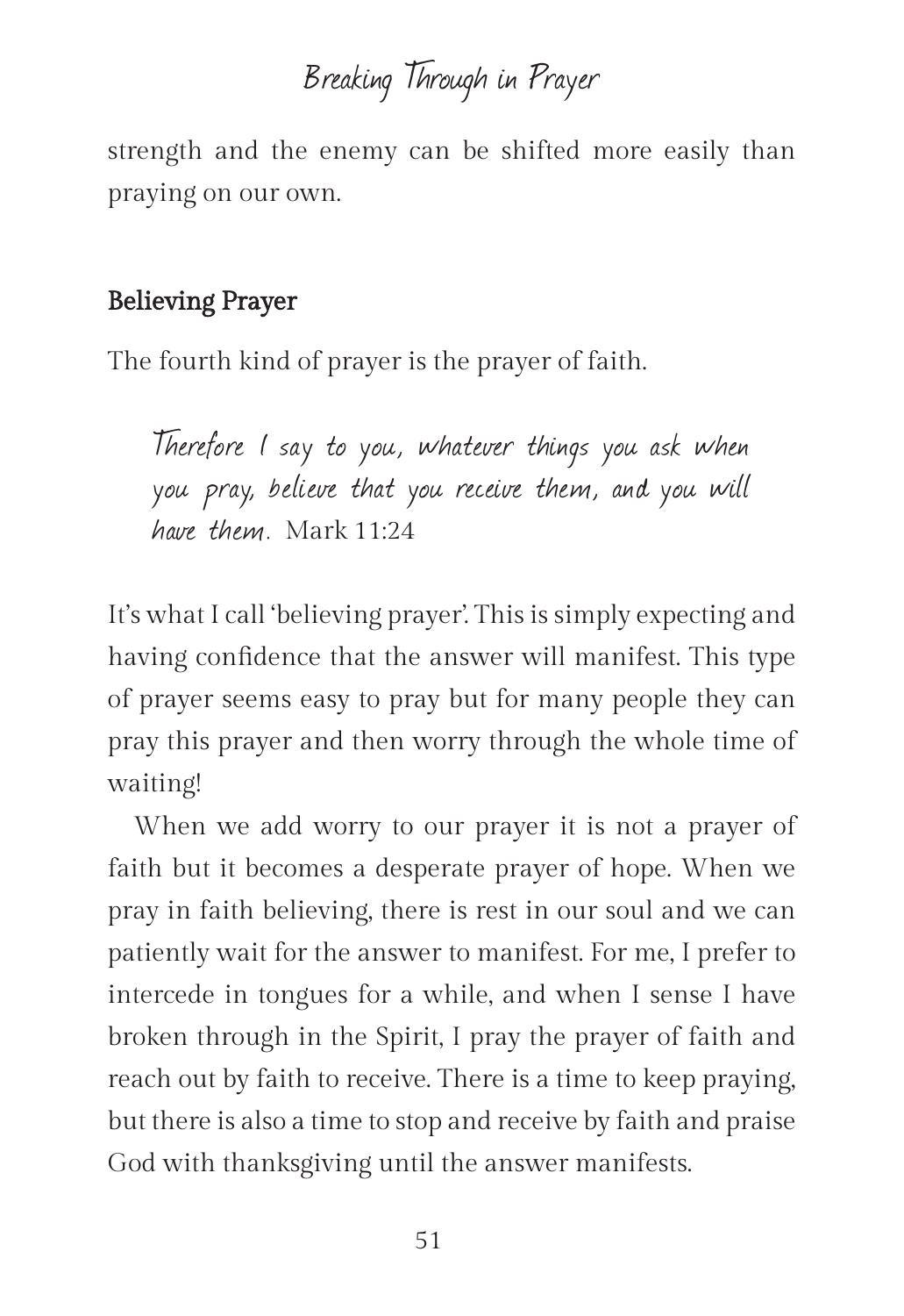strength and the enemy can be shifted more easily than praying on our own.

### Believing Prayer

The fourth kind of prayer is the prayer of faith.

> *Therefore I say to you, whatever things you ask when you pray, believe that you receive them, and you will have them.* Mark 11:24

It's what I call 'believing prayer'. This is simply expecting and having confidence that the answer will manifest. This type of prayer seems easy to pray but for many people they can pray this prayer and then worry through the whole time of waiting!

When we add worry to our prayer it is not a prayer of faith but it becomes a desperate prayer of hope. When we pray in faith believing, there is rest in our soul and we can patiently wait for the answer to manifest. For me, I prefer to intercede in tongues for a while, and when I sense I have broken through in the Spirit, I pray the prayer of faith and reach out by faith to receive. There is a time to keep praying, but there is also a time to stop and receive by faith and praise God with thanksgiving until the answer manifests.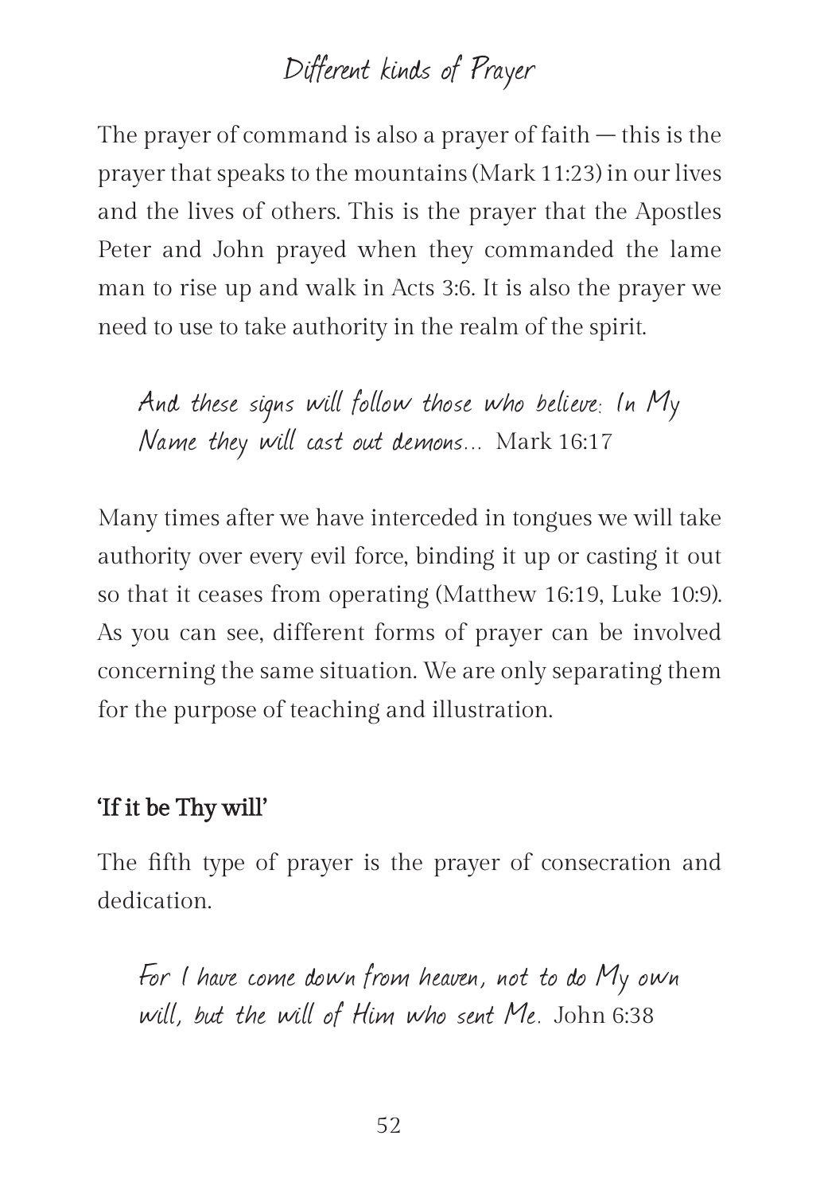The prayer of command is also a prayer of faith — this is the prayer that speaks to the mountains (Mark 11:23) in our lives and the lives of others. This is the prayer that the Apostles Peter and John prayed when they commanded the lame man to rise up and walk in Acts 3:6. It is also the prayer we need to use to take authority in the realm of the spirit.

> *And these signs will follow those who believe: In My Name they will cast out demons...* Mark 16:17

Many times after we have interceded in tongues we will take authority over every evil force, binding it up or casting it out so that it ceases from operating (Matthew 16:19, Luke 10:9). As you can see, different forms of prayer can be involved concerning the same situation. We are only separating them for the purpose of teaching and illustration.

### 'If it be Thy will'

The fifth type of prayer is the prayer of consecration and dedication.

> *For I have come down from heaven, not to do My own will, but the will of Him who sent Me.* John 6:38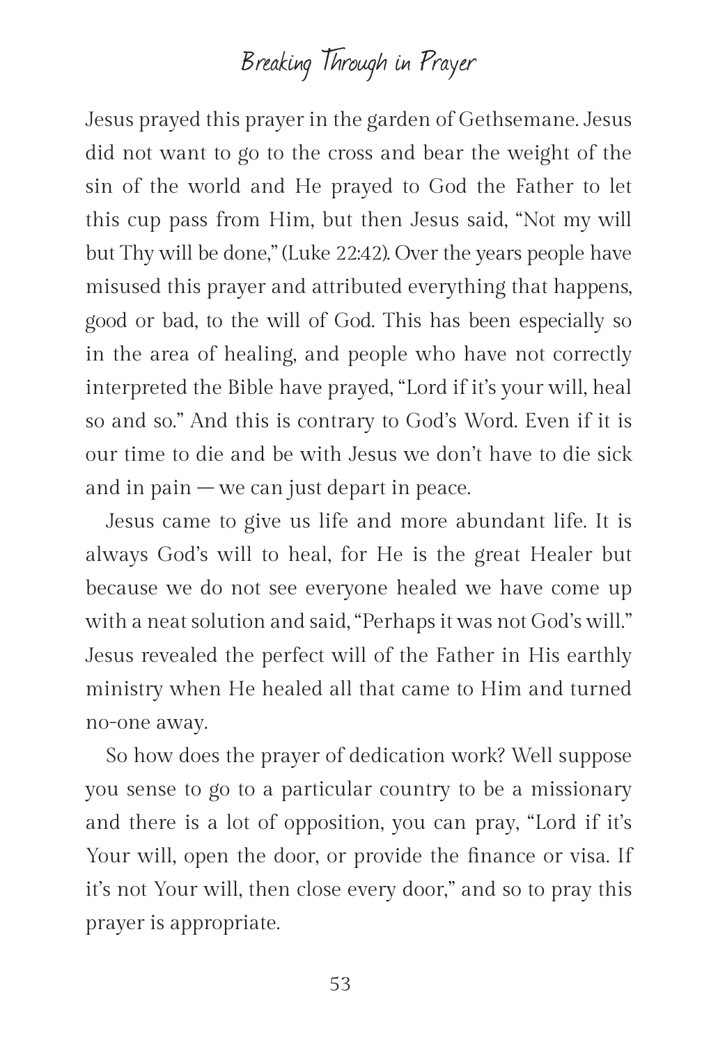Jesus prayed this prayer in the garden of Gethsemane. Jesus did not want to go to the cross and bear the weight of the sin of the world and He prayed to God the Father to let this cup pass from Him, but then Jesus said, "Not my will but Thy will be done," (Luke 22:42). Over the years people have misused this prayer and attributed everything that happens, good or bad, to the will of God. This has been especially so in the area of healing, and people who have not correctly interpreted the Bible have prayed, "Lord if it's your will, heal so and so." And this is contrary to God's Word. Even if it is our time to die and be with Jesus we don't have to die sick and in pain — we can just depart in peace.

Jesus came to give us life and more abundant life. It is always God's will to heal, for He is the great Healer but because we do not see everyone healed we have come up with a neat solution and said, "Perhaps it was not God's will." Jesus revealed the perfect will of the Father in His earthly ministry when He healed all that came to Him and turned no-one away.

So how does the prayer of dedication work? Well suppose you sense to go to a particular country to be a missionary and there is a lot of opposition, you can pray, "Lord if it's Your will, open the door, or provide the finance or visa. If it's not Your will, then close every door," and so to pray this prayer is appropriate.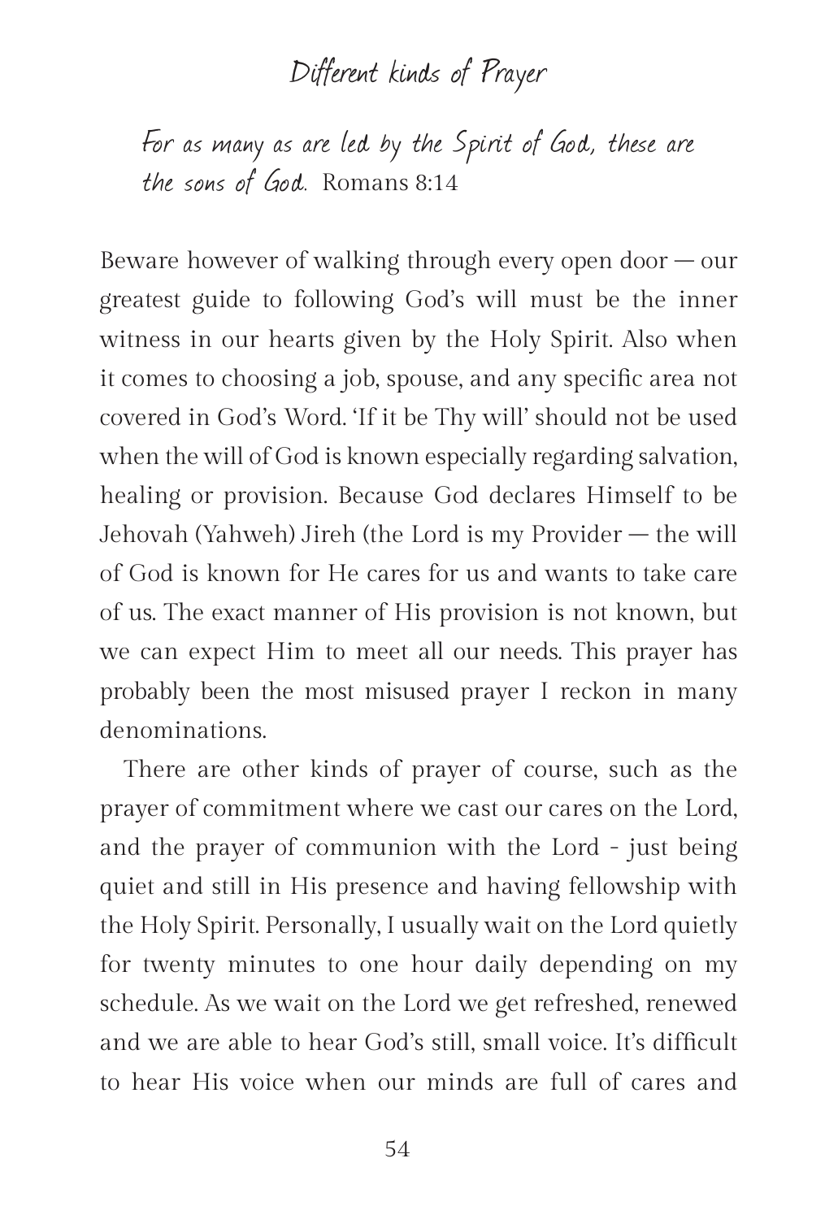*For as many as are led by the Spirit of God, these are the sons of God.* Romans 8:14

Beware however of walking through every open door — our greatest guide to following God's will must be the inner witness in our hearts given by the Holy Spirit. Also when it comes to choosing a job, spouse, and any specific area not covered in God's Word. 'If it be Thy will' should not be used when the will of God is known especially regarding salvation, healing or provision. Because God declares Himself to be Jehovah (Yahweh) Jireh (the Lord is my Provider — the will of God is known for He cares for us and wants to take care of us. The exact manner of His provision is not known, but we can expect Him to meet all our needs. This prayer has probably been the most misused prayer I reckon in many denominations.

There are other kinds of prayer of course, such as the prayer of commitment where we cast our cares on the Lord, and the prayer of communion with the Lord - just being quiet and still in His presence and having fellowship with the Holy Spirit. Personally, I usually wait on the Lord quietly for twenty minutes to one hour daily depending on my schedule. As we wait on the Lord we get refreshed, renewed and we are able to hear God's still, small voice. It's difficult to hear His voice when our minds are full of cares and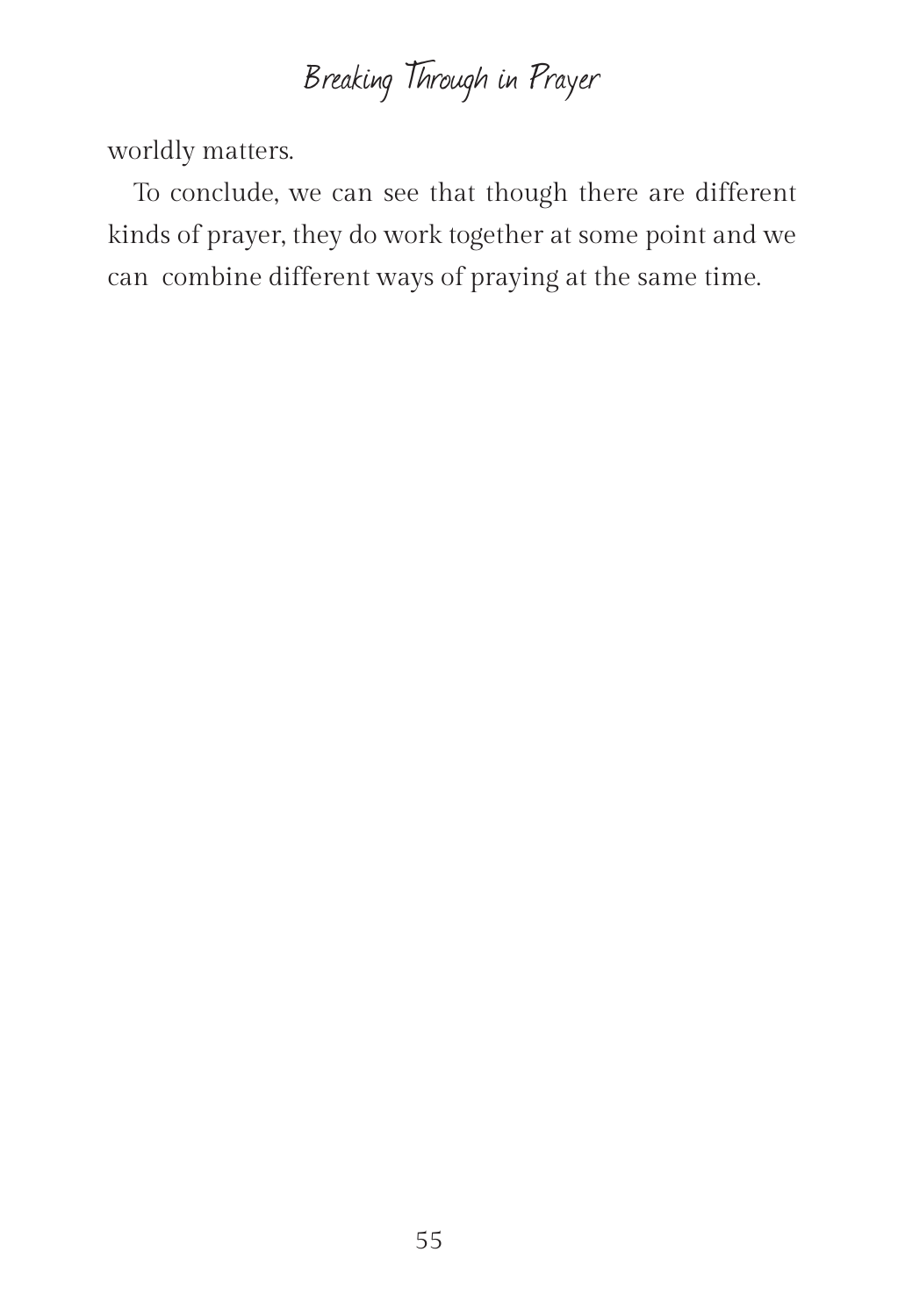worldly matters.

To conclude, we can see that though there are different kinds of prayer, they do work together at some point and we can combine different ways of praying at the same time.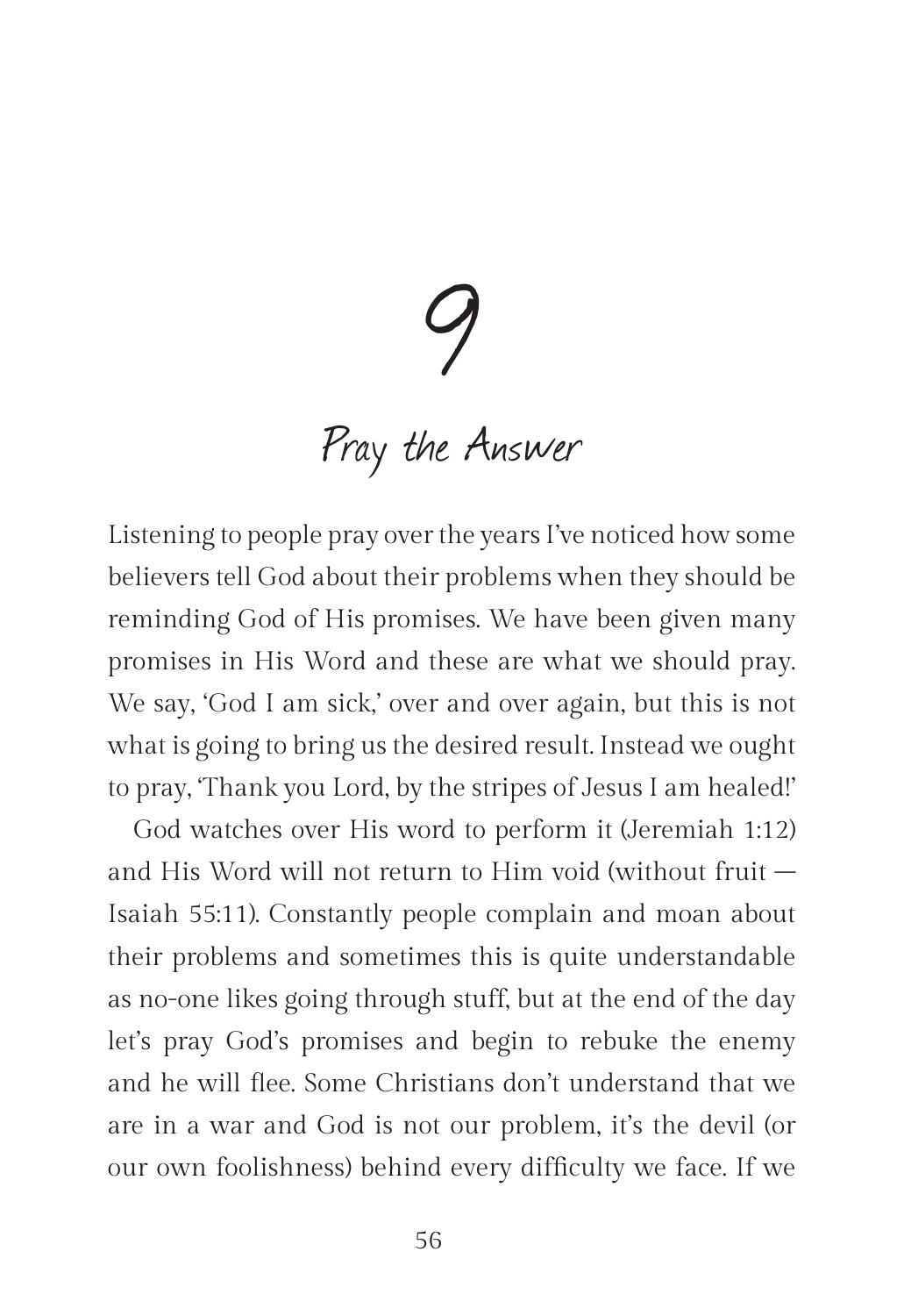# 9

# Pray the Answer

Listening to people pray over the years I've noticed how some believers tell God about their problems when they should be reminding God of His promises. We have been given many promises in His Word and these are what we should pray. We say, 'God I am sick,' over and over again, but this is not what is going to bring us the desired result. Instead we ought to pray, 'Thank you Lord, by the stripes of Jesus I am healed!'

God watches over His word to perform it (Jeremiah 1:12) and His Word will not return to Him void (without fruit — Isaiah 55:11). Constantly people complain and moan about their problems and sometimes this is quite understandable as no-one likes going through stuff, but at the end of the day let's pray God's promises and begin to rebuke the enemy and he will flee. Some Christians don't understand that we are in a war and God is not our problem, it's the devil (or our own foolishness) behind every difficulty we face. If we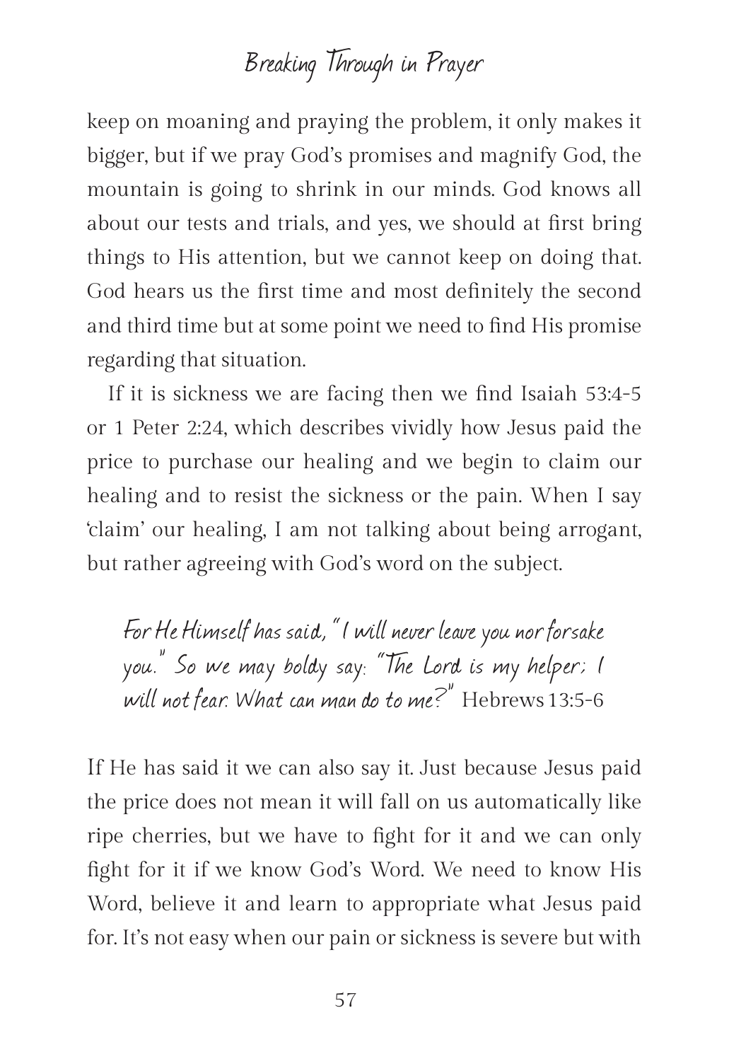keep on moaning and praying the problem, it only makes it bigger, but if we pray God's promises and magnify God, the mountain is going to shrink in our minds. God knows all about our tests and trials, and yes, we should at first bring things to His attention, but we cannot keep on doing that. God hears us the first time and most definitely the second and third time but at some point we need to find His promise regarding that situation.

If it is sickness we are facing then we find Isaiah 53:4-5 or 1 Peter 2:24, which describes vividly how Jesus paid the price to purchase our healing and we begin to claim our healing and to resist the sickness or the pain. When I say 'claim' our healing, I am not talking about being arrogant, but rather agreeing with God's word on the subject.

> *For He Himself has said, "I will never leave you nor forsake you." So we may boldy say: "The Lord is my helper; I will not fear. What can man do to me?"* Hebrews 13:5-6

If He has said it we can also say it. Just because Jesus paid the price does not mean it will fall on us automatically like ripe cherries, but we have to fight for it and we can only fight for it if we know God's Word. We need to know His Word, believe it and learn to appropriate what Jesus paid for. It's not easy when our pain or sickness is severe but with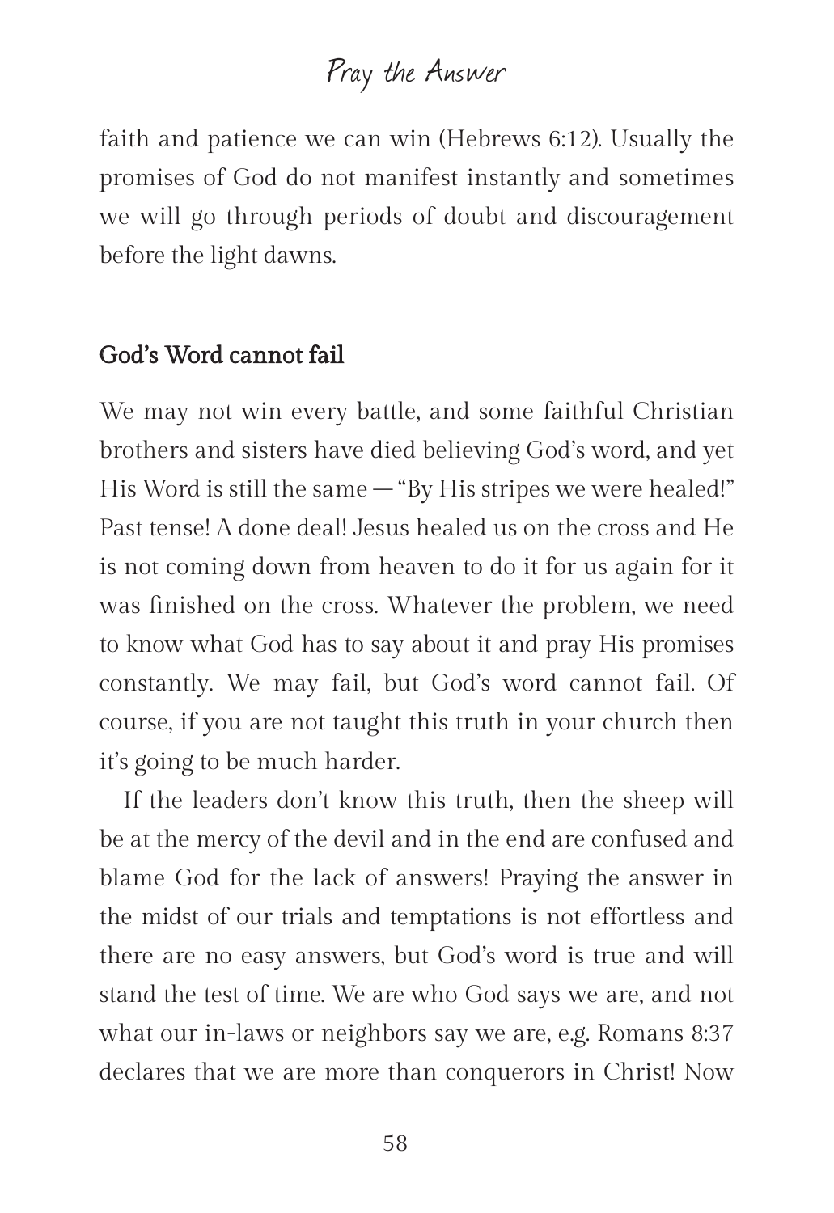faith and patience we can win (Hebrews 6:12). Usually the promises of God do not manifest instantly and sometimes we will go through periods of doubt and discouragement before the light dawns.

## God's Word cannot fail

We may not win every battle, and some faithful Christian brothers and sisters have died believing God's word, and yet His Word is still the same — "By His stripes we were healed!" Past tense! A done deal! Jesus healed us on the cross and He is not coming down from heaven to do it for us again for it was finished on the cross. Whatever the problem, we need to know what God has to say about it and pray His promises constantly. We may fail, but God's word cannot fail. Of course, if you are not taught this truth in your church then it's going to be much harder.

If the leaders don't know this truth, then the sheep will be at the mercy of the devil and in the end are confused and blame God for the lack of answers! Praying the answer in the midst of our trials and temptations is not effortless and there are no easy answers, but God's word is true and will stand the test of time. We are who God says we are, and not what our in-laws or neighbors say we are, e.g. Romans 8:37 declares that we are more than conquerors in Christ! Now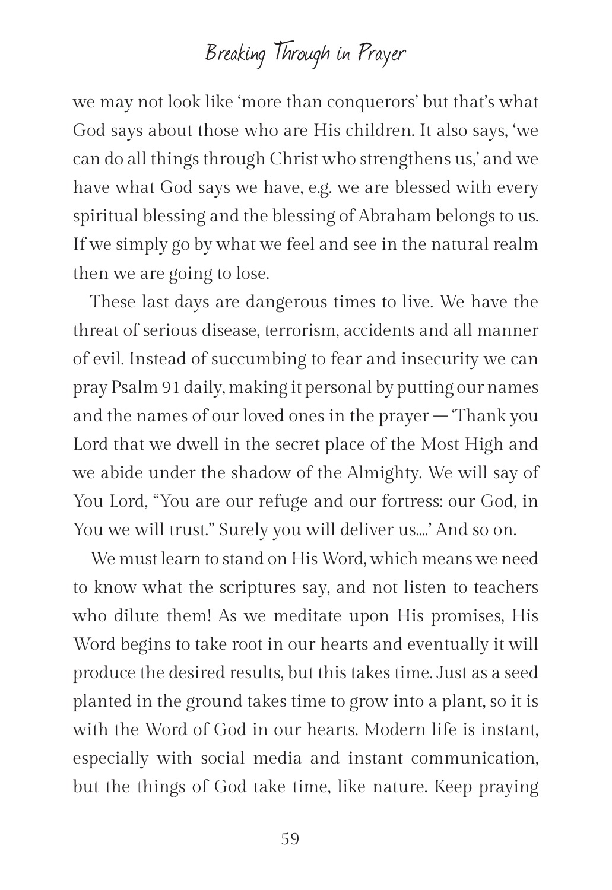we may not look like 'more than conquerors' but that's what God says about those who are His children. It also says, 'we can do all things through Christ who strengthens us,' and we have what God says we have, e.g. we are blessed with every spiritual blessing and the blessing of Abraham belongs to us. If we simply go by what we feel and see in the natural realm then we are going to lose.

These last days are dangerous times to live. We have the threat of serious disease, terrorism, accidents and all manner of evil. Instead of succumbing to fear and insecurity we can pray Psalm 91 daily, making it personal by putting our names and the names of our loved ones in the prayer — 'Thank you Lord that we dwell in the secret place of the Most High and we abide under the shadow of the Almighty. We will say of You Lord, "You are our refuge and our fortress: our God, in You we will trust." Surely you will deliver us....' And so on.

We must learn to stand on His Word, which means we need to know what the scriptures say, and not listen to teachers who dilute them! As we meditate upon His promises, His Word begins to take root in our hearts and eventually it will produce the desired results, but this takes time. Just as a seed planted in the ground takes time to grow into a plant, so it is with the Word of God in our hearts. Modern life is instant, especially with social media and instant communication, but the things of God take time, like nature. Keep praying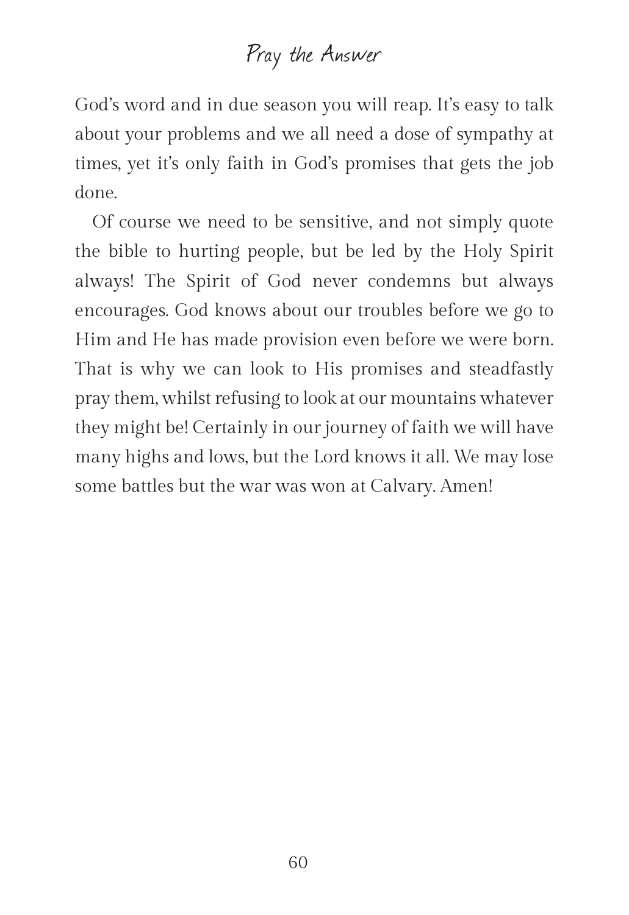God's word and in due season you will reap. It's easy to talk about your problems and we all need a dose of sympathy at times, yet it's only faith in God's promises that gets the job done.

Of course we need to be sensitive, and not simply quote the bible to hurting people, but be led by the Holy Spirit always! The Spirit of God never condemns but always encourages. God knows about our troubles before we go to Him and He has made provision even before we were born. That is why we can look to His promises and steadfastly pray them, whilst refusing to look at our mountains whatever they might be! Certainly in our journey of faith we will have many highs and lows, but the Lord knows it all. We may lose some battles but the war was won at Calvary. Amen!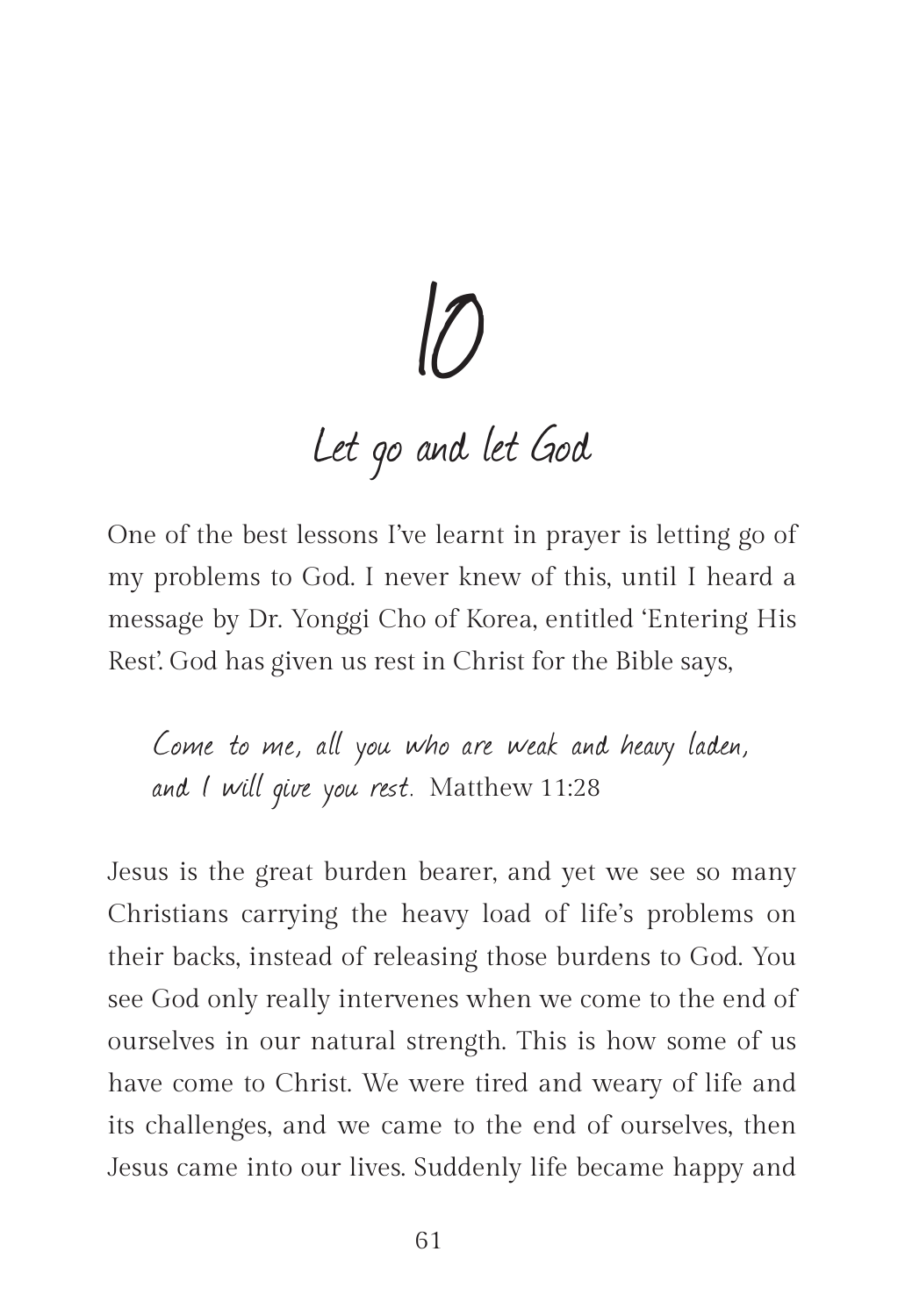# 10

## Let go and let God

One of the best lessons I've learnt in prayer is letting go of my problems to God. I never knew of this, until I heard a message by Dr. Yonggi Cho of Korea, entitled 'Entering His Rest'. God has given us rest in Christ for the Bible says,

> *Come to me, all you who are weak and heavy laden, and I will give you rest.* Matthew 11:28

Jesus is the great burden bearer, and yet we see so many Christians carrying the heavy load of life's problems on their backs, instead of releasing those burdens to God. You see God only really intervenes when we come to the end of ourselves in our natural strength. This is how some of us have come to Christ. We were tired and weary of life and its challenges, and we came to the end of ourselves, then Jesus came into our lives. Suddenly life became happy and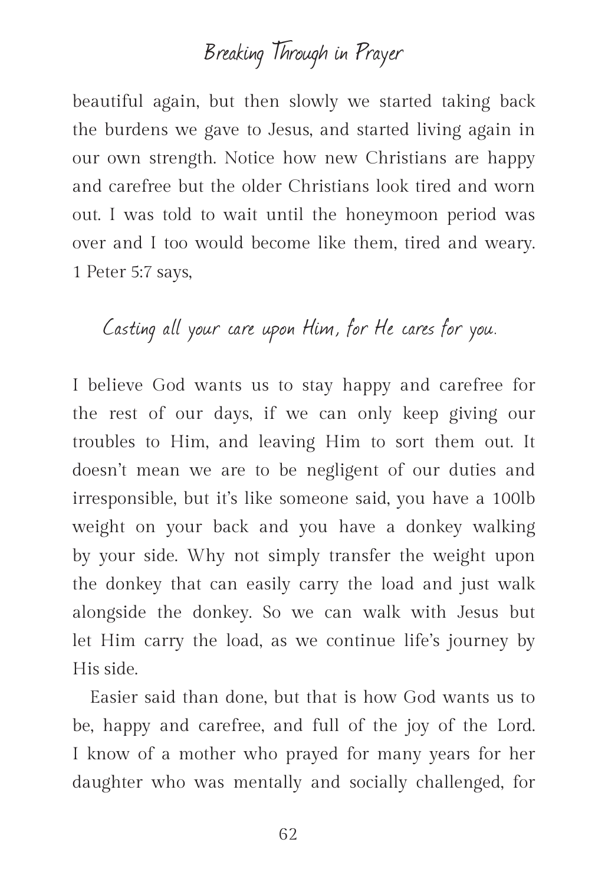beautiful again, but then slowly we started taking back the burdens we gave to Jesus, and started living again in our own strength. Notice how new Christians are happy and carefree but the older Christians look tired and worn out. I was told to wait until the honeymoon period was over and I too would become like them, tired and weary. 1 Peter 5:7 says,

*Casting all your care upon Him, for He cares for you.*

I believe God wants us to stay happy and carefree for the rest of our days, if we can only keep giving our troubles to Him, and leaving Him to sort them out. It doesn't mean we are to be negligent of our duties and irresponsible, but it's like someone said, you have a 100lb weight on your back and you have a donkey walking by your side. Why not simply transfer the weight upon the donkey that can easily carry the load and just walk alongside the donkey. So we can walk with Jesus but let Him carry the load, as we continue life's journey by His side.

Easier said than done, but that is how God wants us to be, happy and carefree, and full of the joy of the Lord. I know of a mother who prayed for many years for her daughter who was mentally and socially challenged, for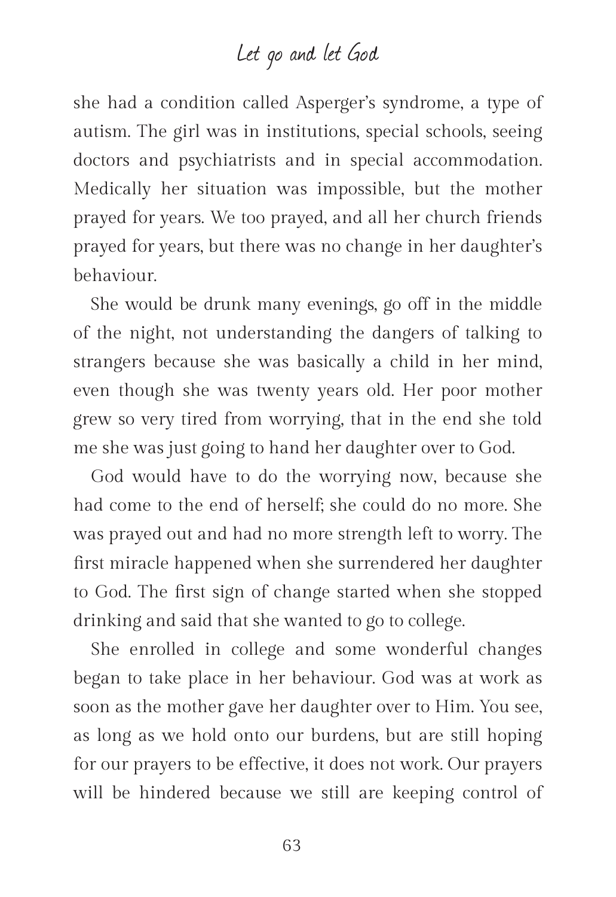she had a condition called Asperger's syndrome, a type of autism. The girl was in institutions, special schools, seeing doctors and psychiatrists and in special accommodation. Medically her situation was impossible, but the mother prayed for years. We too prayed, and all her church friends prayed for years, but there was no change in her daughter's behaviour.

She would be drunk many evenings, go off in the middle of the night, not understanding the dangers of talking to strangers because she was basically a child in her mind, even though she was twenty years old. Her poor mother grew so very tired from worrying, that in the end she told me she was just going to hand her daughter over to God.

God would have to do the worrying now, because she had come to the end of herself; she could do no more. She was prayed out and had no more strength left to worry. The first miracle happened when she surrendered her daughter to God. The first sign of change started when she stopped drinking and said that she wanted to go to college.

She enrolled in college and some wonderful changes began to take place in her behaviour. God was at work as soon as the mother gave her daughter over to Him. You see, as long as we hold onto our burdens, but are still hoping for our prayers to be effective, it does not work. Our prayers will be hindered because we still are keeping control of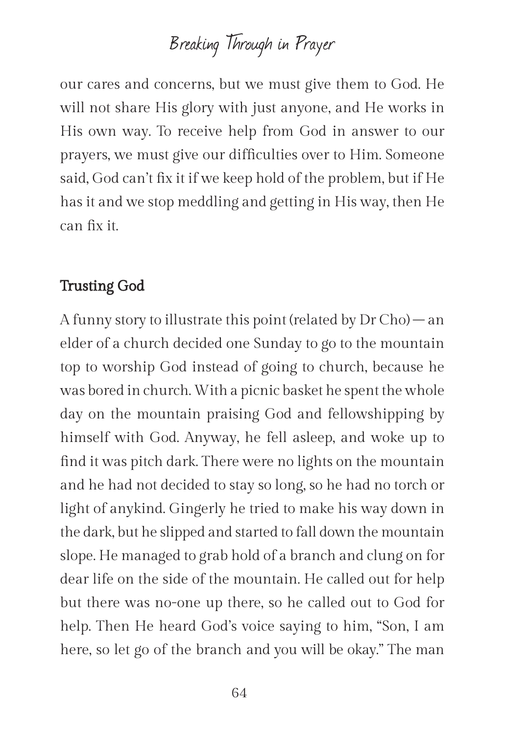our cares and concerns, but we must give them to God. He will not share His glory with just anyone, and He works in His own way. To receive help from God in answer to our prayers, we must give our difficulties over to Him. Someone said, God can't fix it if we keep hold of the problem, but if He has it and we stop meddling and getting in His way, then He can fix it.

## Trusting God

A funny story to illustrate this point (related by Dr Cho) — an elder of a church decided one Sunday to go to the mountain top to worship God instead of going to church, because he was bored in church. With a picnic basket he spent the whole day on the mountain praising God and fellowshipping by himself with God. Anyway, he fell asleep, and woke up to find it was pitch dark. There were no lights on the mountain and he had not decided to stay so long, so he had no torch or light of anykind. Gingerly he tried to make his way down in the dark, but he slipped and started to fall down the mountain slope. He managed to grab hold of a branch and clung on for dear life on the side of the mountain. He called out for help but there was no-one up there, so he called out to God for help. Then He heard God's voice saying to him, "Son, I am here, so let go of the branch and you will be okay." The man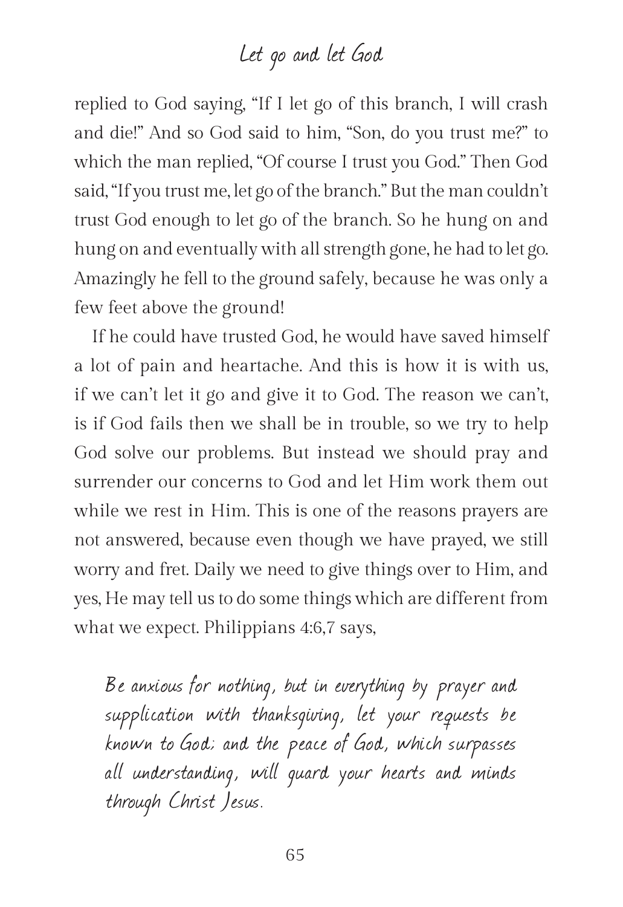replied to God saying, "If I let go of this branch, I will crash and die!" And so God said to him, "Son, do you trust me?" to which the man replied, "Of course I trust you God." Then God said, "If you trust me, let go of the branch." But the man couldn't trust God enough to let go of the branch. So he hung on and hung on and eventually with all strength gone, he had to let go. Amazingly he fell to the ground safely, because he was only a few feet above the ground!

If he could have trusted God, he would have saved himself a lot of pain and heartache. And this is how it is with us, if we can't let it go and give it to God. The reason we can't, is if God fails then we shall be in trouble, so we try to help God solve our problems. But instead we should pray and surrender our concerns to God and let Him work them out while we rest in Him. This is one of the reasons prayers are not answered, because even though we have prayed, we still worry and fret. Daily we need to give things over to Him, and yes, He may tell us to do some things which are different from what we expect. Philippians 4:6,7 says,

> *Be anxious for nothing, but in everything by prayer and supplication with thanksgiving, let your requests be known to God; and the peace of God, which surpasses all understanding, will guard your hearts and minds through Christ Jesus.*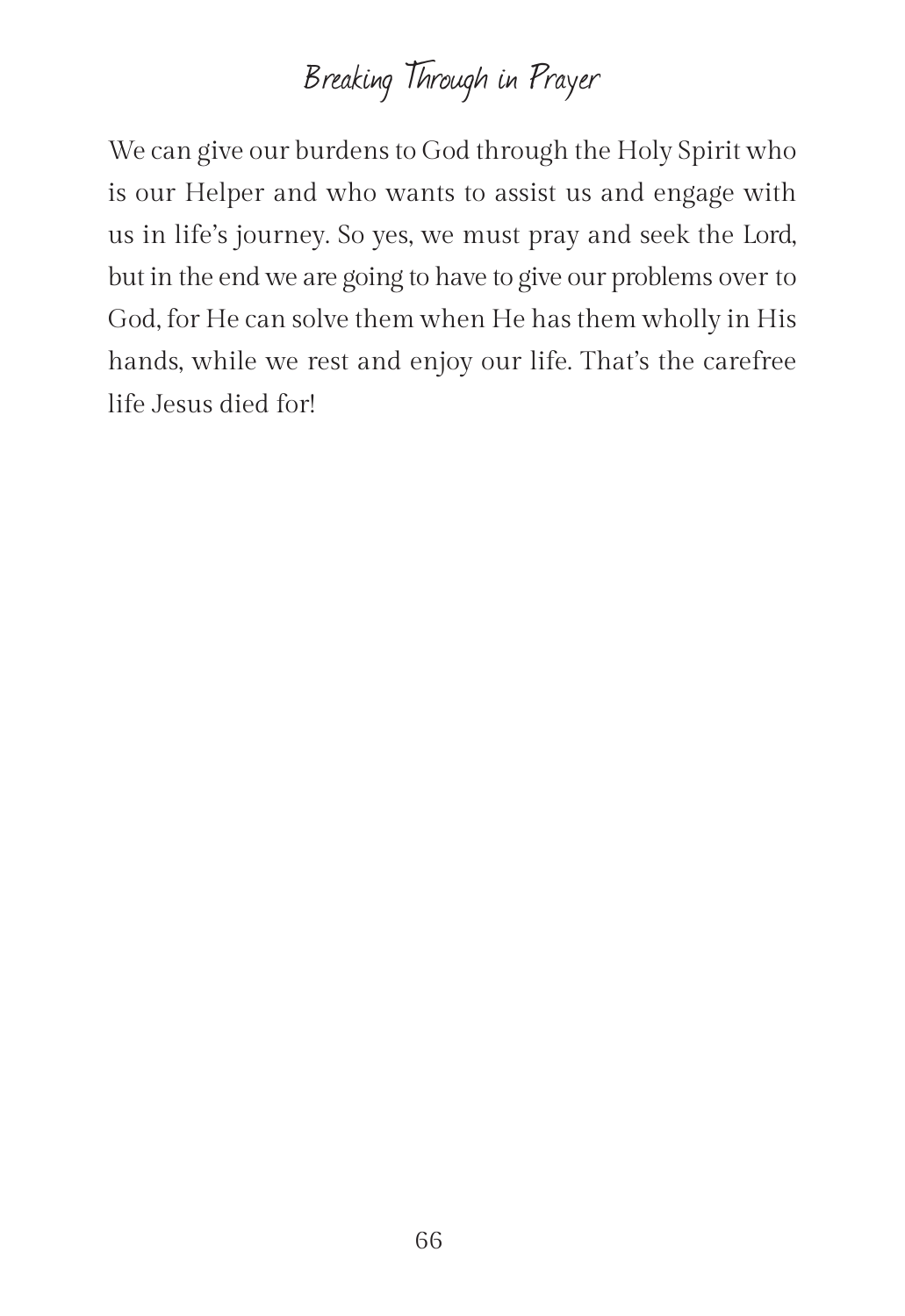We can give our burdens to God through the Holy Spirit who is our Helper and who wants to assist us and engage with us in life's journey. So yes, we must pray and seek the Lord, but in the end we are going to have to give our problems over to God, for He can solve them when He has them wholly in His hands, while we rest and enjoy our life. That's the carefree life Jesus died for!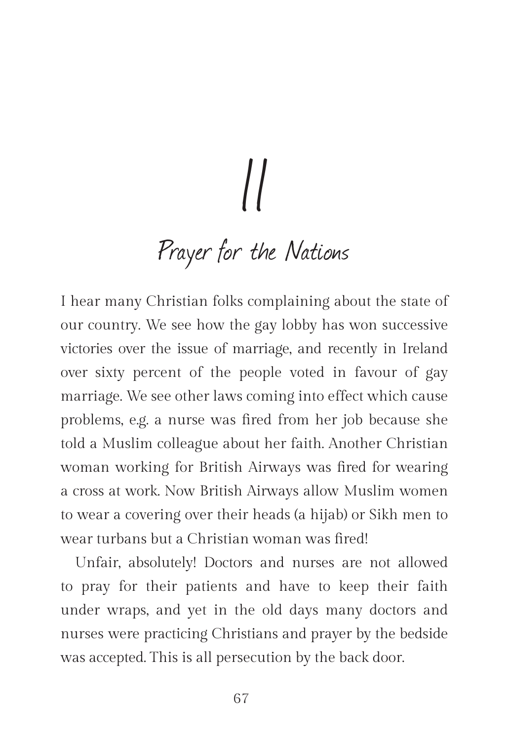# 11

## Prayer for the Nations

I hear many Christian folks complaining about the state of our country. We see how the gay lobby has won successive victories over the issue of marriage, and recently in Ireland over sixty percent of the people voted in favour of gay marriage. We see other laws coming into effect which cause problems, e.g. a nurse was fired from her job because she told a Muslim colleague about her faith. Another Christian woman working for British Airways was fired for wearing a cross at work. Now British Airways allow Muslim women to wear a covering over their heads (a hijab) or Sikh men to wear turbans but a Christian woman was fired!

Unfair, absolutely! Doctors and nurses are not allowed to pray for their patients and have to keep their faith under wraps, and yet in the old days many doctors and nurses were practicing Christians and prayer by the bedside was accepted. This is all persecution by the back door.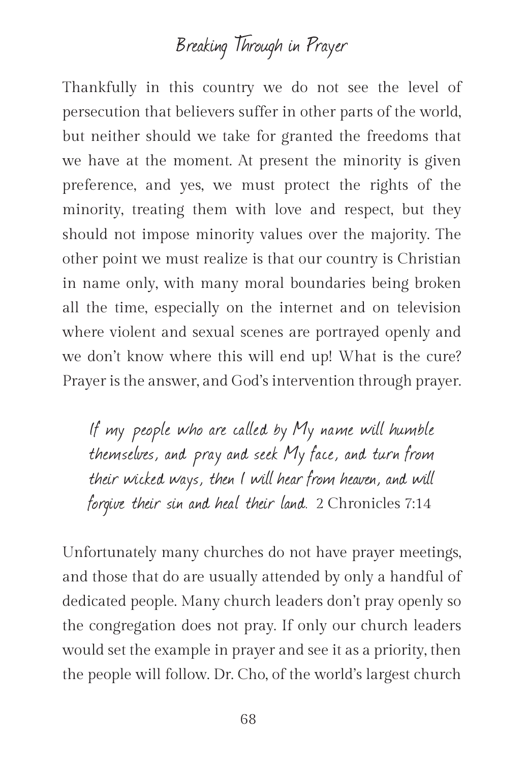Thankfully in this country we do not see the level of persecution that believers suffer in other parts of the world, but neither should we take for granted the freedoms that we have at the moment. At present the minority is given preference, and yes, we must protect the rights of the minority, treating them with love and respect, but they should not impose minority values over the majority. The other point we must realize is that our country is Christian in name only, with many moral boundaries being broken all the time, especially on the internet and on television where violent and sexual scenes are portrayed openly and we don't know where this will end up! What is the cure? Prayer is the answer, and God's intervention through prayer.

> *If my people who are called by My name will humble themselves, and pray and seek My face, and turn from their wicked ways, then I will hear from heaven, and will forgive their sin and heal their land.* 2 Chronicles 7:14

Unfortunately many churches do not have prayer meetings, and those that do are usually attended by only a handful of dedicated people. Many church leaders don't pray openly so the congregation does not pray. If only our church leaders would set the example in prayer and see it as a priority, then the people will follow. Dr. Cho, of the world's largest church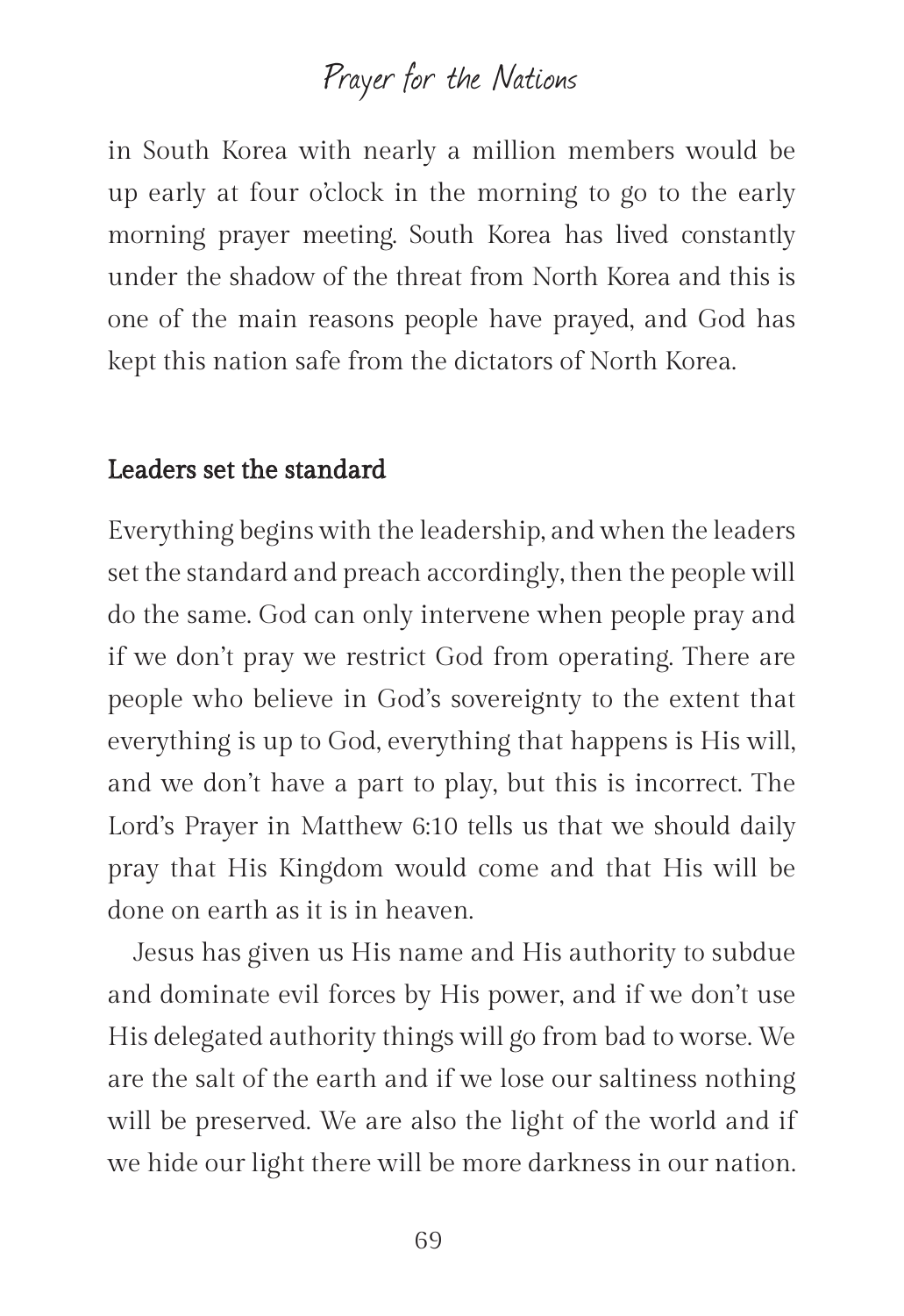in South Korea with nearly a million members would be up early at four o'clock in the morning to go to the early morning prayer meeting. South Korea has lived constantly under the shadow of the threat from North Korea and this is one of the main reasons people have prayed, and God has kept this nation safe from the dictators of North Korea.

## Leaders set the standard

Everything begins with the leadership, and when the leaders set the standard and preach accordingly, then the people will do the same. God can only intervene when people pray and if we don't pray we restrict God from operating. There are people who believe in God's sovereignty to the extent that everything is up to God, everything that happens is His will, and we don't have a part to play, but this is incorrect. The Lord's Prayer in Matthew 6:10 tells us that we should daily pray that His Kingdom would come and that His will be done on earth as it is in heaven.

Jesus has given us His name and His authority to subdue and dominate evil forces by His power, and if we don't use His delegated authority things will go from bad to worse. We are the salt of the earth and if we lose our saltiness nothing will be preserved. We are also the light of the world and if we hide our light there will be more darkness in our nation.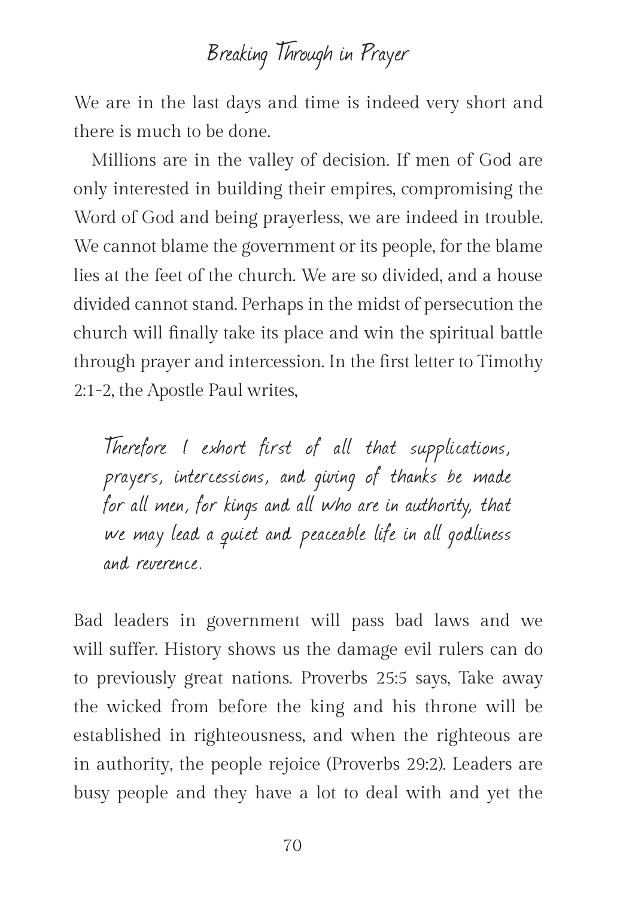We are in the last days and time is indeed very short and there is much to be done.

Millions are in the valley of decision. If men of God are only interested in building their empires, compromising the Word of God and being prayerless, we are indeed in trouble. We cannot blame the government or its people, for the blame lies at the feet of the church. We are so divided, and a house divided cannot stand. Perhaps in the midst of persecution the church will finally take its place and win the spiritual battle through prayer and intercession. In the first letter to Timothy 2:1-2, the Apostle Paul writes,

> *Therefore I exhort first of all that supplications, prayers, intercessions, and giving of thanks be made for all men, for kings and all who are in authority, that we may lead a quiet and peaceable life in all godliness and reverence.*

Bad leaders in government will pass bad laws and we will suffer. History shows us the damage evil rulers can do to previously great nations. Proverbs 25:5 says, Take away the wicked from before the king and his throne will be established in righteousness, and when the righteous are in authority, the people rejoice (Proverbs 29:2). Leaders are busy people and they have a lot to deal with and yet the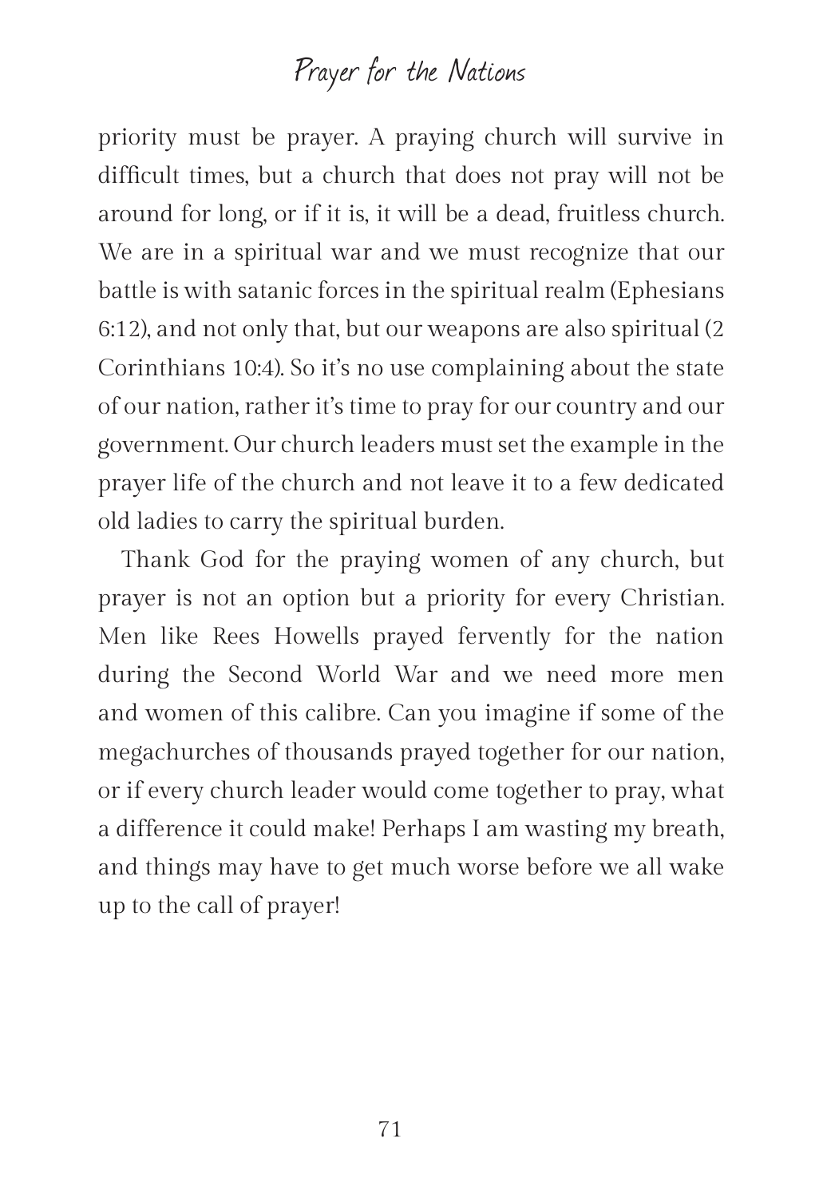priority must be prayer. A praying church will survive in difficult times, but a church that does not pray will not be around for long, or if it is, it will be a dead, fruitless church. We are in a spiritual war and we must recognize that our battle is with satanic forces in the spiritual realm (Ephesians 6:12), and not only that, but our weapons are also spiritual (2 Corinthians 10:4). So it's no use complaining about the state of our nation, rather it's time to pray for our country and our government. Our church leaders must set the example in the prayer life of the church and not leave it to a few dedicated old ladies to carry the spiritual burden.

Thank God for the praying women of any church, but prayer is not an option but a priority for every Christian. Men like Rees Howells prayed fervently for the nation during the Second World War and we need more men and women of this calibre. Can you imagine if some of the megachurches of thousands prayed together for our nation, or if every church leader would come together to pray, what a difference it could make! Perhaps I am wasting my breath, and things may have to get much worse before we all wake up to the call of prayer!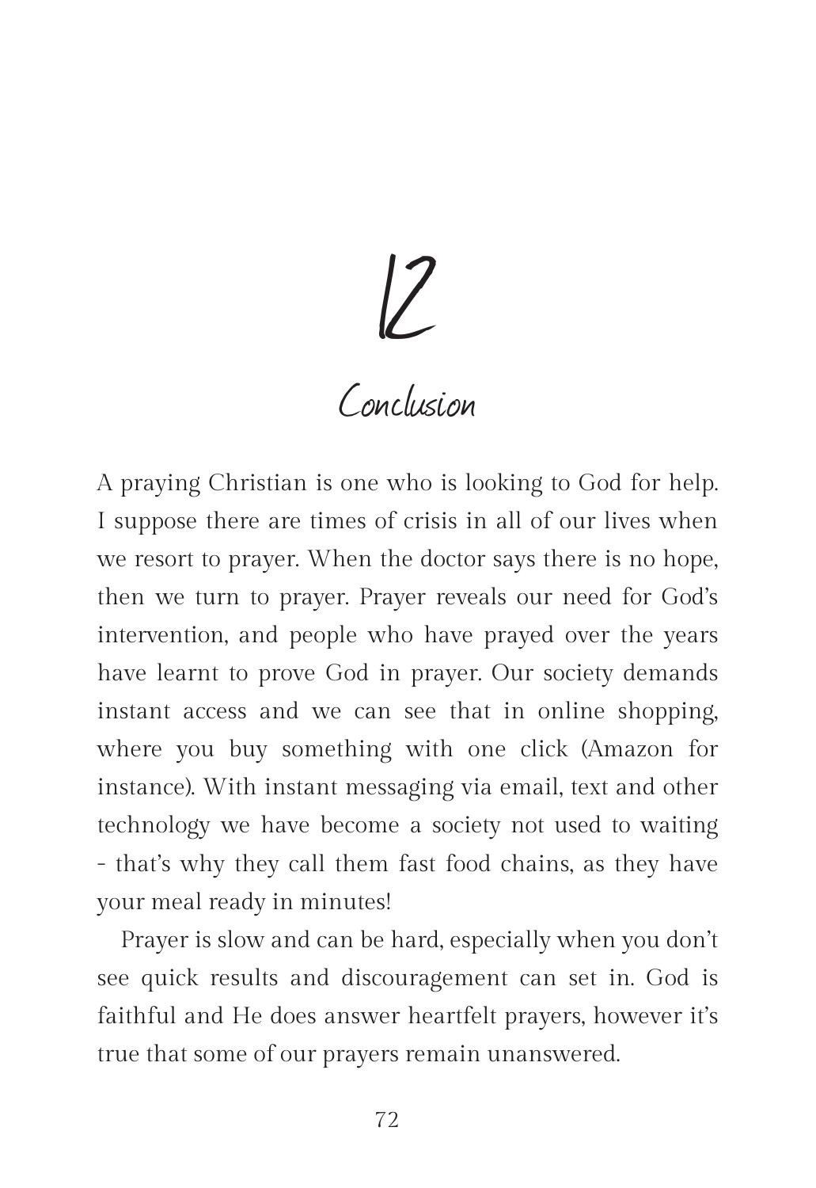# 12

## Conclusion

A praying Christian is one who is looking to God for help. I suppose there are times of crisis in all of our lives when we resort to prayer. When the doctor says there is no hope, then we turn to prayer. Prayer reveals our need for God's intervention, and people who have prayed over the years have learnt to prove God in prayer. Our society demands instant access and we can see that in online shopping, where you buy something with one click (Amazon for instance). With instant messaging via email, text and other technology we have become a society not used to waiting - that's why they call them fast food chains, as they have your meal ready in minutes!

Prayer is slow and can be hard, especially when you don't see quick results and discouragement can set in. God is faithful and He does answer heartfelt prayers, however it's true that some of our prayers remain unanswered.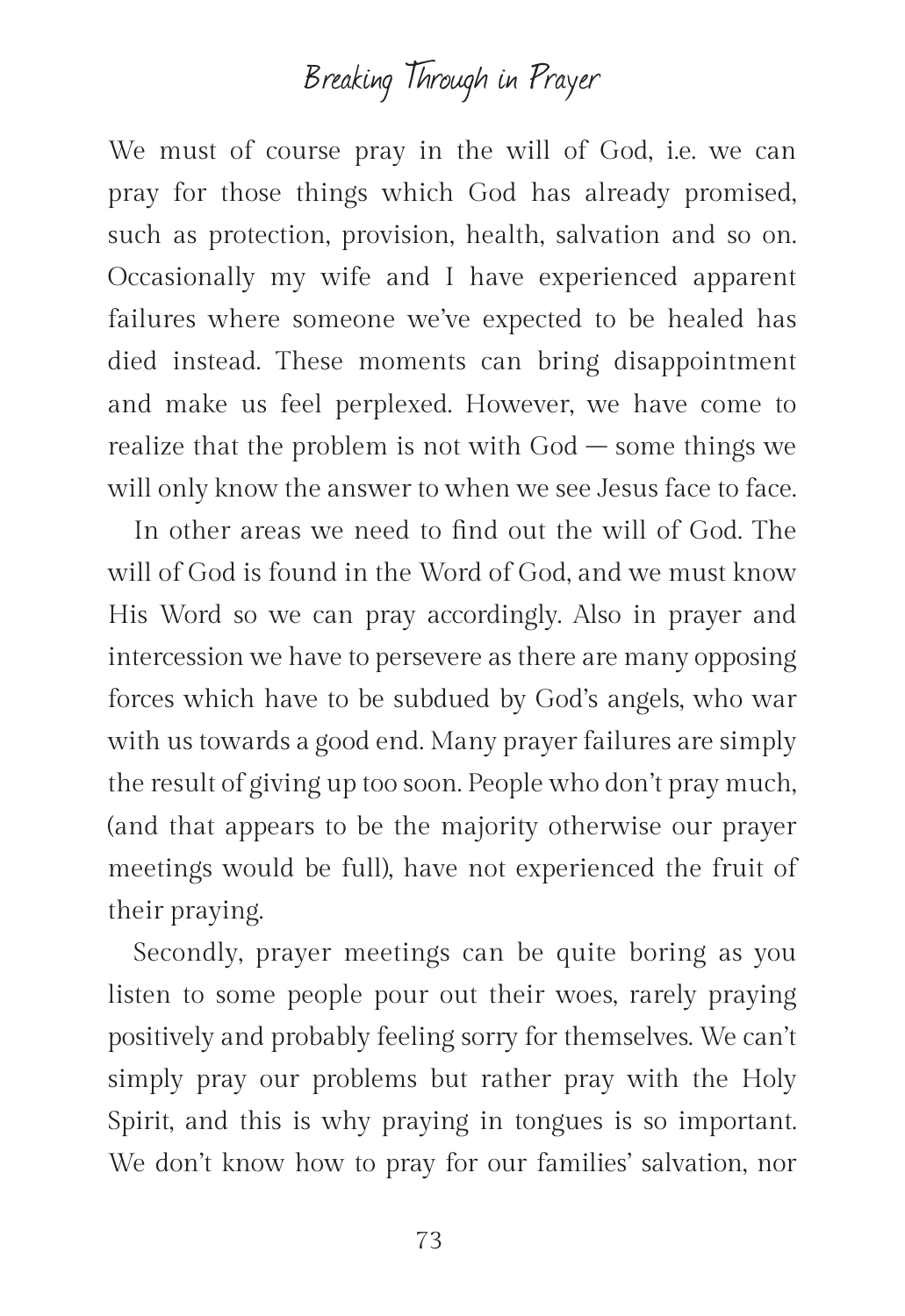We must of course pray in the will of God, i.e. we can pray for those things which God has already promised, such as protection, provision, health, salvation and so on. Occasionally my wife and I have experienced apparent failures where someone we've expected to be healed has died instead. These moments can bring disappointment and make us feel perplexed. However, we have come to realize that the problem is not with God — some things we will only know the answer to when we see Jesus face to face.

In other areas we need to find out the will of God. The will of God is found in the Word of God, and we must know His Word so we can pray accordingly. Also in prayer and intercession we have to persevere as there are many opposing forces which have to be subdued by God's angels, who war with us towards a good end. Many prayer failures are simply the result of giving up too soon. People who don't pray much, (and that appears to be the majority otherwise our prayer meetings would be full), have not experienced the fruit of their praying.

Secondly, prayer meetings can be quite boring as you listen to some people pour out their woes, rarely praying positively and probably feeling sorry for themselves. We can't simply pray our problems but rather pray with the Holy Spirit, and this is why praying in tongues is so important. We don't know how to pray for our families' salvation, nor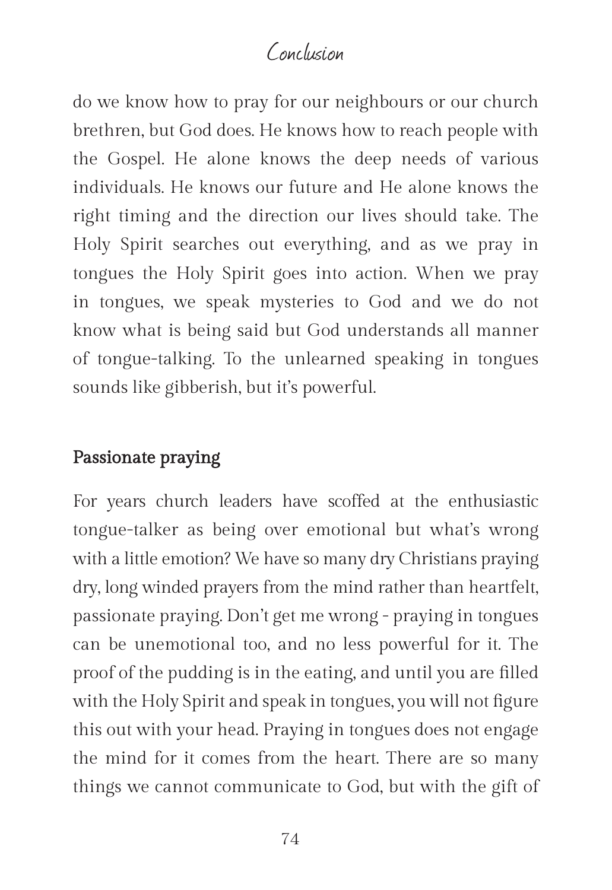do we know how to pray for our neighbours or our church brethren, but God does. He knows how to reach people with the Gospel. He alone knows the deep needs of various individuals. He knows our future and He alone knows the right timing and the direction our lives should take. The Holy Spirit searches out everything, and as we pray in tongues the Holy Spirit goes into action. When we pray in tongues, we speak mysteries to God and we do not know what is being said but God understands all manner of tongue-talking. To the unlearned speaking in tongues sounds like gibberish, but it's powerful.

## Passionate praying

For years church leaders have scoffed at the enthusiastic tongue-talker as being over emotional but what's wrong with a little emotion? We have so many dry Christians praying dry, long winded prayers from the mind rather than heartfelt, passionate praying. Don't get me wrong - praying in tongues can be unemotional too, and no less powerful for it. The proof of the pudding is in the eating, and until you are filled with the Holy Spirit and speak in tongues, you will not figure this out with your head. Praying in tongues does not engage the mind for it comes from the heart. There are so many things we cannot communicate to God, but with the gift of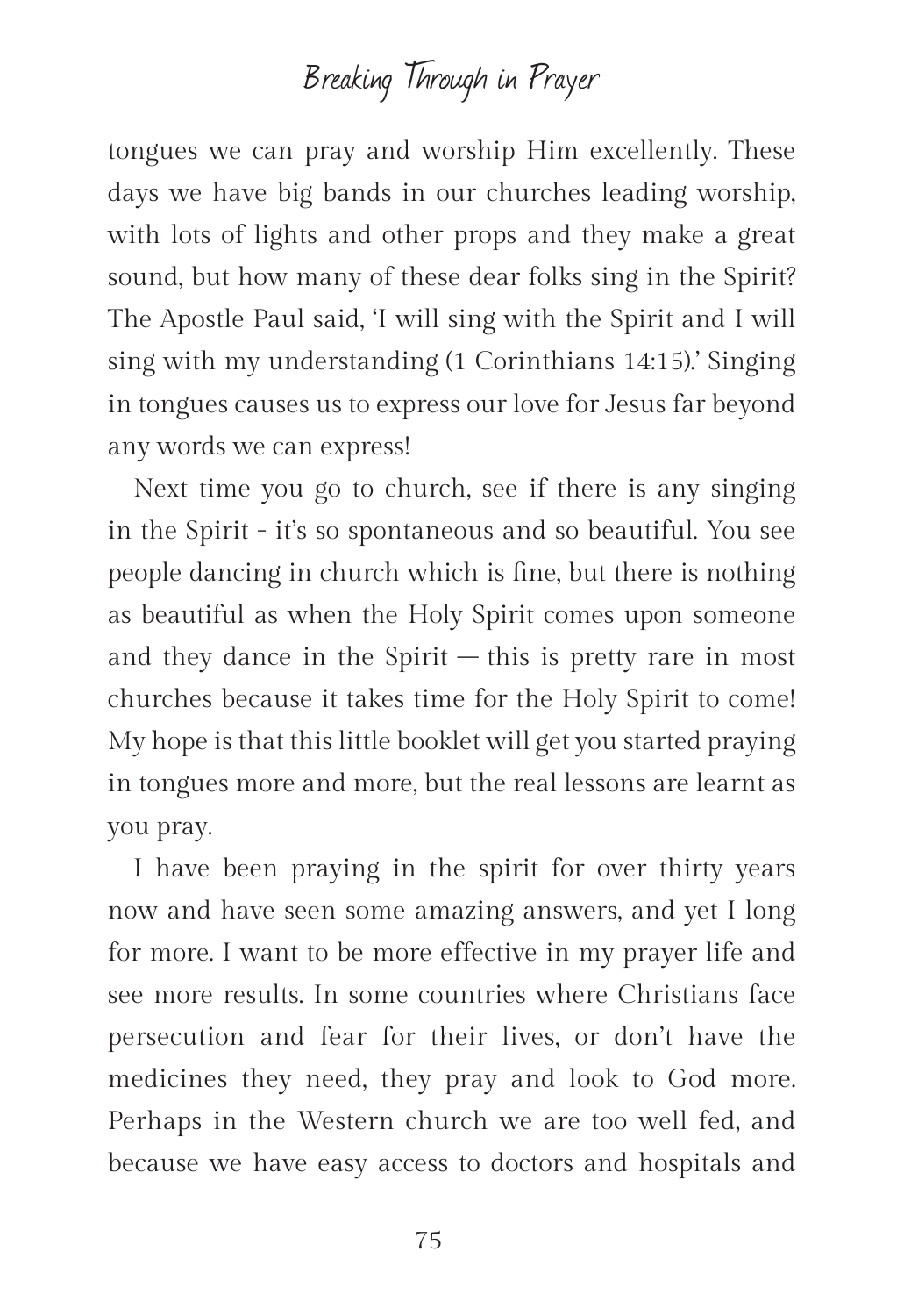tongues we can pray and worship Him excellently. These days we have big bands in our churches leading worship, with lots of lights and other props and they make a great sound, but how many of these dear folks sing in the Spirit? The Apostle Paul said, 'I will sing with the Spirit and I will sing with my understanding (1 Corinthians 14:15).' Singing in tongues causes us to express our love for Jesus far beyond any words we can express!

Next time you go to church, see if there is any singing in the Spirit - it's so spontaneous and so beautiful. You see people dancing in church which is fine, but there is nothing as beautiful as when the Holy Spirit comes upon someone and they dance in the Spirit — this is pretty rare in most churches because it takes time for the Holy Spirit to come! My hope is that this little booklet will get you started praying in tongues more and more, but the real lessons are learnt as you pray.

I have been praying in the spirit for over thirty years now and have seen some amazing answers, and yet I long for more. I want to be more effective in my prayer life and see more results. In some countries where Christians face persecution and fear for their lives, or don't have the medicines they need, they pray and look to God more. Perhaps in the Western church we are too well fed, and because we have easy access to doctors and hospitals and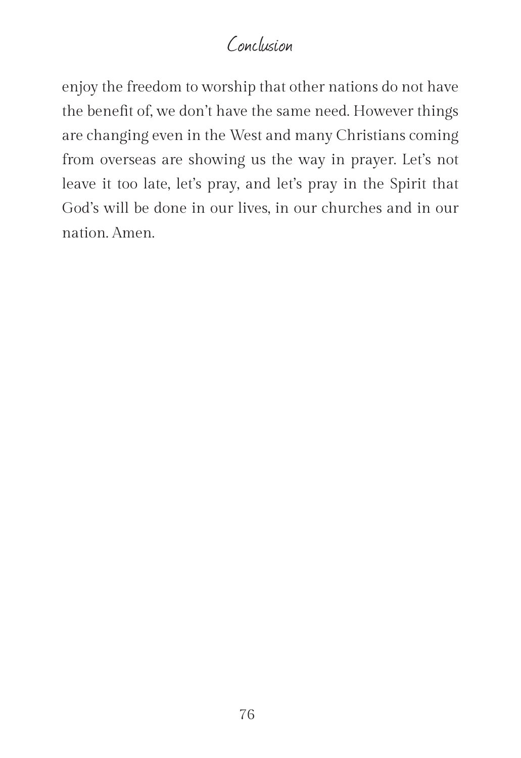enjoy the freedom to worship that other nations do not have the benefit of, we don't have the same need. However things are changing even in the West and many Christians coming from overseas are showing us the way in prayer. Let's not leave it too late, let's pray, and let's pray in the Spirit that God's will be done in our lives, in our churches and in our nation. Amen.